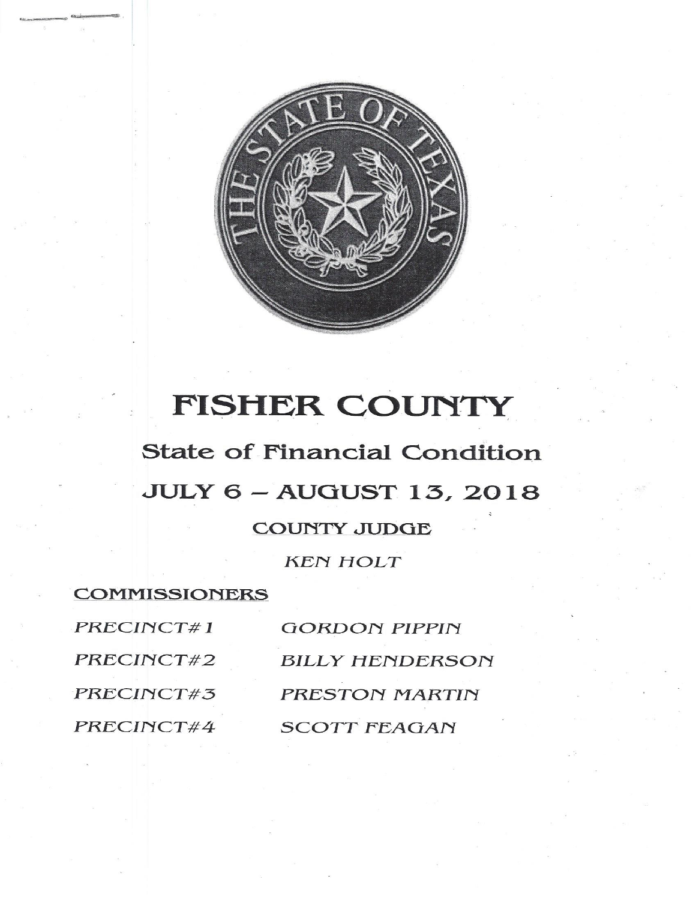# FISHER COUNTY

## State of Financial Condition

## JULY 6 – AUGUST 13, 2018

### COUNTY JUDGE

*KEN HOLT*

### COMMISSIONERS

| | |
|---|---|
| *PRECINCT#1* | *GORDON PIPPIN* |
| *PRECINCT#2* | *BILLY HENDERSON* |
| *PRECINCT#3* | *PRESTON MARTIN* |
| *PRECINCT#4* | *SCOTT FEAGAN* |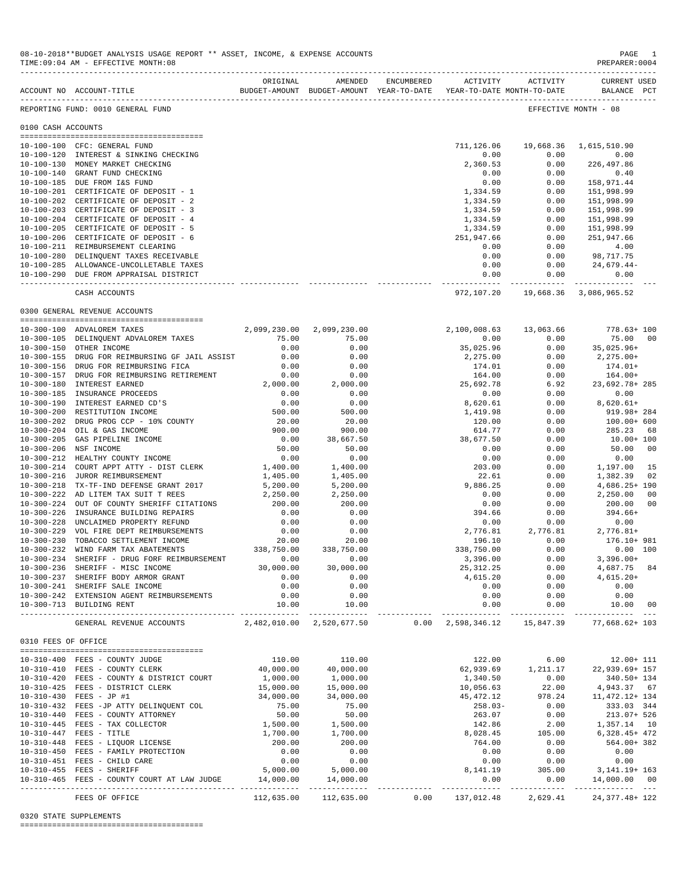08-10-2018**BUDGET ANALYSIS USAGE REPORT ** ASSET, INCOME, & EXPENSE ACCOUNTS
TIME:09:04 AM - EFFECTIVE MONTH:08
PREPARER:0004

REPORTING FUND: 0010 GENERAL FUND — EFFECTIVE MONTH - 08

## 0100 CASH ACCOUNTS

| ACCOUNT NO | ACCOUNT-TITLE | ORIGINAL BUDGET-AMOUNT | AMENDED BUDGET-AMOUNT | ENCUMBERED YEAR-TO-DATE | ACTIVITY YEAR-TO-DATE | ACTIVITY MONTH-TO-DATE | CURRENT USED BALANCE | PCT |
|---|---|---|---|---|---|---|---|---|
| 10-100-100 | CFC: GENERAL FUND | | | | 711,126.06 | 19,668.36 | 1,615,510.90 | |
| 10-100-120 | INTEREST & SINKING CHECKING | | | | 0.00 | 0.00 | 0.00 | |
| 10-100-130 | MONEY MARKET CHECKING | | | | 2,360.53 | 0.00 | 226,497.86 | |
| 10-100-140 | GRANT FUND CHECKING | | | | 0.00 | 0.00 | 0.40 | |
| 10-100-185 | DUE FROM I&S FUND | | | | 0.00 | 0.00 | 158,971.44 | |
| 10-100-201 | CERTIFICATE OF DEPOSIT - 1 | | | | 1,334.59 | 0.00 | 151,998.99 | |
| 10-100-202 | CERTIFICATE OF DEPOSIT - 2 | | | | 1,334.59 | 0.00 | 151,998.99 | |
| 10-100-203 | CERTIFICATE OF DEPOSIT - 3 | | | | 1,334.59 | 0.00 | 151,998.99 | |
| 10-100-204 | CERTIFICATE OF DEPOSIT - 4 | | | | 1,334.59 | 0.00 | 151,998.99 | |
| 10-100-205 | CERTIFICATE OF DEPOSIT - 5 | | | | 1,334.59 | 0.00 | 151,998.99 | |
| 10-100-206 | CERTIFICATE OF DEPOSIT - 6 | | | | 251,947.66 | 0.00 | 251,947.66 | |
| 10-100-211 | REIMBURSEMENT CLEARING | | | | 0.00 | 0.00 | 4.00 | |
| 10-100-280 | DELINQUENT TAXES RECEIVABLE | | | | 0.00 | 0.00 | 98,717.75 | |
| 10-100-285 | ALLOWANCE-UNCOLLETABLE TAXES | | | | 0.00 | 0.00 | 24,679.44- | |
| 10-100-290 | DUE FROM APPRAISAL DISTRICT | | | | 0.00 | 0.00 | 0.00 | |
| | CASH ACCOUNTS | | | | 972,107.20 | 19,668.36 | 3,086,965.52 | |

## 0300 GENERAL REVENUE ACCOUNTS

| ACCOUNT NO | ACCOUNT-TITLE | ORIGINAL BUDGET-AMOUNT | AMENDED BUDGET-AMOUNT | ENCUMBERED YEAR-TO-DATE | ACTIVITY YEAR-TO-DATE | ACTIVITY MONTH-TO-DATE | CURRENT USED BALANCE | PCT |
|---|---|---|---|---|---|---|---|---|
| 10-300-100 | ADVALOREM TAXES | 2,099,230.00 | 2,099,230.00 | | 2,100,008.63 | 13,063.66 | 778.63+ | 100 |
| 10-300-105 | DELINQUENT ADVALOREM TAXES | 75.00 | 75.00 | | 0.00 | 0.00 | 75.00 | 00 |
| 10-300-150 | OTHER INCOME | 0.00 | 0.00 | | 35,025.96 | 0.00 | 35,025.96+ | |
| 10-300-155 | DRUG FOR REIMBURSING GF JAIL ASSIST | 0.00 | 0.00 | | 2,275.00 | 0.00 | 2,275.00+ | |
| 10-300-156 | DRUG FOR REIMBURSING FICA | 0.00 | 0.00 | | 174.01 | 0.00 | 174.01+ | |
| 10-300-157 | DRUG FOR REIMBURSING RETIREMENT | 0.00 | 0.00 | | 164.00 | 0.00 | 164.00+ | |
| 10-300-180 | INTEREST EARNED | 2,000.00 | 2,000.00 | | 25,692.78 | 6.92 | 23,692.78+ | 285 |
| 10-300-185 | INSURANCE PROCEEDS | 0.00 | 0.00 | | 0.00 | 0.00 | 0.00 | |
| 10-300-190 | INTEREST EARNED CD'S | 0.00 | 0.00 | | 8,620.61 | 0.00 | 8,620.61+ | |
| 10-300-200 | RESTITUTION INCOME | 500.00 | 500.00 | | 1,419.98 | 0.00 | 919.98+ | 284 |
| 10-300-202 | DRUG PROG CCP - 10% COUNTY | 20.00 | 20.00 | | 120.00 | 0.00 | 100.00+ | 600 |
| 10-300-204 | OIL & GAS INCOME | 900.00 | 900.00 | | 614.77 | 0.00 | 285.23 | 68 |
| 10-300-205 | GAS PIPELINE INCOME | 0.00 | 38,667.50 | | 38,677.50 | 0.00 | 10.00+ | 100 |
| 10-300-206 | NSF INCOME | 50.00 | 50.00 | | 0.00 | 0.00 | 50.00 | 00 |
| 10-300-212 | HEALTHY COUNTY INCOME | 0.00 | 0.00 | | 0.00 | 0.00 | 0.00 | |
| 10-300-214 | COURT APPT ATTY - DIST CLERK | 1,400.00 | 1,400.00 | | 203.00 | 0.00 | 1,197.00 | 15 |
| 10-300-216 | JUROR REIMBURSEMENT | 1,405.00 | 1,405.00 | | 22.61 | 0.00 | 1,382.39 | 02 |
| 10-300-218 | TX-TF-IND DEFENSE GRANT 2017 | 5,200.00 | 5,200.00 | | 9,886.25 | 0.00 | 4,686.25+ | 190 |
| 10-300-222 | AD LITEM TAX SUIT T REES | 2,250.00 | 2,250.00 | | 0.00 | 0.00 | 2,250.00 | 00 |
| 10-300-224 | OUT OF COUNTY SHERIFF CITATIONS | 200.00 | 200.00 | | 0.00 | 0.00 | 200.00 | 00 |
| 10-300-226 | INSURANCE BUILDING REPAIRS | 0.00 | 0.00 | | 394.66 | 0.00 | 394.66+ | |
| 10-300-228 | UNCLAIMED PROPERTY REFUND | 0.00 | 0.00 | | 0.00 | 0.00 | 0.00 | |
| 10-300-229 | VOL FIRE DEPT REIMBURSEMENTS | 0.00 | 0.00 | | 2,776.81 | 2,776.81 | 2,776.81+ | |
| 10-300-230 | TOBACCO SETTLEMENT INCOME | 20.00 | 20.00 | | 196.10 | 0.00 | 176.10+ | 981 |
| 10-300-232 | WIND FARM TAX ABATEMENTS | 338,750.00 | 338,750.00 | | 338,750.00 | 0.00 | 0.00 | 100 |
| 10-300-234 | SHERIFF - DRUG FORF REIMBURSEMENT | 0.00 | 0.00 | | 3,396.00 | 0.00 | 3,396.00+ | |
| 10-300-236 | SHERIFF - MISC INCOME | 30,000.00 | 30,000.00 | | 25,312.25 | 0.00 | 4,687.75 | 84 |
| 10-300-237 | SHERIFF BODY ARMOR GRANT | 0.00 | 0.00 | | 4,615.20 | 0.00 | 4,615.20+ | |
| 10-300-241 | SHERIFF SALE INCOME | 0.00 | 0.00 | | 0.00 | 0.00 | 0.00 | |
| 10-300-242 | EXTENSION AGENT REIMBURSEMENTS | 0.00 | 0.00 | | 0.00 | 0.00 | 0.00 | |
| 10-300-713 | BUILDING RENT | 10.00 | 10.00 | | 0.00 | 0.00 | 10.00 | 00 |
| | GENERAL REVENUE ACCOUNTS | 2,482,010.00 | 2,520,677.50 | 0.00 | 2,598,346.12 | 15,847.39 | 77,668.62+ | 103 |

## 0310 FEES OF OFFICE

| ACCOUNT NO | ACCOUNT-TITLE | ORIGINAL BUDGET-AMOUNT | AMENDED BUDGET-AMOUNT | ENCUMBERED YEAR-TO-DATE | ACTIVITY YEAR-TO-DATE | ACTIVITY MONTH-TO-DATE | CURRENT USED BALANCE | PCT |
|---|---|---|---|---|---|---|---|---|
| 10-310-400 | FEES - COUNTY JUDGE | 110.00 | 110.00 | | 122.00 | 6.00 | 12.00+ | 111 |
| 10-310-410 | FEES - COUNTY CLERK | 40,000.00 | 40,000.00 | | 62,939.69 | 1,211.17 | 22,939.69+ | 157 |
| 10-310-420 | FEES - COUNTY & DISTRICT COURT | 1,000.00 | 1,000.00 | | 1,340.50 | 0.00 | 340.50+ | 134 |
| 10-310-425 | FEES - DISTRICT CLERK | 15,000.00 | 15,000.00 | | 10,056.63 | 22.00 | 4,943.37 | 67 |
| 10-310-430 | FEES - JP #1 | 34,000.00 | 34,000.00 | | 45,472.12 | 978.24 | 11,472.12+ | 134 |
| 10-310-432 | FEES -JP ATTY DELINQUENT COL | 75.00 | 75.00 | | 258.03- | 0.00 | 333.03 | 344 |
| 10-310-440 | FEES - COUNTY ATTORNEY | 50.00 | 50.00 | | 263.07 | 0.00 | 213.07+ | 526 |
| 10-310-445 | FEES - TAX COLLECTOR | 1,500.00 | 1,500.00 | | 142.86 | 2.00 | 1,357.14 | 10 |
| 10-310-447 | FEES - TITLE | 1,700.00 | 1,700.00 | | 8,028.45 | 105.00 | 6,328.45+ | 472 |
| 10-310-448 | FEES - LIQUOR LICENSE | 200.00 | 200.00 | | 764.00 | 0.00 | 564.00+ | 382 |
| 10-310-450 | FEES - FAMILY PROTECTION | 0.00 | 0.00 | | 0.00 | 0.00 | 0.00 | |
| 10-310-451 | FEES - CHILD CARE | 0.00 | 0.00 | | 0.00 | 0.00 | 0.00 | |
| 10-310-455 | FEES - SHERIFF | 5,000.00 | 5,000.00 | | 8,141.19 | 305.00 | 3,141.19+ | 163 |
| 10-310-465 | FEES - COUNTY COURT AT LAW JUDGE | 14,000.00 | 14,000.00 | | 0.00 | 0.00 | 14,000.00 | 00 |
| | FEES OF OFFICE | 112,635.00 | 112,635.00 | 0.00 | 137,012.48 | 2,629.41 | 24,377.48+ | 122 |

## 0320 STATE SUPPLEMENTS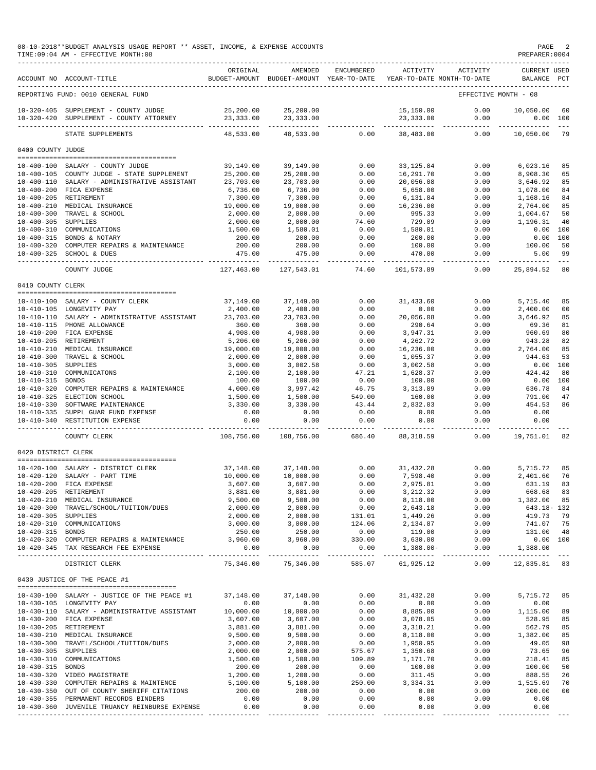08-10-2018**BUDGET ANALYSIS USAGE REPORT ** ASSET, INCOME, & EXPENSE ACCOUNTS

TIME:09:04 AM - EFFECTIVE MONTH:08

PREPARER:0004

| ACCOUNT NO | ACCOUNT-TITLE | ORIGINAL BUDGET-AMOUNT | AMENDED BUDGET-AMOUNT | ENCUMBERED YEAR-TO-DATE | ACTIVITY YEAR-TO-DATE | ACTIVITY MONTH-TO-DATE | CURRENT BALANCE | USED PCT |
|---|---|---|---|---|---|---|---|---|
| REPORTING FUND: 0010 GENERAL FUND | | | | | | EFFECTIVE MONTH - 08 | | |
| 10-320-405 | SUPPLEMENT - COUNTY JUDGE | 25,200.00 | 25,200.00 | | 15,150.00 | 0.00 | 10,050.00 | 60 |
| 10-320-420 | SUPPLEMENT - COUNTY ATTORNEY | 23,333.00 | 23,333.00 | | 23,333.00 | 0.00 | 0.00 | 100 |
| | STATE SUPPLEMENTS | 48,533.00 | 48,533.00 | 0.00 | 38,483.00 | 0.00 | 10,050.00 | 79 |
| **0400 COUNTY JUDGE** | | | | | | | | |
| 10-400-100 | SALARY - COUNTY JUDGE | 39,149.00 | 39,149.00 | 0.00 | 33,125.84 | 0.00 | 6,023.16 | 85 |
| 10-400-105 | COUNTY JUDGE - STATE SUPPLEMENT | 25,200.00 | 25,200.00 | 0.00 | 16,291.70 | 0.00 | 8,908.30 | 65 |
| 10-400-110 | SALARY - ADMINISTRATIVE ASSISTANT | 23,703.00 | 23,703.00 | 0.00 | 20,056.08 | 0.00 | 3,646.92 | 85 |
| 10-400-200 | FICA EXPENSE | 6,736.00 | 6,736.00 | 0.00 | 5,658.00 | 0.00 | 1,078.00 | 84 |
| 10-400-205 | RETIREMENT | 7,300.00 | 7,300.00 | 0.00 | 6,131.84 | 0.00 | 1,168.16 | 84 |
| 10-400-210 | MEDICAL INSURANCE | 19,000.00 | 19,000.00 | 0.00 | 16,236.00 | 0.00 | 2,764.00 | 85 |
| 10-400-300 | TRAVEL & SCHOOL | 2,000.00 | 2,000.00 | 0.00 | 995.33 | 0.00 | 1,004.67 | 50 |
| 10-400-305 | SUPPLIES | 2,000.00 | 2,000.00 | 74.60 | 729.09 | 0.00 | 1,196.31 | 40 |
| 10-400-310 | COMMUNICATIONS | 1,500.00 | 1,580.01 | 0.00 | 1,580.01 | 0.00 | 0.00 | 100 |
| 10-400-315 | BONDS & NOTARY | 200.00 | 200.00 | 0.00 | 200.00 | 0.00 | 0.00 | 100 |
| 10-400-320 | COMPUTER REPAIRS & MAINTENANCE | 200.00 | 200.00 | 0.00 | 100.00 | 0.00 | 100.00 | 50 |
| 10-400-325 | SCHOOL & DUES | 475.00 | 475.00 | 0.00 | 470.00 | 0.00 | 5.00 | 99 |
| | COUNTY JUDGE | 127,463.00 | 127,543.01 | 74.60 | 101,573.89 | 0.00 | 25,894.52 | 80 |
| **0410 COUNTY CLERK** | | | | | | | | |
| 10-410-100 | SALARY - COUNTY CLERK | 37,149.00 | 37,149.00 | 0.00 | 31,433.60 | 0.00 | 5,715.40 | 85 |
| 10-410-105 | LONGEVITY PAY | 2,400.00 | 2,400.00 | 0.00 | 0.00 | 0.00 | 2,400.00 | 00 |
| 10-410-110 | SALARY - ADMINISTRATIVE ASSISTANT | 23,703.00 | 23,703.00 | 0.00 | 20,056.08 | 0.00 | 3,646.92 | 85 |
| 10-410-115 | PHONE ALLOWANCE | 360.00 | 360.00 | 0.00 | 290.64 | 0.00 | 69.36 | 81 |
| 10-410-200 | FICA EXPENSE | 4,908.00 | 4,908.00 | 0.00 | 3,947.31 | 0.00 | 960.69 | 80 |
| 10-410-205 | RETIREMENT | 5,206.00 | 5,206.00 | 0.00 | 4,262.72 | 0.00 | 943.28 | 82 |
| 10-410-210 | MEDICAL INSURANCE | 19,000.00 | 19,000.00 | 0.00 | 16,236.00 | 0.00 | 2,764.00 | 85 |
| 10-410-300 | TRAVEL & SCHOOL | 2,000.00 | 2,000.00 | 0.00 | 1,055.37 | 0.00 | 944.63 | 53 |
| 10-410-305 | SUPPLIES | 3,000.00 | 3,002.58 | 0.00 | 3,002.58 | 0.00 | 0.00 | 100 |
| 10-410-310 | COMMUNICATONS | 2,100.00 | 2,100.00 | 47.21 | 1,628.37 | 0.00 | 424.42 | 80 |
| 10-410-315 | BONDS | 100.00 | 100.00 | 0.00 | 100.00 | 0.00 | 0.00 | 100 |
| 10-410-320 | COMPUTER REPAIRS & MAINTENANCE | 4,000.00 | 3,997.42 | 46.75 | 3,313.89 | 0.00 | 636.78 | 84 |
| 10-410-325 | ELECTION SCHOOL | 1,500.00 | 1,500.00 | 549.00 | 160.00 | 0.00 | 791.00 | 47 |
| 10-410-330 | SOFTWARE MAINTENANCE | 3,330.00 | 3,330.00 | 43.44 | 2,832.03 | 0.00 | 454.53 | 86 |
| 10-410-335 | SUPPL GUAR FUND EXPENSE | 0.00 | 0.00 | 0.00 | 0.00 | 0.00 | 0.00 | |
| 10-410-340 | RESTITUTION EXPENSE | 0.00 | 0.00 | 0.00 | 0.00 | 0.00 | 0.00 | |
| | COUNTY CLERK | 108,756.00 | 108,756.00 | 686.40 | 88,318.59 | 0.00 | 19,751.01 | 82 |
| **0420 DISTRICT CLERK** | | | | | | | | |
| 10-420-100 | SALARY - DISTRICT CLERK | 37,148.00 | 37,148.00 | 0.00 | 31,432.28 | 0.00 | 5,715.72 | 85 |
| 10-420-120 | SALARY - PART TIME | 10,000.00 | 10,000.00 | 0.00 | 7,598.40 | 0.00 | 2,401.60 | 76 |
| 10-420-200 | FICA EXPENSE | 3,607.00 | 3,607.00 | 0.00 | 2,975.81 | 0.00 | 631.19 | 83 |
| 10-420-205 | RETIREMENT | 3,881.00 | 3,881.00 | 0.00 | 3,212.32 | 0.00 | 668.68 | 83 |
| 10-420-210 | MEDICAL INSURANCE | 9,500.00 | 9,500.00 | 0.00 | 8,118.00 | 0.00 | 1,382.00 | 85 |
| 10-420-300 | TRAVEL/SCHOOL/TUITION/DUES | 2,000.00 | 2,000.00 | 0.00 | 2,643.18 | 0.00 | 643.18- | 132 |
| 10-420-305 | SUPPLIES | 2,000.00 | 2,000.00 | 131.01 | 1,449.26 | 0.00 | 419.73 | 79 |
| 10-420-310 | COMMUNICATIONS | 3,000.00 | 3,000.00 | 124.06 | 2,134.87 | 0.00 | 741.07 | 75 |
| 10-420-315 | BONDS | 250.00 | 250.00 | 0.00 | 119.00 | 0.00 | 131.00 | 48 |
| 10-420-320 | COMPUTER REPAIRS & MAINTENANCE | 3,960.00 | 3,960.00 | 330.00 | 3,630.00 | 0.00 | 0.00 | 100 |
| 10-420-345 | TAX RESEARCH FEE EXPENSE | 0.00 | 0.00 | 0.00 | 1,388.00- | 0.00 | 1,388.00 | |
| | DISTRICT CLERK | 75,346.00 | 75,346.00 | 585.07 | 61,925.12 | 0.00 | 12,835.81 | 83 |
| **0430 JUSTICE OF THE PEACE #1** | | | | | | | | |
| 10-430-100 | SALARY - JUSTICE OF THE PEACE #1 | 37,148.00 | 37,148.00 | 0.00 | 31,432.28 | 0.00 | 5,715.72 | 85 |
| 10-430-105 | LONGEVITY PAY | 0.00 | 0.00 | 0.00 | 0.00 | 0.00 | 0.00 | |
| 10-430-110 | SALARY - ADMINISTRATIVE ASSISTANT | 10,000.00 | 10,000.00 | 0.00 | 8,885.00 | 0.00 | 1,115.00 | 89 |
| 10-430-200 | FICA EXPENSE | 3,607.00 | 3,607.00 | 0.00 | 3,078.05 | 0.00 | 528.95 | 85 |
| 10-430-205 | RETIREMENT | 3,881.00 | 3,881.00 | 0.00 | 3,318.21 | 0.00 | 562.79 | 85 |
| 10-430-210 | MEDICAL INSURANCE | 9,500.00 | 9,500.00 | 0.00 | 8,118.00 | 0.00 | 1,382.00 | 85 |
| 10-430-300 | TRAVEL/SCHOOL/TUITION/DUES | 2,000.00 | 2,000.00 | 0.00 | 1,950.95 | 0.00 | 49.05 | 98 |
| 10-430-305 | SUPPLIES | 2,000.00 | 2,000.00 | 575.67 | 1,350.68 | 0.00 | 73.65 | 96 |
| 10-430-310 | COMMUNICATIONS | 1,500.00 | 1,500.00 | 109.89 | 1,171.70 | 0.00 | 218.41 | 85 |
| 10-430-315 | BONDS | 200.00 | 200.00 | 0.00 | 100.00 | 0.00 | 100.00 | 50 |
| 10-430-320 | VIDEO MAGISTRATE | 1,200.00 | 1,200.00 | 0.00 | 311.45 | 0.00 | 888.55 | 26 |
| 10-430-330 | COMPUTER REPAIRS & MAINTENCE | 5,100.00 | 5,100.00 | 250.00 | 3,334.31 | 0.00 | 1,515.69 | 70 |
| 10-430-350 | OUT OF COUNTY SHERIFF CITATIONS | 200.00 | 200.00 | 0.00 | 0.00 | 0.00 | 200.00 | 00 |
| 10-430-355 | PERMANENT RECORDS BINDERS | 0.00 | 0.00 | 0.00 | 0.00 | 0.00 | 0.00 | |
| 10-430-360 | JUVENILE TRUANCY REINBURSE EXPENSE | 0.00 | 0.00 | 0.00 | 0.00 | 0.00 | 0.00 | |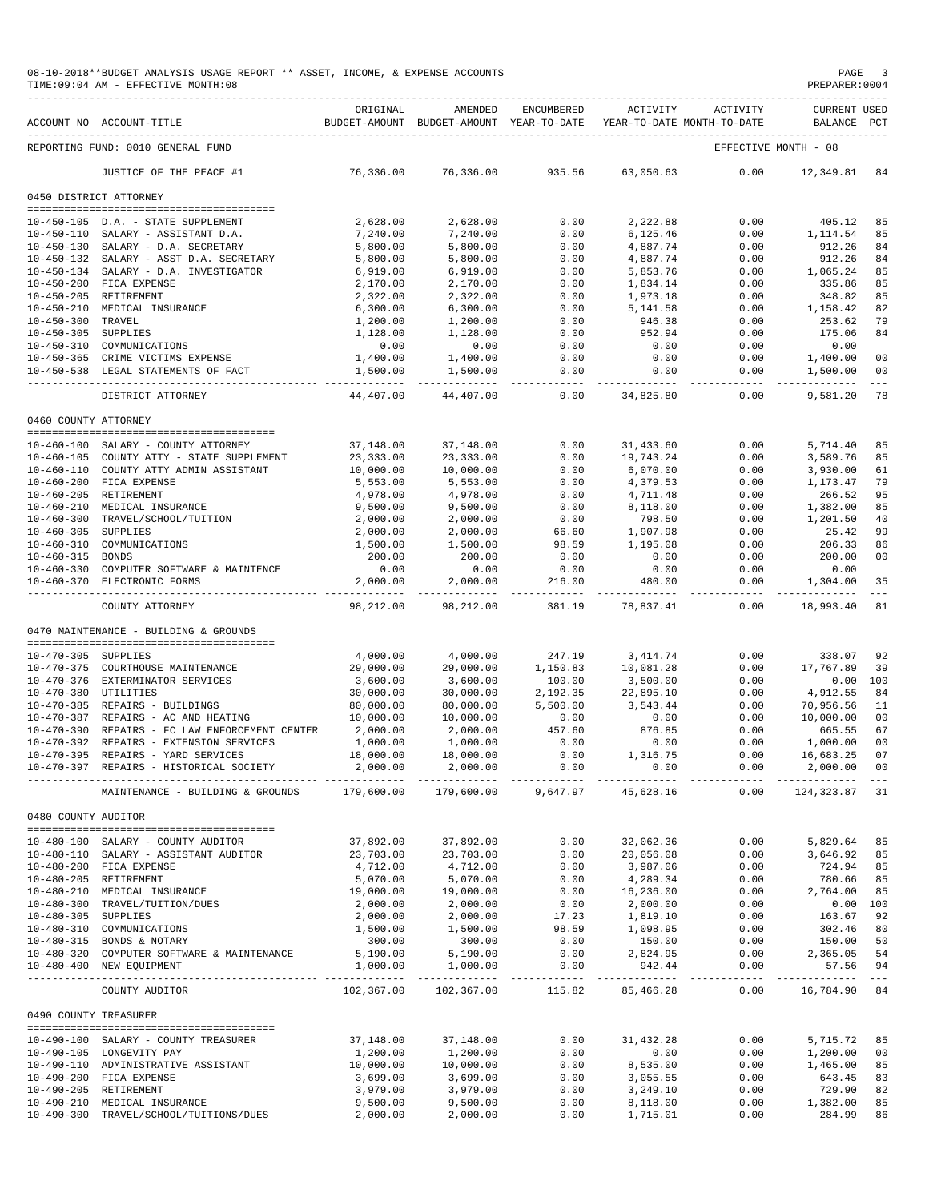08-10-2018**BUDGET ANALYSIS USAGE REPORT ** ASSET, INCOME, & EXPENSE ACCOUNTS
TIME:09:04 AM - EFFECTIVE MONTH:08

| ACCOUNT NO | ACCOUNT-TITLE | ORIGINAL BUDGET-AMOUNT | AMENDED BUDGET-AMOUNT | ENCUMBERED YEAR-TO-DATE | ACTIVITY YEAR-TO-DATE | ACTIVITY MONTH-TO-DATE | CURRENT BALANCE | USED PCT |
|---|---|---|---|---|---|---|---|---|
| REPORTING FUND: 0010 GENERAL FUND | | | | | | EFFECTIVE MONTH - 08 | | |
| | JUSTICE OF THE PEACE #1 | 76,336.00 | 76,336.00 | 935.56 | 63,050.63 | 0.00 | 12,349.81 | 84 |
| 0450 DISTRICT ATTORNEY | | | | | | | | |
| 10-450-105 | D.A. - STATE SUPPLEMENT | 2,628.00 | 2,628.00 | 0.00 | 2,222.88 | 0.00 | 405.12 | 85 |
| 10-450-110 | SALARY - ASSISTANT D.A. | 7,240.00 | 7,240.00 | 0.00 | 6,125.46 | 0.00 | 1,114.54 | 85 |
| 10-450-130 | SALARY - D.A. SECRETARY | 5,800.00 | 5,800.00 | 0.00 | 4,887.74 | 0.00 | 912.26 | 84 |
| 10-450-132 | SALARY - ASST D.A. SECRETARY | 5,800.00 | 5,800.00 | 0.00 | 4,887.74 | 0.00 | 912.26 | 84 |
| 10-450-134 | SALARY - D.A. INVESTIGATOR | 6,919.00 | 6,919.00 | 0.00 | 5,853.76 | 0.00 | 1,065.24 | 85 |
| 10-450-200 | FICA EXPENSE | 2,170.00 | 2,170.00 | 0.00 | 1,834.14 | 0.00 | 335.86 | 85 |
| 10-450-205 | RETIREMENT | 2,322.00 | 2,322.00 | 0.00 | 1,973.18 | 0.00 | 348.82 | 85 |
| 10-450-210 | MEDICAL INSURANCE | 6,300.00 | 6,300.00 | 0.00 | 5,141.58 | 0.00 | 1,158.42 | 82 |
| 10-450-300 | TRAVEL | 1,200.00 | 1,200.00 | 0.00 | 946.38 | 0.00 | 253.62 | 79 |
| 10-450-305 | SUPPLIES | 1,128.00 | 1,128.00 | 0.00 | 952.94 | 0.00 | 175.06 | 84 |
| 10-450-310 | COMMUNICATIONS | 0.00 | 0.00 | 0.00 | 0.00 | 0.00 | 0.00 | |
| 10-450-365 | CRIME VICTIMS EXPENSE | 1,400.00 | 1,400.00 | 0.00 | 0.00 | 0.00 | 1,400.00 | 00 |
| 10-450-538 | LEGAL STATEMENTS OF FACT | 1,500.00 | 1,500.00 | 0.00 | 0.00 | 0.00 | 1,500.00 | 00 |
| | DISTRICT ATTORNEY | 44,407.00 | 44,407.00 | 0.00 | 34,825.80 | 0.00 | 9,581.20 | 78 |
| 0460 COUNTY ATTORNEY | | | | | | | | |
| 10-460-100 | SALARY - COUNTY ATTORNEY | 37,148.00 | 37,148.00 | 0.00 | 31,433.60 | 0.00 | 5,714.40 | 85 |
| 10-460-105 | COUNTY ATTY - STATE SUPPLEMENT | 23,333.00 | 23,333.00 | 0.00 | 19,743.24 | 0.00 | 3,589.76 | 85 |
| 10-460-110 | COUNTY ATTY ADMIN ASSISTANT | 10,000.00 | 10,000.00 | 0.00 | 6,070.00 | 0.00 | 3,930.00 | 61 |
| 10-460-200 | FICA EXPENSE | 5,553.00 | 5,553.00 | 0.00 | 4,379.53 | 0.00 | 1,173.47 | 79 |
| 10-460-205 | RETIREMENT | 4,978.00 | 4,978.00 | 0.00 | 4,711.48 | 0.00 | 266.52 | 95 |
| 10-460-210 | MEDICAL INSURANCE | 9,500.00 | 9,500.00 | 0.00 | 8,118.00 | 0.00 | 1,382.00 | 85 |
| 10-460-300 | TRAVEL/SCHOOL/TUITION | 2,000.00 | 2,000.00 | 0.00 | 798.50 | 0.00 | 1,201.50 | 40 |
| 10-460-305 | SUPPLIES | 2,000.00 | 2,000.00 | 66.60 | 1,907.98 | 0.00 | 25.42 | 99 |
| 10-460-310 | COMMUNICATIONS | 1,500.00 | 1,500.00 | 98.59 | 1,195.08 | 0.00 | 206.33 | 86 |
| 10-460-315 | BONDS | 200.00 | 200.00 | 0.00 | 0.00 | 0.00 | 200.00 | 00 |
| 10-460-330 | COMPUTER SOFTWARE & MAINTENCE | 0.00 | 0.00 | 0.00 | 0.00 | 0.00 | 0.00 | |
| 10-460-370 | ELECTRONIC FORMS | 2,000.00 | 2,000.00 | 216.00 | 480.00 | 0.00 | 1,304.00 | 35 |
| | COUNTY ATTORNEY | 98,212.00 | 98,212.00 | 381.19 | 78,837.41 | 0.00 | 18,993.40 | 81 |
| 0470 MAINTENANCE - BUILDING & GROUNDS | | | | | | | | |
| 10-470-305 | SUPPLIES | 4,000.00 | 4,000.00 | 247.19 | 3,414.74 | 0.00 | 338.07 | 92 |
| 10-470-375 | COURTHOUSE MAINTENANCE | 29,000.00 | 29,000.00 | 1,150.83 | 10,081.28 | 0.00 | 17,767.89 | 39 |
| 10-470-376 | EXTERMINATOR SERVICES | 3,600.00 | 3,600.00 | 100.00 | 3,500.00 | 0.00 | 0.00 | 100 |
| 10-470-380 | UTILITIES | 30,000.00 | 30,000.00 | 2,192.35 | 22,895.10 | 0.00 | 4,912.55 | 84 |
| 10-470-385 | REPAIRS - BUILDINGS | 80,000.00 | 80,000.00 | 5,500.00 | 3,543.44 | 0.00 | 70,956.56 | 11 |
| 10-470-387 | REPAIRS - AC AND HEATING | 10,000.00 | 10,000.00 | 0.00 | 0.00 | 0.00 | 10,000.00 | 00 |
| 10-470-390 | REPAIRS - FC LAW ENFORCEMENT CENTER | 2,000.00 | 2,000.00 | 457.60 | 876.85 | 0.00 | 665.55 | 67 |
| 10-470-392 | REPAIRS - EXTENSION SERVICES | 1,000.00 | 1,000.00 | 0.00 | 0.00 | 0.00 | 1,000.00 | 00 |
| 10-470-395 | REPAIRS - YARD SERVICES | 18,000.00 | 18,000.00 | 0.00 | 1,316.75 | 0.00 | 16,683.25 | 07 |
| 10-470-397 | REPAIRS - HISTORICAL SOCIETY | 2,000.00 | 2,000.00 | 0.00 | 0.00 | 0.00 | 2,000.00 | 00 |
| | MAINTENANCE - BUILDING & GROUNDS | 179,600.00 | 179,600.00 | 9,647.97 | 45,628.16 | 0.00 | 124,323.87 | 31 |
| 0480 COUNTY AUDITOR | | | | | | | | |
| 10-480-100 | SALARY - COUNTY AUDITOR | 37,892.00 | 37,892.00 | 0.00 | 32,062.36 | 0.00 | 5,829.64 | 85 |
| 10-480-110 | SALARY - ASSISTANT AUDITOR | 23,703.00 | 23,703.00 | 0.00 | 20,056.08 | 0.00 | 3,646.92 | 85 |
| 10-480-200 | FICA EXPENSE | 4,712.00 | 4,712.00 | 0.00 | 3,987.06 | 0.00 | 724.94 | 85 |
| 10-480-205 | RETIREMENT | 5,070.00 | 5,070.00 | 0.00 | 4,289.34 | 0.00 | 780.66 | 85 |
| 10-480-210 | MEDICAL INSURANCE | 19,000.00 | 19,000.00 | 0.00 | 16,236.00 | 0.00 | 2,764.00 | 85 |
| 10-480-300 | TRAVEL/TUITION/DUES | 2,000.00 | 2,000.00 | 0.00 | 2,000.00 | 0.00 | 0.00 | 100 |
| 10-480-305 | SUPPLIES | 2,000.00 | 2,000.00 | 17.23 | 1,819.10 | 0.00 | 163.67 | 92 |
| 10-480-310 | COMMUNICATIONS | 1,500.00 | 1,500.00 | 98.59 | 1,098.95 | 0.00 | 302.46 | 80 |
| 10-480-315 | BONDS & NOTARY | 300.00 | 300.00 | 0.00 | 150.00 | 0.00 | 150.00 | 50 |
| 10-480-320 | COMPUTER SOFTWARE & MAINTENANCE | 5,190.00 | 5,190.00 | 0.00 | 2,824.95 | 0.00 | 2,365.05 | 54 |
| 10-480-400 | NEW EQUIPMENT | 1,000.00 | 1,000.00 | 0.00 | 942.44 | 0.00 | 57.56 | 94 |
| | COUNTY AUDITOR | 102,367.00 | 102,367.00 | 115.82 | 85,466.28 | 0.00 | 16,784.90 | 84 |
| 0490 COUNTY TREASURER | | | | | | | | |
| 10-490-100 | SALARY - COUNTY TREASURER | 37,148.00 | 37,148.00 | 0.00 | 31,432.28 | 0.00 | 5,715.72 | 85 |
| 10-490-105 | LONGEVITY PAY | 1,200.00 | 1,200.00 | 0.00 | 0.00 | 0.00 | 1,200.00 | 00 |
| 10-490-110 | ADMINISTRATIVE ASSISTANT | 10,000.00 | 10,000.00 | 0.00 | 8,535.00 | 0.00 | 1,465.00 | 85 |
| 10-490-200 | FICA EXPENSE | 3,699.00 | 3,699.00 | 0.00 | 3,055.55 | 0.00 | 643.45 | 83 |
| 10-490-205 | RETIREMENT | 3,979.00 | 3,979.00 | 0.00 | 3,249.10 | 0.00 | 729.90 | 82 |
| 10-490-210 | MEDICAL INSURANCE | 9,500.00 | 9,500.00 | 0.00 | 8,118.00 | 0.00 | 1,382.00 | 85 |
| 10-490-300 | TRAVEL/SCHOOL/TUITIONS/DUES | 2,000.00 | 2,000.00 | 0.00 | 1,715.01 | 0.00 | 284.99 | 86 |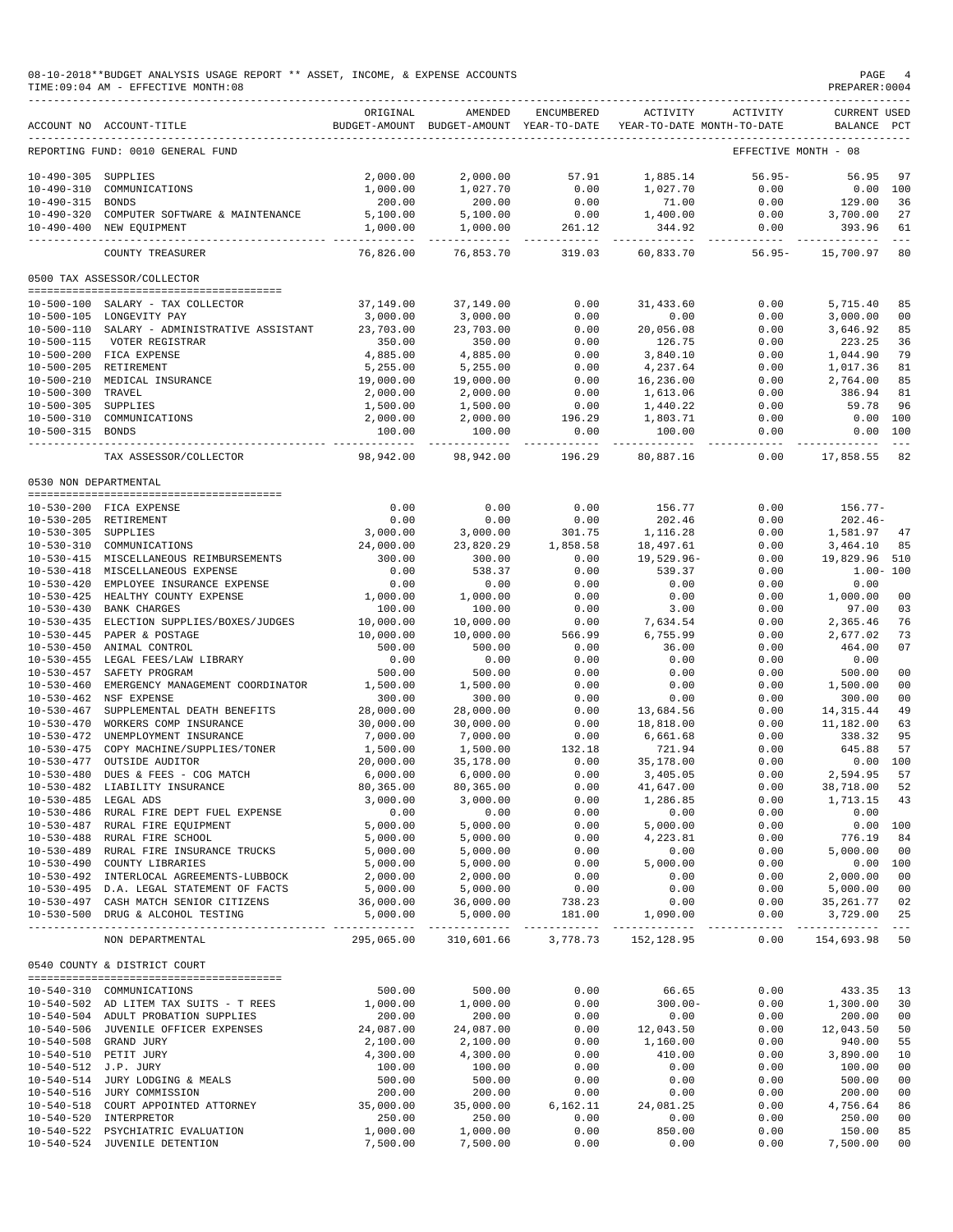08-10-2018**BUDGET ANALYSIS USAGE REPORT ** ASSET, INCOME, & EXPENSE ACCOUNTS
TIME:09:04 AM - EFFECTIVE MONTH:08
PREPARER:0004

| ACCOUNT NO | ACCOUNT-TITLE | ORIGINAL BUDGET-AMOUNT | AMENDED BUDGET-AMOUNT | ENCUMBERED YEAR-TO-DATE | ACTIVITY YEAR-TO-DATE | ACTIVITY MONTH-TO-DATE | CURRENT BALANCE | USED PCT |
|---|---|---|---|---|---|---|---|---|
| REPORTING FUND: 0010 GENERAL FUND | | | | | | EFFECTIVE MONTH - 08 | | |
| 10-490-305 | SUPPLIES | 2,000.00 | 2,000.00 | 57.91 | 1,885.14 | 56.95- | 56.95 | 97 |
| 10-490-310 | COMMUNICATIONS | 1,000.00 | 1,027.70 | 0.00 | 1,027.70 | 0.00 | 0.00 | 100 |
| 10-490-315 | BONDS | 200.00 | 200.00 | 0.00 | 71.00 | 0.00 | 129.00 | 36 |
| 10-490-320 | COMPUTER SOFTWARE & MAINTENANCE | 5,100.00 | 5,100.00 | 0.00 | 1,400.00 | 0.00 | 3,700.00 | 27 |
| 10-490-400 | NEW EQUIPMENT | 1,000.00 | 1,000.00 | 261.12 | 344.92 | 0.00 | 393.96 | 61 |
| | COUNTY TREASURER | 76,826.00 | 76,853.70 | 319.03 | 60,833.70 | 56.95- | 15,700.97 | 80 |
| 0500 TAX ASSESSOR/COLLECTOR | | | | | | | | |
| 10-500-100 | SALARY - TAX COLLECTOR | 37,149.00 | 37,149.00 | 0.00 | 31,433.60 | 0.00 | 5,715.40 | 85 |
| 10-500-105 | LONGEVITY PAY | 3,000.00 | 3,000.00 | 0.00 | 0.00 | 0.00 | 3,000.00 | 00 |
| 10-500-110 | SALARY - ADMINISTRATIVE ASSISTANT | 23,703.00 | 23,703.00 | 0.00 | 20,056.08 | 0.00 | 3,646.92 | 85 |
| 10-500-115 | VOTER REGISTRAR | 350.00 | 350.00 | 0.00 | 126.75 | 0.00 | 223.25 | 36 |
| 10-500-200 | FICA EXPENSE | 4,885.00 | 4,885.00 | 0.00 | 3,840.10 | 0.00 | 1,044.90 | 79 |
| 10-500-205 | RETIREMENT | 5,255.00 | 5,255.00 | 0.00 | 4,237.64 | 0.00 | 1,017.36 | 81 |
| 10-500-210 | MEDICAL INSURANCE | 19,000.00 | 19,000.00 | 0.00 | 16,236.00 | 0.00 | 2,764.00 | 85 |
| 10-500-300 | TRAVEL | 2,000.00 | 2,000.00 | 0.00 | 1,613.06 | 0.00 | 386.94 | 81 |
| 10-500-305 | SUPPLIES | 1,500.00 | 1,500.00 | 0.00 | 1,440.22 | 0.00 | 59.78 | 96 |
| 10-500-310 | COMMUNICATIONS | 2,000.00 | 2,000.00 | 196.29 | 1,803.71 | 0.00 | 0.00 | 100 |
| 10-500-315 | BONDS | 100.00 | 100.00 | 0.00 | 100.00 | 0.00 | 0.00 | 100 |
| | TAX ASSESSOR/COLLECTOR | 98,942.00 | 98,942.00 | 196.29 | 80,887.16 | 0.00 | 17,858.55 | 82 |
| 0530 NON DEPARTMENTAL | | | | | | | | |
| 10-530-200 | FICA EXPENSE | 0.00 | 0.00 | 0.00 | 156.77 | 0.00 | 156.77- | |
| 10-530-205 | RETIREMENT | 0.00 | 0.00 | 0.00 | 202.46 | 0.00 | 202.46- | |
| 10-530-305 | SUPPLIES | 3,000.00 | 3,000.00 | 301.75 | 1,116.28 | 0.00 | 1,581.97 | 47 |
| 10-530-310 | COMMUNICATIONS | 24,000.00 | 23,820.29 | 1,858.58 | 18,497.61 | 0.00 | 3,464.10 | 85 |
| 10-530-415 | MISCELLANEOUS REIMBURSEMENTS | 300.00 | 300.00 | 0.00 | 19,529.96- | 0.00 | 19,829.96 | 510 |
| 10-530-418 | MISCELLANEOUS EXPENSE | 0.00 | 538.37 | 0.00 | 539.37 | 0.00 | 1.00- | 100 |
| 10-530-420 | EMPLOYEE INSURANCE EXPENSE | 0.00 | 0.00 | 0.00 | 0.00 | 0.00 | 0.00 | |
| 10-530-425 | HEALTHY COUNTY EXPENSE | 1,000.00 | 1,000.00 | 0.00 | 0.00 | 0.00 | 1,000.00 | 00 |
| 10-530-430 | BANK CHARGES | 100.00 | 100.00 | 0.00 | 3.00 | 0.00 | 97.00 | 03 |
| 10-530-435 | ELECTION SUPPLIES/BOXES/JUDGES | 10,000.00 | 10,000.00 | 0.00 | 7,634.54 | 0.00 | 2,365.46 | 76 |
| 10-530-445 | PAPER & POSTAGE | 10,000.00 | 10,000.00 | 566.99 | 6,755.99 | 0.00 | 2,677.02 | 73 |
| 10-530-450 | ANIMAL CONTROL | 500.00 | 500.00 | 0.00 | 36.00 | 0.00 | 464.00 | 07 |
| 10-530-455 | LEGAL FEES/LAW LIBRARY | 0.00 | 0.00 | 0.00 | 0.00 | 0.00 | 0.00 | |
| 10-530-457 | SAFETY PROGRAM | 500.00 | 500.00 | 0.00 | 0.00 | 0.00 | 500.00 | 00 |
| 10-530-460 | EMERGENCY MANAGEMENT COORDINATOR | 1,500.00 | 1,500.00 | 0.00 | 0.00 | 0.00 | 1,500.00 | 00 |
| 10-530-462 | NSF EXPENSE | 300.00 | 300.00 | 0.00 | 0.00 | 0.00 | 300.00 | 00 |
| 10-530-467 | SUPPLEMENTAL DEATH BENEFITS | 28,000.00 | 28,000.00 | 0.00 | 13,684.56 | 0.00 | 14,315.44 | 49 |
| 10-530-470 | WORKERS COMP INSURANCE | 30,000.00 | 30,000.00 | 0.00 | 18,818.00 | 0.00 | 11,182.00 | 63 |
| 10-530-472 | UNEMPLOYMENT INSURANCE | 7,000.00 | 7,000.00 | 0.00 | 6,661.68 | 0.00 | 338.32 | 95 |
| 10-530-475 | COPY MACHINE/SUPPLIES/TONER | 1,500.00 | 1,500.00 | 132.18 | 721.94 | 0.00 | 645.88 | 57 |
| 10-530-477 | OUTSIDE AUDITOR | 20,000.00 | 35,178.00 | 0.00 | 35,178.00 | 0.00 | 0.00 | 100 |
| 10-530-480 | DUES & FEES - COG MATCH | 6,000.00 | 6,000.00 | 0.00 | 3,405.05 | 0.00 | 2,594.95 | 57 |
| 10-530-482 | LIABILITY INSURANCE | 80,365.00 | 80,365.00 | 0.00 | 41,647.00 | 0.00 | 38,718.00 | 52 |
| 10-530-485 | LEGAL ADS | 3,000.00 | 3,000.00 | 0.00 | 1,286.85 | 0.00 | 1,713.15 | 43 |
| 10-530-486 | RURAL FIRE DEPT FUEL EXPENSE | 0.00 | 0.00 | 0.00 | 0.00 | 0.00 | 0.00 | |
| 10-530-487 | RURAL FIRE EQUIPMENT | 5,000.00 | 5,000.00 | 0.00 | 5,000.00 | 0.00 | 0.00 | 100 |
| 10-530-488 | RURAL FIRE SCHOOL | 5,000.00 | 5,000.00 | 0.00 | 4,223.81 | 0.00 | 776.19 | 84 |
| 10-530-489 | RURAL FIRE INSURANCE TRUCKS | 5,000.00 | 5,000.00 | 0.00 | 0.00 | 0.00 | 5,000.00 | 00 |
| 10-530-490 | COUNTY LIBRARIES | 5,000.00 | 5,000.00 | 0.00 | 5,000.00 | 0.00 | 0.00 | 100 |
| 10-530-492 | INTERLOCAL AGREEMENTS-LUBBOCK | 2,000.00 | 2,000.00 | 0.00 | 0.00 | 0.00 | 2,000.00 | 00 |
| 10-530-495 | D.A. LEGAL STATEMENT OF FACTS | 5,000.00 | 5,000.00 | 0.00 | 0.00 | 0.00 | 5,000.00 | 00 |
| 10-530-497 | CASH MATCH SENIOR CITIZENS | 36,000.00 | 36,000.00 | 738.23 | 0.00 | 0.00 | 35,261.77 | 02 |
| 10-530-500 | DRUG & ALCOHOL TESTING | 5,000.00 | 5,000.00 | 181.00 | 1,090.00 | 0.00 | 3,729.00 | 25 |
| | NON DEPARTMENTAL | 295,065.00 | 310,601.66 | 3,778.73 | 152,128.95 | 0.00 | 154,693.98 | 50 |
| 0540 COUNTY & DISTRICT COURT | | | | | | | | |
| 10-540-310 | COMMUNICATIONS | 500.00 | 500.00 | 0.00 | 66.65 | 0.00 | 433.35 | 13 |
| 10-540-502 | AD LITEM TAX SUITS - T REES | 1,000.00 | 1,000.00 | 0.00 | 300.00- | 0.00 | 1,300.00 | 30 |
| 10-540-504 | ADULT PROBATION SUPPLIES | 200.00 | 200.00 | 0.00 | 0.00 | 0.00 | 200.00 | 00 |
| 10-540-506 | JUVENILE OFFICER EXPENSES | 24,087.00 | 24,087.00 | 0.00 | 12,043.50 | 0.00 | 12,043.50 | 50 |
| 10-540-508 | GRAND JURY | 2,100.00 | 2,100.00 | 0.00 | 1,160.00 | 0.00 | 940.00 | 55 |
| 10-540-510 | PETIT JURY | 4,300.00 | 4,300.00 | 0.00 | 410.00 | 0.00 | 3,890.00 | 10 |
| 10-540-512 | J.P. JURY | 100.00 | 100.00 | 0.00 | 0.00 | 0.00 | 100.00 | 00 |
| 10-540-514 | JURY LODGING & MEALS | 500.00 | 500.00 | 0.00 | 0.00 | 0.00 | 500.00 | 00 |
| 10-540-516 | JURY COMMISSION | 200.00 | 200.00 | 0.00 | 0.00 | 0.00 | 200.00 | 00 |
| 10-540-518 | COURT APPOINTED ATTORNEY | 35,000.00 | 35,000.00 | 6,162.11 | 24,081.25 | 0.00 | 4,756.64 | 86 |
| 10-540-520 | INTERPRETOR | 250.00 | 250.00 | 0.00 | 0.00 | 0.00 | 250.00 | 00 |
| 10-540-522 | PSYCHIATRIC EVALUATION | 1,000.00 | 1,000.00 | 0.00 | 850.00 | 0.00 | 150.00 | 85 |
| 10-540-524 | JUVENILE DETENTION | 7,500.00 | 7,500.00 | 0.00 | 0.00 | 0.00 | 7,500.00 | 00 |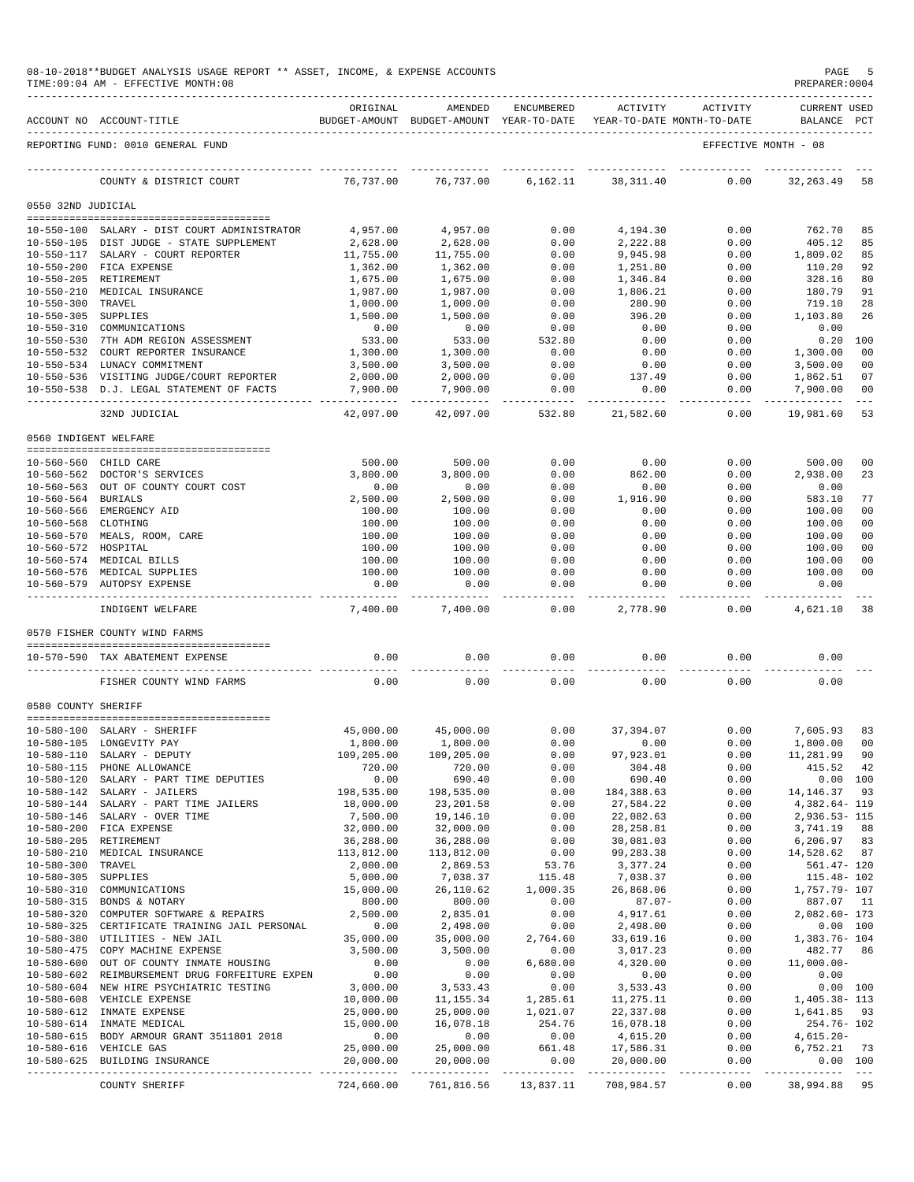08-10-2018**BUDGET ANALYSIS USAGE REPORT ** ASSET, INCOME, & EXPENSE ACCOUNTS
TIME:09:04 AM - EFFECTIVE MONTH:08

PREPARER:0004

| ACCOUNT NO | ACCOUNT-TITLE | ORIGINAL BUDGET-AMOUNT | AMENDED BUDGET-AMOUNT | ENCUMBERED YEAR-TO-DATE | ACTIVITY YEAR-TO-DATE | ACTIVITY MONTH-TO-DATE | CURRENT BALANCE | USED PCT |
|---|---|---|---|---|---|---|---|---|
| REPORTING FUND: 0010 GENERAL FUND | | | | | | | EFFECTIVE MONTH - 08 | |
| | COUNTY & DISTRICT COURT | 76,737.00 | 76,737.00 | 6,162.11 | 38,311.40 | 0.00 | 32,263.49 | 58 |
| **0550 32ND JUDICIAL** | | | | | | | | |
| 10-550-100 | SALARY - DIST COURT ADMINISTRATOR | 4,957.00 | 4,957.00 | 0.00 | 4,194.30 | 0.00 | 762.70 | 85 |
| 10-550-105 | DIST JUDGE - STATE SUPPLEMENT | 2,628.00 | 2,628.00 | 0.00 | 2,222.88 | 0.00 | 405.12 | 85 |
| 10-550-117 | SALARY - COURT REPORTER | 11,755.00 | 11,755.00 | 0.00 | 9,945.98 | 0.00 | 1,809.02 | 85 |
| 10-550-200 | FICA EXPENSE | 1,362.00 | 1,362.00 | 0.00 | 1,251.80 | 0.00 | 110.20 | 92 |
| 10-550-205 | RETIREMENT | 1,675.00 | 1,675.00 | 0.00 | 1,346.84 | 0.00 | 328.16 | 80 |
| 10-550-210 | MEDICAL INSURANCE | 1,987.00 | 1,987.00 | 0.00 | 1,806.21 | 0.00 | 180.79 | 91 |
| 10-550-300 | TRAVEL | 1,000.00 | 1,000.00 | 0.00 | 280.90 | 0.00 | 719.10 | 28 |
| 10-550-305 | SUPPLIES | 1,500.00 | 1,500.00 | 0.00 | 396.20 | 0.00 | 1,103.80 | 26 |
| 10-550-310 | COMMUNICATIONS | 0.00 | 0.00 | 0.00 | 0.00 | 0.00 | 0.00 | |
| 10-550-530 | 7TH ADM REGION ASSESSMENT | 533.00 | 533.00 | 532.80 | 0.00 | 0.00 | 0.20 | 100 |
| 10-550-532 | COURT REPORTER INSURANCE | 1,300.00 | 1,300.00 | 0.00 | 0.00 | 0.00 | 1,300.00 | 00 |
| 10-550-534 | LUNACY COMMITMENT | 3,500.00 | 3,500.00 | 0.00 | 0.00 | 0.00 | 3,500.00 | 00 |
| 10-550-536 | VISITING JUDGE/COURT REPORTER | 2,000.00 | 2,000.00 | 0.00 | 137.49 | 0.00 | 1,862.51 | 07 |
| 10-550-538 | D.J. LEGAL STATEMENT OF FACTS | 7,900.00 | 7,900.00 | 0.00 | 0.00 | 0.00 | 7,900.00 | 00 |
| | 32ND JUDICIAL | 42,097.00 | 42,097.00 | 532.80 | 21,582.60 | 0.00 | 19,981.60 | 53 |
| **0560 INDIGENT WELFARE** | | | | | | | | |
| 10-560-560 | CHILD CARE | 500.00 | 500.00 | 0.00 | 0.00 | 0.00 | 500.00 | 00 |
| 10-560-562 | DOCTOR'S SERVICES | 3,800.00 | 3,800.00 | 0.00 | 862.00 | 0.00 | 2,938.00 | 23 |
| 10-560-563 | OUT OF COUNTY COURT COST | 0.00 | 0.00 | 0.00 | 0.00 | 0.00 | 0.00 | |
| 10-560-564 | BURIALS | 2,500.00 | 2,500.00 | 0.00 | 1,916.90 | 0.00 | 583.10 | 77 |
| 10-560-566 | EMERGENCY AID | 100.00 | 100.00 | 0.00 | 0.00 | 0.00 | 100.00 | 00 |
| 10-560-568 | CLOTHING | 100.00 | 100.00 | 0.00 | 0.00 | 0.00 | 100.00 | 00 |
| 10-560-570 | MEALS, ROOM, CARE | 100.00 | 100.00 | 0.00 | 0.00 | 0.00 | 100.00 | 00 |
| 10-560-572 | HOSPITAL | 100.00 | 100.00 | 0.00 | 0.00 | 0.00 | 100.00 | 00 |
| 10-560-574 | MEDICAL BILLS | 100.00 | 100.00 | 0.00 | 0.00 | 0.00 | 100.00 | 00 |
| 10-560-576 | MEDICAL SUPPLIES | 100.00 | 100.00 | 0.00 | 0.00 | 0.00 | 100.00 | 00 |
| 10-560-579 | AUTOPSY EXPENSE | 0.00 | 0.00 | 0.00 | 0.00 | 0.00 | 0.00 | |
| | INDIGENT WELFARE | 7,400.00 | 7,400.00 | 0.00 | 2,778.90 | 0.00 | 4,621.10 | 38 |
| **0570 FISHER COUNTY WIND FARMS** | | | | | | | | |
| 10-570-590 | TAX ABATEMENT EXPENSE | 0.00 | 0.00 | 0.00 | 0.00 | 0.00 | 0.00 | |
| | FISHER COUNTY WIND FARMS | 0.00 | 0.00 | 0.00 | 0.00 | 0.00 | 0.00 | |
| **0580 COUNTY SHERIFF** | | | | | | | | |
| 10-580-100 | SALARY - SHERIFF | 45,000.00 | 45,000.00 | 0.00 | 37,394.07 | 0.00 | 7,605.93 | 83 |
| 10-580-105 | LONGEVITY PAY | 1,800.00 | 1,800.00 | 0.00 | 0.00 | 0.00 | 1,800.00 | 00 |
| 10-580-110 | SALARY - DEPUTY | 109,205.00 | 109,205.00 | 0.00 | 97,923.01 | 0.00 | 11,281.99 | 90 |
| 10-580-115 | PHONE ALLOWANCE | 720.00 | 720.00 | 0.00 | 304.48 | 0.00 | 415.52 | 42 |
| 10-580-120 | SALARY - PART TIME DEPUTIES | 0.00 | 690.40 | 0.00 | 690.40 | 0.00 | 0.00 | 100 |
| 10-580-142 | SALARY - JAILERS | 198,535.00 | 198,535.00 | 0.00 | 184,388.63 | 0.00 | 14,146.37 | 93 |
| 10-580-144 | SALARY - PART TIME JAILERS | 18,000.00 | 23,201.58 | 0.00 | 27,584.22 | 0.00 | 4,382.64- | 119 |
| 10-580-146 | SALARY - OVER TIME | 7,500.00 | 19,146.10 | 0.00 | 22,082.63 | 0.00 | 2,936.53- | 115 |
| 10-580-200 | FICA EXPENSE | 32,000.00 | 32,000.00 | 0.00 | 28,258.81 | 0.00 | 3,741.19 | 88 |
| 10-580-205 | RETIREMENT | 36,288.00 | 36,288.00 | 0.00 | 30,081.03 | 0.00 | 6,206.97 | 83 |
| 10-580-210 | MEDICAL INSURANCE | 113,812.00 | 113,812.00 | 0.00 | 99,283.38 | 0.00 | 14,528.62 | 87 |
| 10-580-300 | TRAVEL | 2,000.00 | 2,869.53 | 53.76 | 3,377.24 | 0.00 | 561.47- | 120 |
| 10-580-305 | SUPPLIES | 5,000.00 | 7,038.37 | 115.48 | 7,038.37 | 0.00 | 115.48- | 102 |
| 10-580-310 | COMMUNICATIONS | 15,000.00 | 26,110.62 | 1,000.35 | 26,868.06 | 0.00 | 1,757.79- | 107 |
| 10-580-315 | BONDS & NOTARY | 800.00 | 800.00 | 0.00 | 87.07- | 0.00 | 887.07 | 11 |
| 10-580-320 | COMPUTER SOFTWARE & REPAIRS | 2,500.00 | 2,835.01 | 0.00 | 4,917.61 | 0.00 | 2,082.60- | 173 |
| 10-580-325 | CERTIFICATE TRAINING JAIL PERSONAL | 0.00 | 2,498.00 | 0.00 | 2,498.00 | 0.00 | 0.00 | 100 |
| 10-580-380 | UTILITIES - NEW JAIL | 35,000.00 | 35,000.00 | 2,764.60 | 33,619.16 | 0.00 | 1,383.76- | 104 |
| 10-580-475 | COPY MACHINE EXPENSE | 3,500.00 | 3,500.00 | 0.00 | 3,017.23 | 0.00 | 482.77 | 86 |
| 10-580-600 | OUT OF COUNTY INMATE HOUSING | 0.00 | 0.00 | 6,680.00 | 4,320.00 | 0.00 | 11,000.00- | |
| 10-580-602 | REIMBURSEMENT DRUG FORFEITURE EXPEN | 0.00 | 0.00 | 0.00 | 0.00 | 0.00 | 0.00 | |
| 10-580-604 | NEW HIRE PSYCHIATRIC TESTING | 3,000.00 | 3,533.43 | 0.00 | 3,533.43 | 0.00 | 0.00 | 100 |
| 10-580-608 | VEHICLE EXPENSE | 10,000.00 | 11,155.34 | 1,285.61 | 11,275.11 | 0.00 | 1,405.38- | 113 |
| 10-580-612 | INMATE EXPENSE | 25,000.00 | 25,000.00 | 1,021.07 | 22,337.08 | 0.00 | 1,641.85 | 93 |
| 10-580-614 | INMATE MEDICAL | 15,000.00 | 16,078.18 | 254.76 | 16,078.18 | 0.00 | 254.76- | 102 |
| 10-580-615 | BODY ARMOUR GRANT 3511801 2018 | 0.00 | 0.00 | 0.00 | 4,615.20 | 0.00 | 4,615.20- | |
| 10-580-616 | VEHICLE GAS | 25,000.00 | 25,000.00 | 661.48 | 17,586.31 | 0.00 | 6,752.21 | 73 |
| 10-580-625 | BUILDING INSURANCE | 20,000.00 | 20,000.00 | 0.00 | 20,000.00 | 0.00 | 0.00 | 100 |
| | COUNTY SHERIFF | 724,660.00 | 761,816.56 | 13,837.11 | 708,984.57 | 0.00 | 38,994.88 | 95 |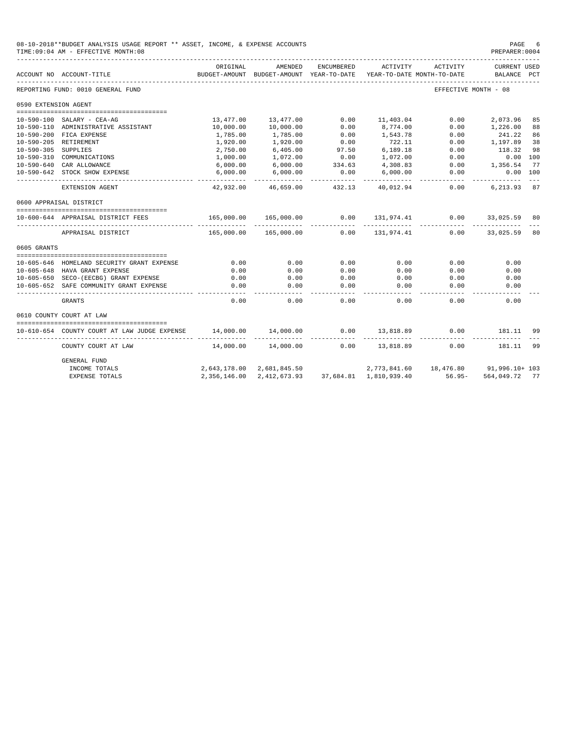08-10-2018**BUDGET ANALYSIS USAGE REPORT ** ASSET, INCOME, & EXPENSE ACCOUNTS

TIME:09:04 AM - EFFECTIVE MONTH:08

PREPARER:0004

| ACCOUNT NO | ACCOUNT-TITLE | ORIGINAL BUDGET-AMOUNT | AMENDED BUDGET-AMOUNT | ENCUMBERED YEAR-TO-DATE | ACTIVITY YEAR-TO-DATE | ACTIVITY MONTH-TO-DATE | CURRENT BALANCE | USED PCT |
|---|---|---|---|---|---|---|---|---|
| REPORTING FUND: 0010 GENERAL FUND | | | | | | EFFECTIVE MONTH - 08 | | |
| 0590 EXTENSION AGENT | | | | | | | | |
| 10-590-100 | SALARY - CEA-AG | 13,477.00 | 13,477.00 | 0.00 | 11,403.04 | 0.00 | 2,073.96 | 85 |
| 10-590-110 | ADMINISTRATIVE ASSISTANT | 10,000.00 | 10,000.00 | 0.00 | 8,774.00 | 0.00 | 1,226.00 | 88 |
| 10-590-200 | FICA EXPENSE | 1,785.00 | 1,785.00 | 0.00 | 1,543.78 | 0.00 | 241.22 | 86 |
| 10-590-205 | RETIREMENT | 1,920.00 | 1,920.00 | 0.00 | 722.11 | 0.00 | 1,197.89 | 38 |
| 10-590-305 | SUPPLIES | 2,750.00 | 6,405.00 | 97.50 | 6,189.18 | 0.00 | 118.32 | 98 |
| 10-590-310 | COMMUNICATIONS | 1,000.00 | 1,072.00 | 0.00 | 1,072.00 | 0.00 | 0.00 | 100 |
| 10-590-640 | CAR ALLOWANCE | 6,000.00 | 6,000.00 | 334.63 | 4,308.83 | 0.00 | 1,356.54 | 77 |
| 10-590-642 | STOCK SHOW EXPENSE | 6,000.00 | 6,000.00 | 0.00 | 6,000.00 | 0.00 | 0.00 | 100 |
| | EXTENSION AGENT | 42,932.00 | 46,659.00 | 432.13 | 40,012.94 | 0.00 | 6,213.93 | 87 |
| 0600 APPRAISAL DISTRICT | | | | | | | | |
| 10-600-644 | APPRAISAL DISTRICT FEES | 165,000.00 | 165,000.00 | 0.00 | 131,974.41 | 0.00 | 33,025.59 | 80 |
| | APPRAISAL DISTRICT | 165,000.00 | 165,000.00 | 0.00 | 131,974.41 | 0.00 | 33,025.59 | 80 |
| 0605 GRANTS | | | | | | | | |
| 10-605-646 | HOMELAND SECURITY GRANT EXPENSE | 0.00 | 0.00 | 0.00 | 0.00 | 0.00 | 0.00 | |
| 10-605-648 | HAVA GRANT EXPENSE | 0.00 | 0.00 | 0.00 | 0.00 | 0.00 | 0.00 | |
| 10-605-650 | SECO-(EECBG) GRANT EXPENSE | 0.00 | 0.00 | 0.00 | 0.00 | 0.00 | 0.00 | |
| 10-605-652 | SAFE COMMUNITY GRANT EXPENSE | 0.00 | 0.00 | 0.00 | 0.00 | 0.00 | 0.00 | |
| | GRANTS | 0.00 | 0.00 | 0.00 | 0.00 | 0.00 | 0.00 | |
| 0610 COUNTY COURT AT LAW | | | | | | | | |
| 10-610-654 | COUNTY COURT AT LAW JUDGE EXPENSE | 14,000.00 | 14,000.00 | 0.00 | 13,818.89 | 0.00 | 181.11 | 99 |
| | COUNTY COURT AT LAW | 14,000.00 | 14,000.00 | 0.00 | 13,818.89 | 0.00 | 181.11 | 99 |
| | GENERAL FUND | | | | | | | |
| | INCOME TOTALS | 2,643,178.00 | 2,681,845.50 | | 2,773,841.60 | 18,476.80 | 91,996.10+ | 103 |
| | EXPENSE TOTALS | 2,356,146.00 | 2,412,673.93 | 37,684.81 | 1,810,939.40 | 56.95- | 564,049.72 | 77 |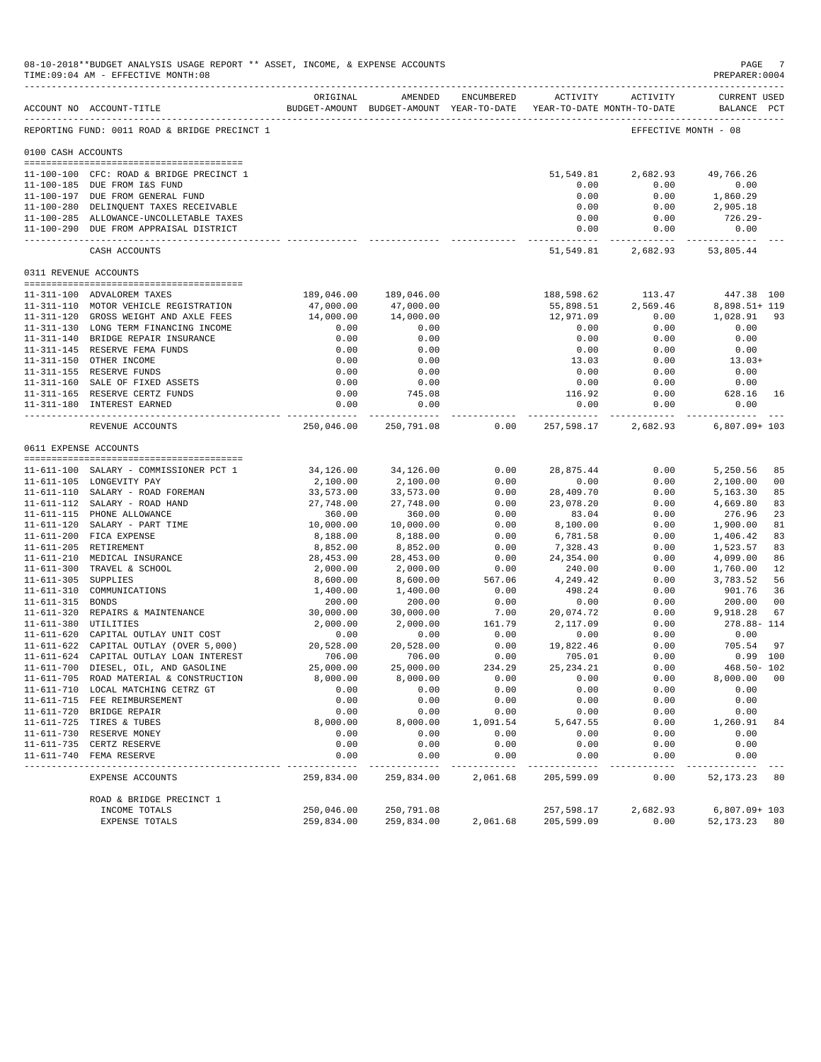08-10-2018**BUDGET ANALYSIS USAGE REPORT ** ASSET, INCOME, & EXPENSE ACCOUNTS

TIME:09:04 AM - EFFECTIVE MONTH:08

PREPARER:0004

REPORTING FUND: 0011 ROAD & BRIDGE PRECINCT 1 — EFFECTIVE MONTH - 08

| ACCOUNT NO | ACCOUNT-TITLE | ORIGINAL BUDGET-AMOUNT | AMENDED BUDGET-AMOUNT | ENCUMBERED YEAR-TO-DATE | ACTIVITY YEAR-TO-DATE | ACTIVITY MONTH-TO-DATE | CURRENT USED BALANCE | PCT |
|---|---|---|---|---|---|---|---|---|
| **0100 CASH ACCOUNTS** | | | | | | | | |
| 11-100-100 | CFC: ROAD & BRIDGE PRECINCT 1 | | | | 51,549.81 | 2,682.93 | 49,766.26 | |
| 11-100-185 | DUE FROM I&S FUND | | | | 0.00 | 0.00 | 0.00 | |
| 11-100-197 | DUE FROM GENERAL FUND | | | | 0.00 | 0.00 | 1,860.29 | |
| 11-100-280 | DELINQUENT TAXES RECEIVABLE | | | | 0.00 | 0.00 | 2,905.18 | |
| 11-100-285 | ALLOWANCE-UNCOLLETABLE TAXES | | | | 0.00 | 0.00 | 726.29- | |
| 11-100-290 | DUE FROM APPRAISAL DISTRICT | | | | 0.00 | 0.00 | 0.00 | |
| | CASH ACCOUNTS | | | | 51,549.81 | 2,682.93 | 53,805.44 | |
| **0311 REVENUE ACCOUNTS** | | | | | | | | |
| 11-311-100 | ADVALOREM TAXES | 189,046.00 | 189,046.00 | | 188,598.62 | 113.47 | 447.38 | 100 |
| 11-311-110 | MOTOR VEHICLE REGISTRATION | 47,000.00 | 47,000.00 | | 55,898.51 | 2,569.46 | 8,898.51+ | 119 |
| 11-311-120 | GROSS WEIGHT AND AXLE FEES | 14,000.00 | 14,000.00 | | 12,971.09 | 0.00 | 1,028.91 | 93 |
| 11-311-130 | LONG TERM FINANCING INCOME | 0.00 | 0.00 | | 0.00 | 0.00 | 0.00 | |
| 11-311-140 | BRIDGE REPAIR INSURANCE | 0.00 | 0.00 | | 0.00 | 0.00 | 0.00 | |
| 11-311-145 | RESERVE FEMA FUNDS | 0.00 | 0.00 | | 0.00 | 0.00 | 0.00 | |
| 11-311-150 | OTHER INCOME | 0.00 | 0.00 | | 13.03 | 0.00 | 13.03+ | |
| 11-311-155 | RESERVE FUNDS | 0.00 | 0.00 | | 0.00 | 0.00 | 0.00 | |
| 11-311-160 | SALE OF FIXED ASSETS | 0.00 | 0.00 | | 0.00 | 0.00 | 0.00 | |
| 11-311-165 | RESERVE CERTZ FUNDS | 0.00 | 745.08 | | 116.92 | 0.00 | 628.16 | 16 |
| 11-311-180 | INTEREST EARNED | 0.00 | 0.00 | | 0.00 | 0.00 | 0.00 | |
| | REVENUE ACCOUNTS | 250,046.00 | 250,791.08 | 0.00 | 257,598.17 | 2,682.93 | 6,807.09+ | 103 |
| **0611 EXPENSE ACCOUNTS** | | | | | | | | |
| 11-611-100 | SALARY - COMMISSIONER PCT 1 | 34,126.00 | 34,126.00 | 0.00 | 28,875.44 | 0.00 | 5,250.56 | 85 |
| 11-611-105 | LONGEVITY PAY | 2,100.00 | 2,100.00 | 0.00 | 0.00 | 0.00 | 2,100.00 | 00 |
| 11-611-110 | SALARY - ROAD FOREMAN | 33,573.00 | 33,573.00 | 0.00 | 28,409.70 | 0.00 | 5,163.30 | 85 |
| 11-611-112 | SALARY - ROAD HAND | 27,748.00 | 27,748.00 | 0.00 | 23,078.20 | 0.00 | 4,669.80 | 83 |
| 11-611-115 | PHONE ALLOWANCE | 360.00 | 360.00 | 0.00 | 83.04 | 0.00 | 276.96 | 23 |
| 11-611-120 | SALARY - PART TIME | 10,000.00 | 10,000.00 | 0.00 | 8,100.00 | 0.00 | 1,900.00 | 81 |
| 11-611-200 | FICA EXPENSE | 8,188.00 | 8,188.00 | 0.00 | 6,781.58 | 0.00 | 1,406.42 | 83 |
| 11-611-205 | RETIREMENT | 8,852.00 | 8,852.00 | 0.00 | 7,328.43 | 0.00 | 1,523.57 | 83 |
| 11-611-210 | MEDICAL INSURANCE | 28,453.00 | 28,453.00 | 0.00 | 24,354.00 | 0.00 | 4,099.00 | 86 |
| 11-611-300 | TRAVEL & SCHOOL | 2,000.00 | 2,000.00 | 0.00 | 240.00 | 0.00 | 1,760.00 | 12 |
| 11-611-305 | SUPPLIES | 8,600.00 | 8,600.00 | 567.06 | 4,249.42 | 0.00 | 3,783.52 | 56 |
| 11-611-310 | COMMUNICATIONS | 1,400.00 | 1,400.00 | 0.00 | 498.24 | 0.00 | 901.76 | 36 |
| 11-611-315 | BONDS | 200.00 | 200.00 | 0.00 | 0.00 | 0.00 | 200.00 | 00 |
| 11-611-320 | REPAIRS & MAINTENANCE | 30,000.00 | 30,000.00 | 7.00 | 20,074.72 | 0.00 | 9,918.28 | 67 |
| 11-611-380 | UTILITIES | 2,000.00 | 2,000.00 | 161.79 | 2,117.09 | 0.00 | 278.88- | 114 |
| 11-611-620 | CAPITAL OUTLAY UNIT COST | 0.00 | 0.00 | 0.00 | 0.00 | 0.00 | 0.00 | |
| 11-611-622 | CAPITAL OUTLAY (OVER 5,000) | 20,528.00 | 20,528.00 | 0.00 | 19,822.46 | 0.00 | 705.54 | 97 |
| 11-611-624 | CAPITAL OUTLAY LOAN INTEREST | 706.00 | 706.00 | 0.00 | 705.01 | 0.00 | 0.99 | 100 |
| 11-611-700 | DIESEL, OIL, AND GASOLINE | 25,000.00 | 25,000.00 | 234.29 | 25,234.21 | 0.00 | 468.50- | 102 |
| 11-611-705 | ROAD MATERIAL & CONSTRUCTION | 8,000.00 | 8,000.00 | 0.00 | 0.00 | 0.00 | 8,000.00 | 00 |
| 11-611-710 | LOCAL MATCHING CETRZ GT | 0.00 | 0.00 | 0.00 | 0.00 | 0.00 | 0.00 | |
| 11-611-715 | FEE REIMBURSEMENT | 0.00 | 0.00 | 0.00 | 0.00 | 0.00 | 0.00 | |
| 11-611-720 | BRIDGE REPAIR | 0.00 | 0.00 | 0.00 | 0.00 | 0.00 | 0.00 | |
| 11-611-725 | TIRES & TUBES | 8,000.00 | 8,000.00 | 1,091.54 | 5,647.55 | 0.00 | 1,260.91 | 84 |
| 11-611-730 | RESERVE MONEY | 0.00 | 0.00 | 0.00 | 0.00 | 0.00 | 0.00 | |
| 11-611-735 | CERTZ RESERVE | 0.00 | 0.00 | 0.00 | 0.00 | 0.00 | 0.00 | |
| 11-611-740 | FEMA RESERVE | 0.00 | 0.00 | 0.00 | 0.00 | 0.00 | 0.00 | |
| | EXPENSE ACCOUNTS | 259,834.00 | 259,834.00 | 2,061.68 | 205,599.09 | 0.00 | 52,173.23 | 80 |
| | ROAD & BRIDGE PRECINCT 1 | | | | | | | |
| | INCOME TOTALS | 250,046.00 | 250,791.08 | | 257,598.17 | 2,682.93 | 6,807.09+ | 103 |
| | EXPENSE TOTALS | 259,834.00 | 259,834.00 | 2,061.68 | 205,599.09 | 0.00 | 52,173.23 | 80 |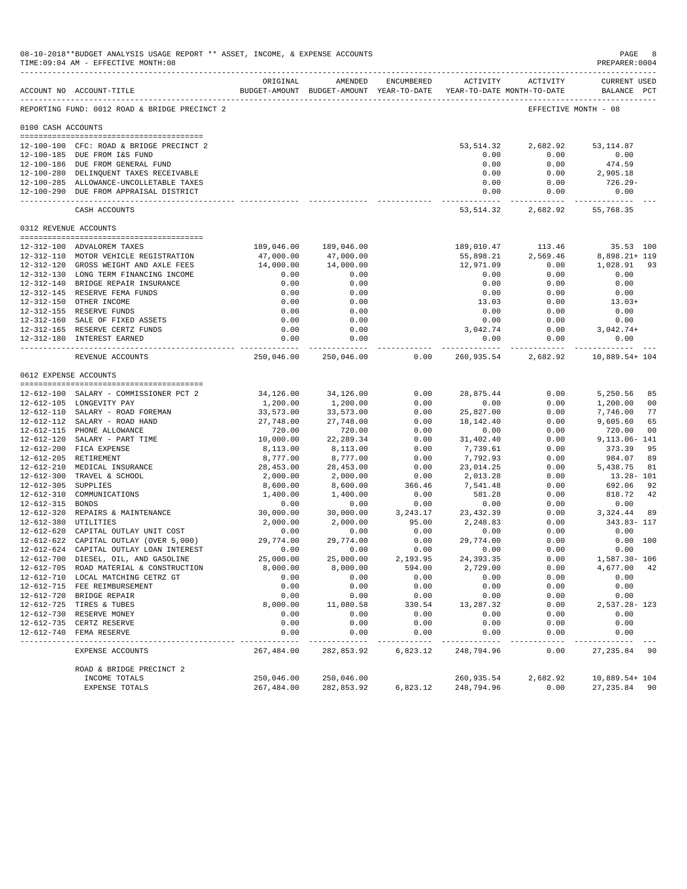08-10-2018**BUDGET ANALYSIS USAGE REPORT ** ASSET, INCOME, & EXPENSE ACCOUNTS
TIME:09:04 AM - EFFECTIVE MONTH:08
PREPARER:0004

REPORTING FUND: 0012 ROAD & BRIDGE PRECINCT 2 — EFFECTIVE MONTH - 08

| ACCOUNT NO | ACCOUNT-TITLE | ORIGINAL BUDGET-AMOUNT | AMENDED BUDGET-AMOUNT | ENCUMBERED YEAR-TO-DATE | ACTIVITY YEAR-TO-DATE | ACTIVITY MONTH-TO-DATE | CURRENT USED BALANCE | PCT |
|---|---|---|---|---|---|---|---|---|
| **0100 CASH ACCOUNTS** | | | | | | | | |
| 12-100-100 | CFC: ROAD & BRIDGE PRECINCT 2 | | | | 53,514.32 | 2,682.92 | 53,114.87 | |
| 12-100-185 | DUE FROM I&S FUND | | | | 0.00 | 0.00 | 0.00 | |
| 12-100-186 | DUE FROM GENERAL FUND | | | | 0.00 | 0.00 | 474.59 | |
| 12-100-280 | DELINQUENT TAXES RECEIVABLE | | | | 0.00 | 0.00 | 2,905.18 | |
| 12-100-285 | ALLOWANCE-UNCOLLETABLE TAXES | | | | 0.00 | 0.00 | 726.29- | |
| 12-100-290 | DUE FROM APPRAISAL DISTRICT | | | | 0.00 | 0.00 | 0.00 | |
| | CASH ACCOUNTS | | | | 53,514.32 | 2,682.92 | 55,768.35 | |
| **0312 REVENUE ACCOUNTS** | | | | | | | | |
| 12-312-100 | ADVALOREM TAXES | 189,046.00 | 189,046.00 | | 189,010.47 | 113.46 | 35.53 | 100 |
| 12-312-110 | MOTOR VEHICLE REGISTRATION | 47,000.00 | 47,000.00 | | 55,898.21 | 2,569.46 | 8,898.21+ | 119 |
| 12-312-120 | GROSS WEIGHT AND AXLE FEES | 14,000.00 | 14,000.00 | | 12,971.09 | 0.00 | 1,028.91 | 93 |
| 12-312-130 | LONG TERM FINANCING INCOME | 0.00 | 0.00 | | 0.00 | 0.00 | 0.00 | |
| 12-312-140 | BRIDGE REPAIR INSURANCE | 0.00 | 0.00 | | 0.00 | 0.00 | 0.00 | |
| 12-312-145 | RESERVE FEMA FUNDS | 0.00 | 0.00 | | 0.00 | 0.00 | 0.00 | |
| 12-312-150 | OTHER INCOME | 0.00 | 0.00 | | 13.03 | 0.00 | 13.03+ | |
| 12-312-155 | RESERVE FUNDS | 0.00 | 0.00 | | 0.00 | 0.00 | 0.00 | |
| 12-312-160 | SALE OF FIXED ASSETS | 0.00 | 0.00 | | 0.00 | 0.00 | 0.00 | |
| 12-312-165 | RESERVE CERTZ FUNDS | 0.00 | 0.00 | | 3,042.74 | 0.00 | 3,042.74+ | |
| 12-312-180 | INTEREST EARNED | 0.00 | 0.00 | | 0.00 | 0.00 | 0.00 | |
| | REVENUE ACCOUNTS | 250,046.00 | 250,046.00 | 0.00 | 260,935.54 | 2,682.92 | 10,889.54+ | 104 |
| **0612 EXPENSE ACCOUNTS** | | | | | | | | |
| 12-612-100 | SALARY - COMMISSIONER PCT 2 | 34,126.00 | 34,126.00 | 0.00 | 28,875.44 | 0.00 | 5,250.56 | 85 |
| 12-612-105 | LONGEVITY PAY | 1,200.00 | 1,200.00 | 0.00 | 0.00 | 0.00 | 1,200.00 | 00 |
| 12-612-110 | SALARY - ROAD FOREMAN | 33,573.00 | 33,573.00 | 0.00 | 25,827.00 | 0.00 | 7,746.00 | 77 |
| 12-612-112 | SALARY - ROAD HAND | 27,748.00 | 27,748.00 | 0.00 | 18,142.40 | 0.00 | 9,605.60 | 65 |
| 12-612-115 | PHONE ALLOWANCE | 720.00 | 720.00 | 0.00 | 0.00 | 0.00 | 720.00 | 00 |
| 12-612-120 | SALARY - PART TIME | 10,000.00 | 22,289.34 | 0.00 | 31,402.40 | 0.00 | 9,113.06- | 141 |
| 12-612-200 | FICA EXPENSE | 8,113.00 | 8,113.00 | 0.00 | 7,739.61 | 0.00 | 373.39 | 95 |
| 12-612-205 | RETIREMENT | 8,777.00 | 8,777.00 | 0.00 | 7,792.93 | 0.00 | 984.07 | 89 |
| 12-612-210 | MEDICAL INSURANCE | 28,453.00 | 28,453.00 | 0.00 | 23,014.25 | 0.00 | 5,438.75 | 81 |
| 12-612-300 | TRAVEL & SCHOOL | 2,000.00 | 2,000.00 | 0.00 | 2,013.28 | 0.00 | 13.28- | 101 |
| 12-612-305 | SUPPLIES | 8,600.00 | 8,600.00 | 366.46 | 7,541.48 | 0.00 | 692.06 | 92 |
| 12-612-310 | COMMUNICATIONS | 1,400.00 | 1,400.00 | 0.00 | 581.28 | 0.00 | 818.72 | 42 |
| 12-612-315 | BONDS | 0.00 | 0.00 | 0.00 | 0.00 | 0.00 | 0.00 | |
| 12-612-320 | REPAIRS & MAINTENANCE | 30,000.00 | 30,000.00 | 3,243.17 | 23,432.39 | 0.00 | 3,324.44 | 89 |
| 12-612-380 | UTILITIES | 2,000.00 | 2,000.00 | 95.00 | 2,248.83 | 0.00 | 343.83- | 117 |
| 12-612-620 | CAPITAL OUTLAY UNIT COST | 0.00 | 0.00 | 0.00 | 0.00 | 0.00 | 0.00 | |
| 12-612-622 | CAPITAL OUTLAY (OVER 5,000) | 29,774.00 | 29,774.00 | 0.00 | 29,774.00 | 0.00 | 0.00 | 100 |
| 12-612-624 | CAPITAL OUTLAY LOAN INTEREST | 0.00 | 0.00 | 0.00 | 0.00 | 0.00 | 0.00 | |
| 12-612-700 | DIESEL, OIL, AND GASOLINE | 25,000.00 | 25,000.00 | 2,193.95 | 24,393.35 | 0.00 | 1,587.30- | 106 |
| 12-612-705 | ROAD MATERIAL & CONSTRUCTION | 8,000.00 | 8,000.00 | 594.00 | 2,729.00 | 0.00 | 4,677.00 | 42 |
| 12-612-710 | LOCAL MATCHING CETRZ GT | 0.00 | 0.00 | 0.00 | 0.00 | 0.00 | 0.00 | |
| 12-612-715 | FEE REIMBURSEMENT | 0.00 | 0.00 | 0.00 | 0.00 | 0.00 | 0.00 | |
| 12-612-720 | BRIDGE REPAIR | 0.00 | 0.00 | 0.00 | 0.00 | 0.00 | 0.00 | |
| 12-612-725 | TIRES & TUBES | 8,000.00 | 11,080.58 | 330.54 | 13,287.32 | 0.00 | 2,537.28- | 123 |
| 12-612-730 | RESERVE MONEY | 0.00 | 0.00 | 0.00 | 0.00 | 0.00 | 0.00 | |
| 12-612-735 | CERTZ RESERVE | 0.00 | 0.00 | 0.00 | 0.00 | 0.00 | 0.00 | |
| 12-612-740 | FEMA RESERVE | 0.00 | 0.00 | 0.00 | 0.00 | 0.00 | 0.00 | |
| | EXPENSE ACCOUNTS | 267,484.00 | 282,853.92 | 6,823.12 | 248,794.96 | 0.00 | 27,235.84 | 90 |
| | ROAD & BRIDGE PRECINCT 2 | | | | | | | |
| | INCOME TOTALS | 250,046.00 | 250,046.00 | | 260,935.54 | 2,682.92 | 10,889.54+ | 104 |
| | EXPENSE TOTALS | 267,484.00 | 282,853.92 | 6,823.12 | 248,794.96 | 0.00 | 27,235.84 | 90 |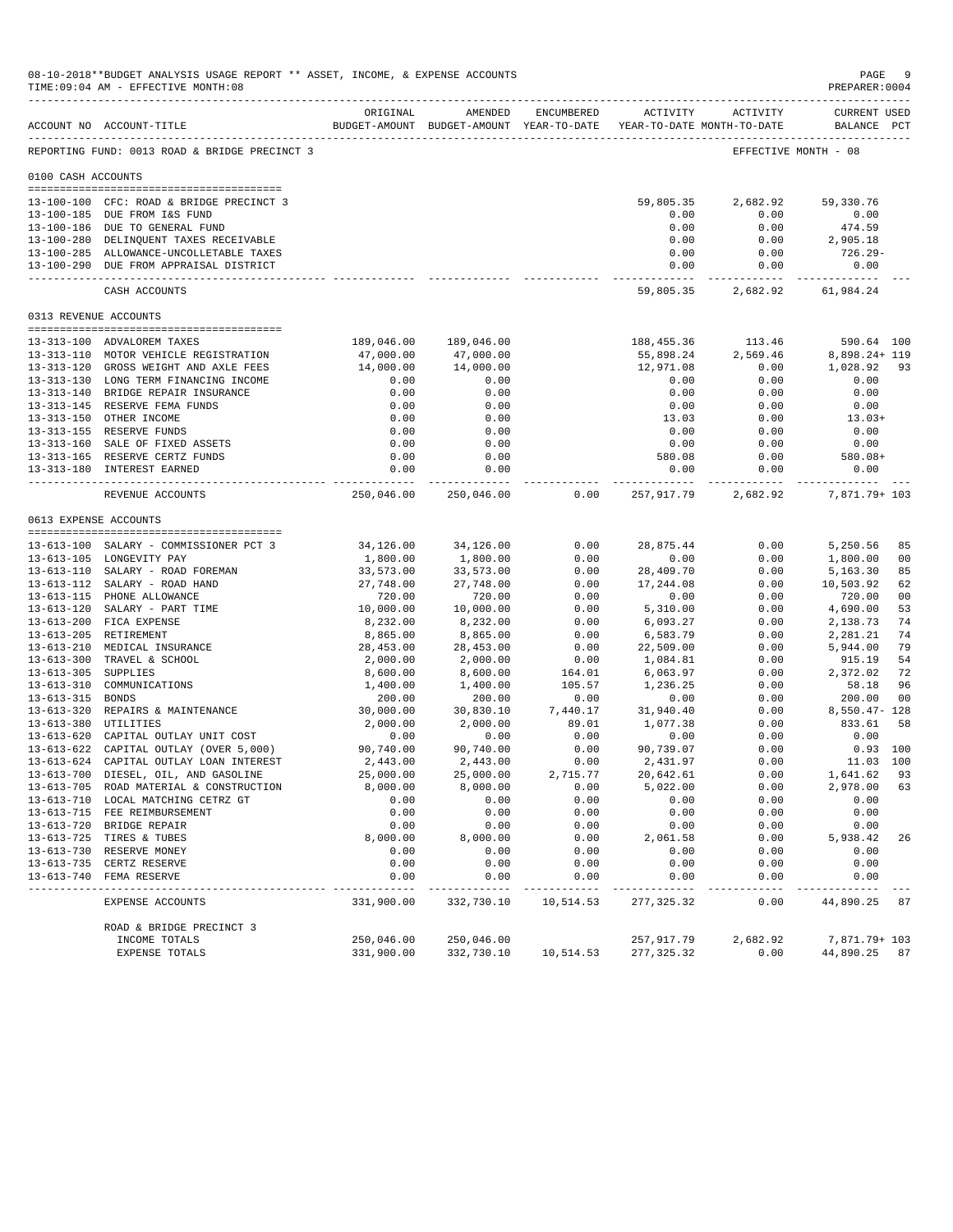08-10-2018**BUDGET ANALYSIS USAGE REPORT ** ASSET, INCOME, & EXPENSE ACCOUNTS
TIME:09:04 AM - EFFECTIVE MONTH:08

PREPARER:0004

| ACCOUNT NO | ACCOUNT-TITLE | ORIGINAL BUDGET-AMOUNT | AMENDED BUDGET-AMOUNT | ENCUMBERED YEAR-TO-DATE | ACTIVITY YEAR-TO-DATE | ACTIVITY MONTH-TO-DATE | CURRENT USED BALANCE | PCT |
|---|---|---|---|---|---|---|---|---|
| REPORTING FUND: 0013 ROAD & BRIDGE PRECINCT 3 | | | | | | EFFECTIVE MONTH - 08 | | |
| **0100 CASH ACCOUNTS** | | | | | | | | |
| 13-100-100 | CFC: ROAD & BRIDGE PRECINCT 3 | | | | 59,805.35 | 2,682.92 | 59,330.76 | |
| 13-100-185 | DUE FROM I&S FUND | | | | 0.00 | 0.00 | 0.00 | |
| 13-100-186 | DUE TO GENERAL FUND | | | | 0.00 | 0.00 | 474.59 | |
| 13-100-280 | DELINQUENT TAXES RECEIVABLE | | | | 0.00 | 0.00 | 2,905.18 | |
| 13-100-285 | ALLOWANCE-UNCOLLETABLE TAXES | | | | 0.00 | 0.00 | 726.29- | |
| 13-100-290 | DUE FROM APPRAISAL DISTRICT | | | | 0.00 | 0.00 | 0.00 | |
| | CASH ACCOUNTS | | | | 59,805.35 | 2,682.92 | 61,984.24 | |
| **0313 REVENUE ACCOUNTS** | | | | | | | | |
| 13-313-100 | ADVALOREM TAXES | 189,046.00 | 189,046.00 | | 188,455.36 | 113.46 | 590.64 | 100 |
| 13-313-110 | MOTOR VEHICLE REGISTRATION | 47,000.00 | 47,000.00 | | 55,898.24 | 2,569.46 | 8,898.24+ | 119 |
| 13-313-120 | GROSS WEIGHT AND AXLE FEES | 14,000.00 | 14,000.00 | | 12,971.08 | 0.00 | 1,028.92 | 93 |
| 13-313-130 | LONG TERM FINANCING INCOME | 0.00 | 0.00 | | 0.00 | 0.00 | 0.00 | |
| 13-313-140 | BRIDGE REPAIR INSURANCE | 0.00 | 0.00 | | 0.00 | 0.00 | 0.00 | |
| 13-313-145 | RESERVE FEMA FUNDS | 0.00 | 0.00 | | 0.00 | 0.00 | 0.00 | |
| 13-313-150 | OTHER INCOME | 0.00 | 0.00 | | 13.03 | 0.00 | 13.03+ | |
| 13-313-155 | RESERVE FUNDS | 0.00 | 0.00 | | 0.00 | 0.00 | 0.00 | |
| 13-313-160 | SALE OF FIXED ASSETS | 0.00 | 0.00 | | 0.00 | 0.00 | 0.00 | |
| 13-313-165 | RESERVE CERTZ FUNDS | 0.00 | 0.00 | | 580.08 | 0.00 | 580.08+ | |
| 13-313-180 | INTEREST EARNED | 0.00 | 0.00 | | 0.00 | 0.00 | 0.00 | |
| | REVENUE ACCOUNTS | 250,046.00 | 250,046.00 | 0.00 | 257,917.79 | 2,682.92 | 7,871.79+ | 103 |
| **0613 EXPENSE ACCOUNTS** | | | | | | | | |
| 13-613-100 | SALARY - COMMISSIONER PCT 3 | 34,126.00 | 34,126.00 | 0.00 | 28,875.44 | 0.00 | 5,250.56 | 85 |
| 13-613-105 | LONGEVITY PAY | 1,800.00 | 1,800.00 | 0.00 | 0.00 | 0.00 | 1,800.00 | 00 |
| 13-613-110 | SALARY - ROAD FOREMAN | 33,573.00 | 33,573.00 | 0.00 | 28,409.70 | 0.00 | 5,163.30 | 85 |
| 13-613-112 | SALARY - ROAD HAND | 27,748.00 | 27,748.00 | 0.00 | 17,244.08 | 0.00 | 10,503.92 | 62 |
| 13-613-115 | PHONE ALLOWANCE | 720.00 | 720.00 | 0.00 | 0.00 | 0.00 | 720.00 | 00 |
| 13-613-120 | SALARY - PART TIME | 10,000.00 | 10,000.00 | 0.00 | 5,310.00 | 0.00 | 4,690.00 | 53 |
| 13-613-200 | FICA EXPENSE | 8,232.00 | 8,232.00 | 0.00 | 6,093.27 | 0.00 | 2,138.73 | 74 |
| 13-613-205 | RETIREMENT | 8,865.00 | 8,865.00 | 0.00 | 6,583.79 | 0.00 | 2,281.21 | 74 |
| 13-613-210 | MEDICAL INSURANCE | 28,453.00 | 28,453.00 | 0.00 | 22,509.00 | 0.00 | 5,944.00 | 79 |
| 13-613-300 | TRAVEL & SCHOOL | 2,000.00 | 2,000.00 | 0.00 | 1,084.81 | 0.00 | 915.19 | 54 |
| 13-613-305 | SUPPLIES | 8,600.00 | 8,600.00 | 164.01 | 6,063.97 | 0.00 | 2,372.02 | 72 |
| 13-613-310 | COMMUNICATIONS | 1,400.00 | 1,400.00 | 105.57 | 1,236.25 | 0.00 | 58.18 | 96 |
| 13-613-315 | BONDS | 200.00 | 200.00 | 0.00 | 0.00 | 0.00 | 200.00 | 00 |
| 13-613-320 | REPAIRS & MAINTENANCE | 30,000.00 | 30,830.10 | 7,440.17 | 31,940.40 | 0.00 | 8,550.47- | 128 |
| 13-613-380 | UTILITIES | 2,000.00 | 2,000.00 | 89.01 | 1,077.38 | 0.00 | 833.61 | 58 |
| 13-613-620 | CAPITAL OUTLAY UNIT COST | 0.00 | 0.00 | 0.00 | 0.00 | 0.00 | 0.00 | |
| 13-613-622 | CAPITAL OUTLAY (OVER 5,000) | 90,740.00 | 90,740.00 | 0.00 | 90,739.07 | 0.00 | 0.93 | 100 |
| 13-613-624 | CAPITAL OUTLAY LOAN INTEREST | 2,443.00 | 2,443.00 | 0.00 | 2,431.97 | 0.00 | 11.03 | 100 |
| 13-613-700 | DIESEL, OIL, AND GASOLINE | 25,000.00 | 25,000.00 | 2,715.77 | 20,642.61 | 0.00 | 1,641.62 | 93 |
| 13-613-705 | ROAD MATERIAL & CONSTRUCTION | 8,000.00 | 8,000.00 | 0.00 | 5,022.00 | 0.00 | 2,978.00 | 63 |
| 13-613-710 | LOCAL MATCHING CETRZ GT | 0.00 | 0.00 | 0.00 | 0.00 | 0.00 | 0.00 | |
| 13-613-715 | FEE REIMBURSEMENT | 0.00 | 0.00 | 0.00 | 0.00 | 0.00 | 0.00 | |
| 13-613-720 | BRIDGE REPAIR | 0.00 | 0.00 | 0.00 | 0.00 | 0.00 | 0.00 | |
| 13-613-725 | TIRES & TUBES | 8,000.00 | 8,000.00 | 0.00 | 2,061.58 | 0.00 | 5,938.42 | 26 |
| 13-613-730 | RESERVE MONEY | 0.00 | 0.00 | 0.00 | 0.00 | 0.00 | 0.00 | |
| 13-613-735 | CERTZ RESERVE | 0.00 | 0.00 | 0.00 | 0.00 | 0.00 | 0.00 | |
| 13-613-740 | FEMA RESERVE | 0.00 | 0.00 | 0.00 | 0.00 | 0.00 | 0.00 | |
| | EXPENSE ACCOUNTS | 331,900.00 | 332,730.10 | 10,514.53 | 277,325.32 | 0.00 | 44,890.25 | 87 |
| | ROAD & BRIDGE PRECINCT 3 | | | | | | | |
| | INCOME TOTALS | 250,046.00 | 250,046.00 | | 257,917.79 | 2,682.92 | 7,871.79+ | 103 |
| | EXPENSE TOTALS | 331,900.00 | 332,730.10 | 10,514.53 | 277,325.32 | 0.00 | 44,890.25 | 87 |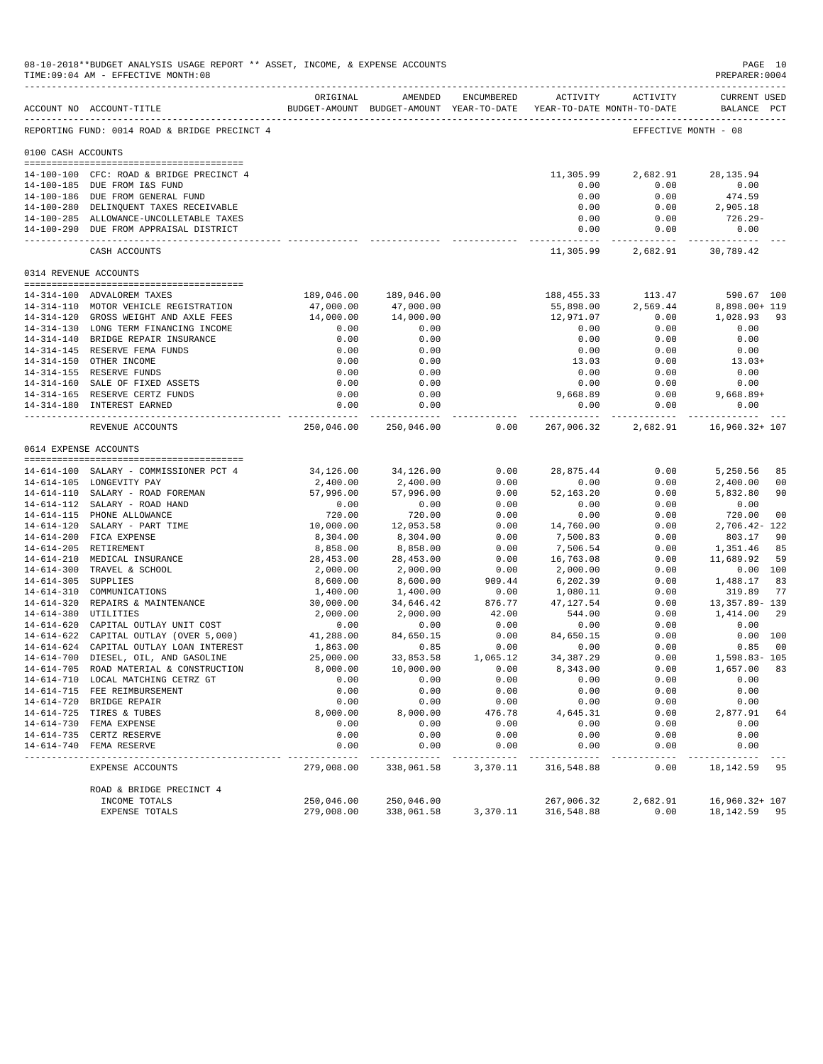08-10-2018**BUDGET ANALYSIS USAGE REPORT ** ASSET, INCOME, & EXPENSE ACCOUNTS

TIME:09:04 AM - EFFECTIVE MONTH:08

PREPARER:0004

| ACCOUNT NO | ACCOUNT-TITLE | ORIGINAL BUDGET-AMOUNT | AMENDED BUDGET-AMOUNT | ENCUMBERED YEAR-TO-DATE | ACTIVITY YEAR-TO-DATE | ACTIVITY MONTH-TO-DATE | CURRENT USED BALANCE | PCT |
|---|---|---|---|---|---|---|---|---|
| REPORTING FUND: 0014 ROAD & BRIDGE PRECINCT 4 | | | | | | EFFECTIVE MONTH - 08 | | |
| 0100 CASH ACCOUNTS | | | | | | | | |
| 14-100-100 | CFC: ROAD & BRIDGE PRECINCT 4 | | | | 11,305.99 | 2,682.91 | 28,135.94 | |
| 14-100-185 | DUE FROM I&S FUND | | | | 0.00 | 0.00 | 0.00 | |
| 14-100-186 | DUE FROM GENERAL FUND | | | | 0.00 | 0.00 | 474.59 | |
| 14-100-280 | DELINQUENT TAXES RECEIVABLE | | | | 0.00 | 0.00 | 2,905.18 | |
| 14-100-285 | ALLOWANCE-UNCOLLETABLE TAXES | | | | 0.00 | 0.00 | 726.29- | |
| 14-100-290 | DUE FROM APPRAISAL DISTRICT | | | | 0.00 | 0.00 | 0.00 | |
| | CASH ACCOUNTS | | | | 11,305.99 | 2,682.91 | 30,789.42 | |
| 0314 REVENUE ACCOUNTS | | | | | | | | |
| 14-314-100 | ADVALOREM TAXES | 189,046.00 | 189,046.00 | | 188,455.33 | 113.47 | 590.67 | 100 |
| 14-314-110 | MOTOR VEHICLE REGISTRATION | 47,000.00 | 47,000.00 | | 55,898.00 | 2,569.44 | 8,898.00+ | 119 |
| 14-314-120 | GROSS WEIGHT AND AXLE FEES | 14,000.00 | 14,000.00 | | 12,971.07 | 0.00 | 1,028.93 | 93 |
| 14-314-130 | LONG TERM FINANCING INCOME | 0.00 | 0.00 | | 0.00 | 0.00 | 0.00 | |
| 14-314-140 | BRIDGE REPAIR INSURANCE | 0.00 | 0.00 | | 0.00 | 0.00 | 0.00 | |
| 14-314-145 | RESERVE FEMA FUNDS | 0.00 | 0.00 | | 0.00 | 0.00 | 0.00 | |
| 14-314-150 | OTHER INCOME | 0.00 | 0.00 | | 13.03 | 0.00 | 13.03+ | |
| 14-314-155 | RESERVE FUNDS | 0.00 | 0.00 | | 0.00 | 0.00 | 0.00 | |
| 14-314-160 | SALE OF FIXED ASSETS | 0.00 | 0.00 | | 0.00 | 0.00 | 0.00 | |
| 14-314-165 | RESERVE CERTZ FUNDS | 0.00 | 0.00 | | 9,668.89 | 0.00 | 9,668.89+ | |
| 14-314-180 | INTEREST EARNED | 0.00 | 0.00 | | 0.00 | 0.00 | 0.00 | |
| | REVENUE ACCOUNTS | 250,046.00 | 250,046.00 | 0.00 | 267,006.32 | 2,682.91 | 16,960.32+ | 107 |
| 0614 EXPENSE ACCOUNTS | | | | | | | | |
| 14-614-100 | SALARY - COMMISSIONER PCT 4 | 34,126.00 | 34,126.00 | 0.00 | 28,875.44 | 0.00 | 5,250.56 | 85 |
| 14-614-105 | LONGEVITY PAY | 2,400.00 | 2,400.00 | 0.00 | 0.00 | 0.00 | 2,400.00 | 00 |
| 14-614-110 | SALARY - ROAD FOREMAN | 57,996.00 | 57,996.00 | 0.00 | 52,163.20 | 0.00 | 5,832.80 | 90 |
| 14-614-112 | SALARY - ROAD HAND | 0.00 | 0.00 | 0.00 | 0.00 | 0.00 | 0.00 | |
| 14-614-115 | PHONE ALLOWANCE | 720.00 | 720.00 | 0.00 | 0.00 | 0.00 | 720.00 | 00 |
| 14-614-120 | SALARY - PART TIME | 10,000.00 | 12,053.58 | 0.00 | 14,760.00 | 0.00 | 2,706.42- | 122 |
| 14-614-200 | FICA EXPENSE | 8,304.00 | 8,304.00 | 0.00 | 7,500.83 | 0.00 | 803.17 | 90 |
| 14-614-205 | RETIREMENT | 8,858.00 | 8,858.00 | 0.00 | 7,506.54 | 0.00 | 1,351.46 | 85 |
| 14-614-210 | MEDICAL INSURANCE | 28,453.00 | 28,453.00 | 0.00 | 16,763.08 | 0.00 | 11,689.92 | 59 |
| 14-614-300 | TRAVEL & SCHOOL | 2,000.00 | 2,000.00 | 0.00 | 2,000.00 | 0.00 | 0.00 | 100 |
| 14-614-305 | SUPPLIES | 8,600.00 | 8,600.00 | 909.44 | 6,202.39 | 0.00 | 1,488.17 | 83 |
| 14-614-310 | COMMUNICATIONS | 1,400.00 | 1,400.00 | 0.00 | 1,080.11 | 0.00 | 319.89 | 77 |
| 14-614-320 | REPAIRS & MAINTENANCE | 30,000.00 | 34,646.42 | 876.77 | 47,127.54 | 0.00 | 13,357.89- | 139 |
| 14-614-380 | UTILITIES | 2,000.00 | 2,000.00 | 42.00 | 544.00 | 0.00 | 1,414.00 | 29 |
| 14-614-620 | CAPITAL OUTLAY UNIT COST | 0.00 | 0.00 | 0.00 | 0.00 | 0.00 | 0.00 | |
| 14-614-622 | CAPITAL OUTLAY (OVER 5,000) | 41,288.00 | 84,650.15 | 0.00 | 84,650.15 | 0.00 | 0.00 | 100 |
| 14-614-624 | CAPITAL OUTLAY LOAN INTEREST | 1,863.00 | 0.85 | 0.00 | 0.00 | 0.00 | 0.85 | 00 |
| 14-614-700 | DIESEL, OIL, AND GASOLINE | 25,000.00 | 33,853.58 | 1,065.12 | 34,387.29 | 0.00 | 1,598.83- | 105 |
| 14-614-705 | ROAD MATERIAL & CONSTRUCTION | 8,000.00 | 10,000.00 | 0.00 | 8,343.00 | 0.00 | 1,657.00 | 83 |
| 14-614-710 | LOCAL MATCHING CETRZ GT | 0.00 | 0.00 | 0.00 | 0.00 | 0.00 | 0.00 | |
| 14-614-715 | FEE REIMBURSEMENT | 0.00 | 0.00 | 0.00 | 0.00 | 0.00 | 0.00 | |
| 14-614-720 | BRIDGE REPAIR | 0.00 | 0.00 | 0.00 | 0.00 | 0.00 | 0.00 | |
| 14-614-725 | TIRES & TUBES | 8,000.00 | 8,000.00 | 476.78 | 4,645.31 | 0.00 | 2,877.91 | 64 |
| 14-614-730 | FEMA EXPENSE | 0.00 | 0.00 | 0.00 | 0.00 | 0.00 | 0.00 | |
| 14-614-735 | CERTZ RESERVE | 0.00 | 0.00 | 0.00 | 0.00 | 0.00 | 0.00 | |
| 14-614-740 | FEMA RESERVE | 0.00 | 0.00 | 0.00 | 0.00 | 0.00 | 0.00 | |
| | EXPENSE ACCOUNTS | 279,008.00 | 338,061.58 | 3,370.11 | 316,548.88 | 0.00 | 18,142.59 | 95 |
| | ROAD & BRIDGE PRECINCT 4 | | | | | | | |
| | INCOME TOTALS | 250,046.00 | 250,046.00 | | 267,006.32 | 2,682.91 | 16,960.32+ | 107 |
| | EXPENSE TOTALS | 279,008.00 | 338,061.58 | 3,370.11 | 316,548.88 | 0.00 | 18,142.59 | 95 |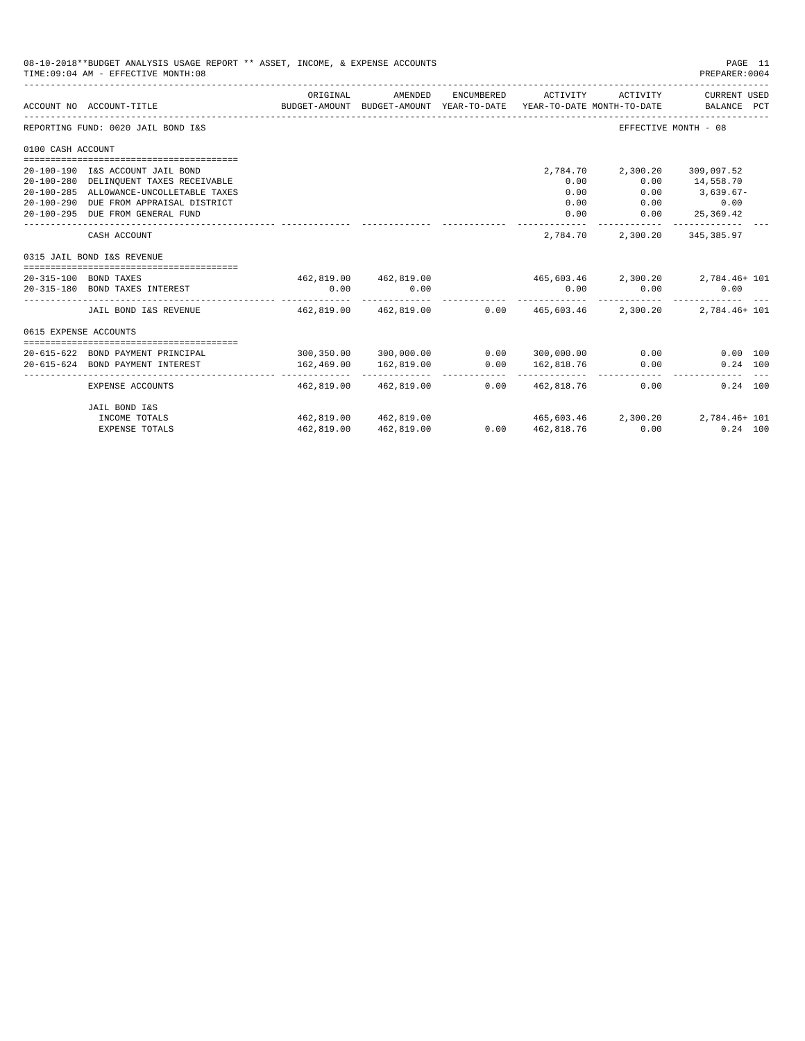08-10-2018**BUDGET ANALYSIS USAGE REPORT ** ASSET, INCOME, & EXPENSE ACCOUNTS
TIME:09:04 AM - EFFECTIVE MONTH:08

PREPARER:0004

| ACCOUNT NO | ACCOUNT-TITLE | ORIGINAL BUDGET-AMOUNT | AMENDED BUDGET-AMOUNT | ENCUMBERED YEAR-TO-DATE | ACTIVITY YEAR-TO-DATE | ACTIVITY MONTH-TO-DATE | CURRENT USED BALANCE | PCT |
|---|---|---|---|---|---|---|---|---|
| REPORTING FUND: 0020 JAIL BOND I&S | | | | | | | EFFECTIVE MONTH - 08 | |
| 0100 CASH ACCOUNT | | | | | | | | |
| 20-100-190 | I&S ACCOUNT JAIL BOND | | | | 2,784.70 | 2,300.20 | 309,097.52 | |
| 20-100-280 | DELINQUENT TAXES RECEIVABLE | | | | 0.00 | 0.00 | 14,558.70 | |
| 20-100-285 | ALLOWANCE-UNCOLLETABLE TAXES | | | | 0.00 | 0.00 | 3,639.67- | |
| 20-100-290 | DUE FROM APPRAISAL DISTRICT | | | | 0.00 | 0.00 | 0.00 | |
| 20-100-295 | DUE FROM GENERAL FUND | | | | 0.00 | 0.00 | 25,369.42 | |
| | CASH ACCOUNT | | | | 2,784.70 | 2,300.20 | 345,385.97 | |
| 0315 JAIL BOND I&S REVENUE | | | | | | | | |
| 20-315-100 | BOND TAXES | 462,819.00 | 462,819.00 | | 465,603.46 | 2,300.20 | 2,784.46+ | 101 |
| 20-315-180 | BOND TAXES INTEREST | 0.00 | 0.00 | | 0.00 | 0.00 | 0.00 | |
| | JAIL BOND I&S REVENUE | 462,819.00 | 462,819.00 | 0.00 | 465,603.46 | 2,300.20 | 2,784.46+ | 101 |
| 0615 EXPENSE ACCOUNTS | | | | | | | | |
| 20-615-622 | BOND PAYMENT PRINCIPAL | 300,350.00 | 300,000.00 | 0.00 | 300,000.00 | 0.00 | 0.00 | 100 |
| 20-615-624 | BOND PAYMENT INTEREST | 162,469.00 | 162,819.00 | 0.00 | 162,818.76 | 0.00 | 0.24 | 100 |
| | EXPENSE ACCOUNTS | 462,819.00 | 462,819.00 | 0.00 | 462,818.76 | 0.00 | 0.24 | 100 |
| | JAIL BOND I&S | | | | | | | |
| | INCOME TOTALS | 462,819.00 | 462,819.00 | | 465,603.46 | 2,300.20 | 2,784.46+ | 101 |
| | EXPENSE TOTALS | 462,819.00 | 462,819.00 | 0.00 | 462,818.76 | 0.00 | 0.24 | 100 |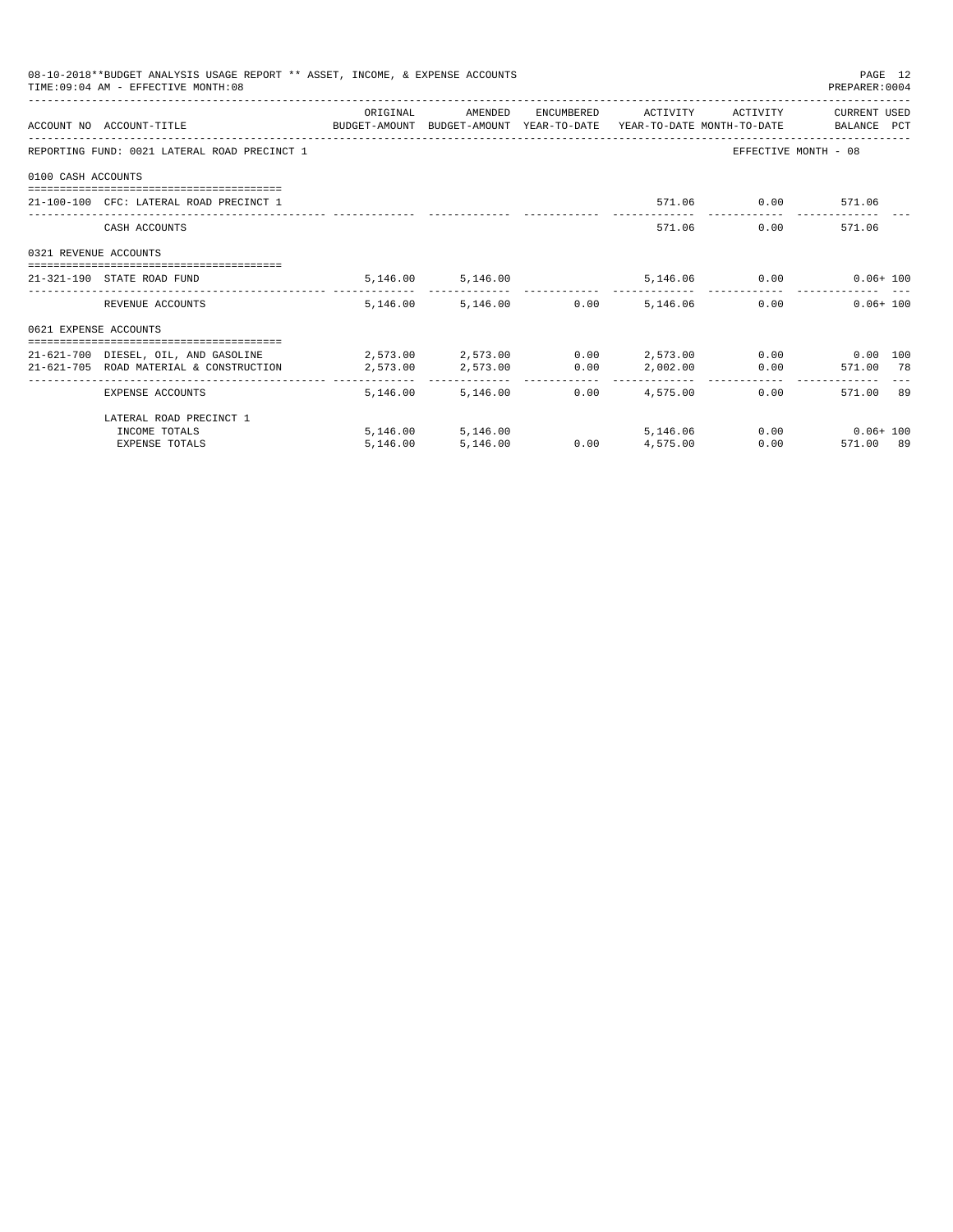08-10-2018**BUDGET ANALYSIS USAGE REPORT ** ASSET, INCOME, & EXPENSE ACCOUNTS

TIME:09:04 AM - EFFECTIVE MONTH:08

PREPARER:0004

| ACCOUNT NO | ACCOUNT-TITLE | ORIGINAL BUDGET-AMOUNT | AMENDED BUDGET-AMOUNT | ENCUMBERED YEAR-TO-DATE | ACTIVITY YEAR-TO-DATE | ACTIVITY MONTH-TO-DATE | CURRENT USED BALANCE | PCT |
|---|---|---|---|---|---|---|---|---|
| REPORTING FUND: 0021 LATERAL ROAD PRECINCT 1 | | | | | | EFFECTIVE MONTH - 08 | | |
| 0100 CASH ACCOUNTS | | | | | | | | |
| 21-100-100 | CFC: LATERAL ROAD PRECINCT 1 | | | | 571.06 | 0.00 | 571.06 | |
| | CASH ACCOUNTS | | | | 571.06 | 0.00 | 571.06 | |
| 0321 REVENUE ACCOUNTS | | | | | | | | |
| 21-321-190 | STATE ROAD FUND | 5,146.00 | 5,146.00 | | 5,146.06 | 0.00 | 0.06+ | 100 |
| | REVENUE ACCOUNTS | 5,146.00 | 5,146.00 | 0.00 | 5,146.06 | 0.00 | 0.06+ | 100 |
| 0621 EXPENSE ACCOUNTS | | | | | | | | |
| 21-621-700 | DIESEL, OIL, AND GASOLINE | 2,573.00 | 2,573.00 | 0.00 | 2,573.00 | 0.00 | 0.00 | 100 |
| 21-621-705 | ROAD MATERIAL & CONSTRUCTION | 2,573.00 | 2,573.00 | 0.00 | 2,002.00 | 0.00 | 571.00 | 78 |
| | EXPENSE ACCOUNTS | 5,146.00 | 5,146.00 | 0.00 | 4,575.00 | 0.00 | 571.00 | 89 |
| | LATERAL ROAD PRECINCT 1 | | | | | | | |
| | INCOME TOTALS | 5,146.00 | 5,146.00 | | 5,146.06 | 0.00 | 0.06+ | 100 |
| | EXPENSE TOTALS | 5,146.00 | 5,146.00 | 0.00 | 4,575.00 | 0.00 | 571.00 | 89 |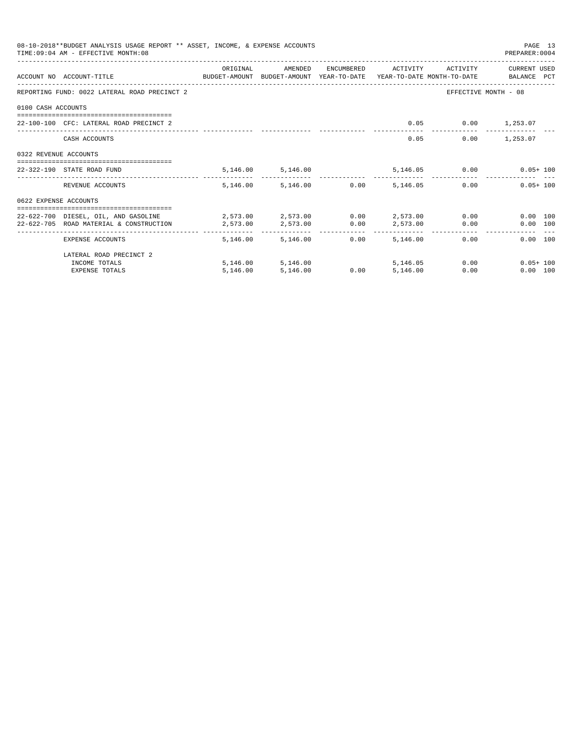08-10-2018**BUDGET ANALYSIS USAGE REPORT ** ASSET, INCOME, & EXPENSE ACCOUNTS

TIME:09:04 AM - EFFECTIVE MONTH:08

PREPARER:0004

| ACCOUNT NO | ACCOUNT-TITLE | ORIGINAL BUDGET-AMOUNT | AMENDED BUDGET-AMOUNT | ENCUMBERED YEAR-TO-DATE | ACTIVITY YEAR-TO-DATE | ACTIVITY MONTH-TO-DATE | CURRENT USED BALANCE | PCT |
|---|---|---|---|---|---|---|---|---|
| REPORTING FUND: 0022 LATERAL ROAD PRECINCT 2 | | | | | | EFFECTIVE MONTH - 08 | | |
| 0100 CASH ACCOUNTS | | | | | | | | |
| 22-100-100 | CFC: LATERAL ROAD PRECINCT 2 | | | | 0.05 | 0.00 | 1,253.07 | |
| | CASH ACCOUNTS | | | | 0.05 | 0.00 | 1,253.07 | |
| 0322 REVENUE ACCOUNTS | | | | | | | | |
| 22-322-190 | STATE ROAD FUND | 5,146.00 | 5,146.00 | | 5,146.05 | 0.00 | 0.05+ | 100 |
| | REVENUE ACCOUNTS | 5,146.00 | 5,146.00 | 0.00 | 5,146.05 | 0.00 | 0.05+ | 100 |
| 0622 EXPENSE ACCOUNTS | | | | | | | | |
| 22-622-700 | DIESEL, OIL, AND GASOLINE | 2,573.00 | 2,573.00 | 0.00 | 2,573.00 | 0.00 | 0.00 | 100 |
| 22-622-705 | ROAD MATERIAL & CONSTRUCTION | 2,573.00 | 2,573.00 | 0.00 | 2,573.00 | 0.00 | 0.00 | 100 |
| | EXPENSE ACCOUNTS | 5,146.00 | 5,146.00 | 0.00 | 5,146.00 | 0.00 | 0.00 | 100 |
| | LATERAL ROAD PRECINCT 2 | | | | | | | |
| | INCOME TOTALS | 5,146.00 | 5,146.00 | | 5,146.05 | 0.00 | 0.05+ | 100 |
| | EXPENSE TOTALS | 5,146.00 | 5,146.00 | 0.00 | 5,146.00 | 0.00 | 0.00 | 100 |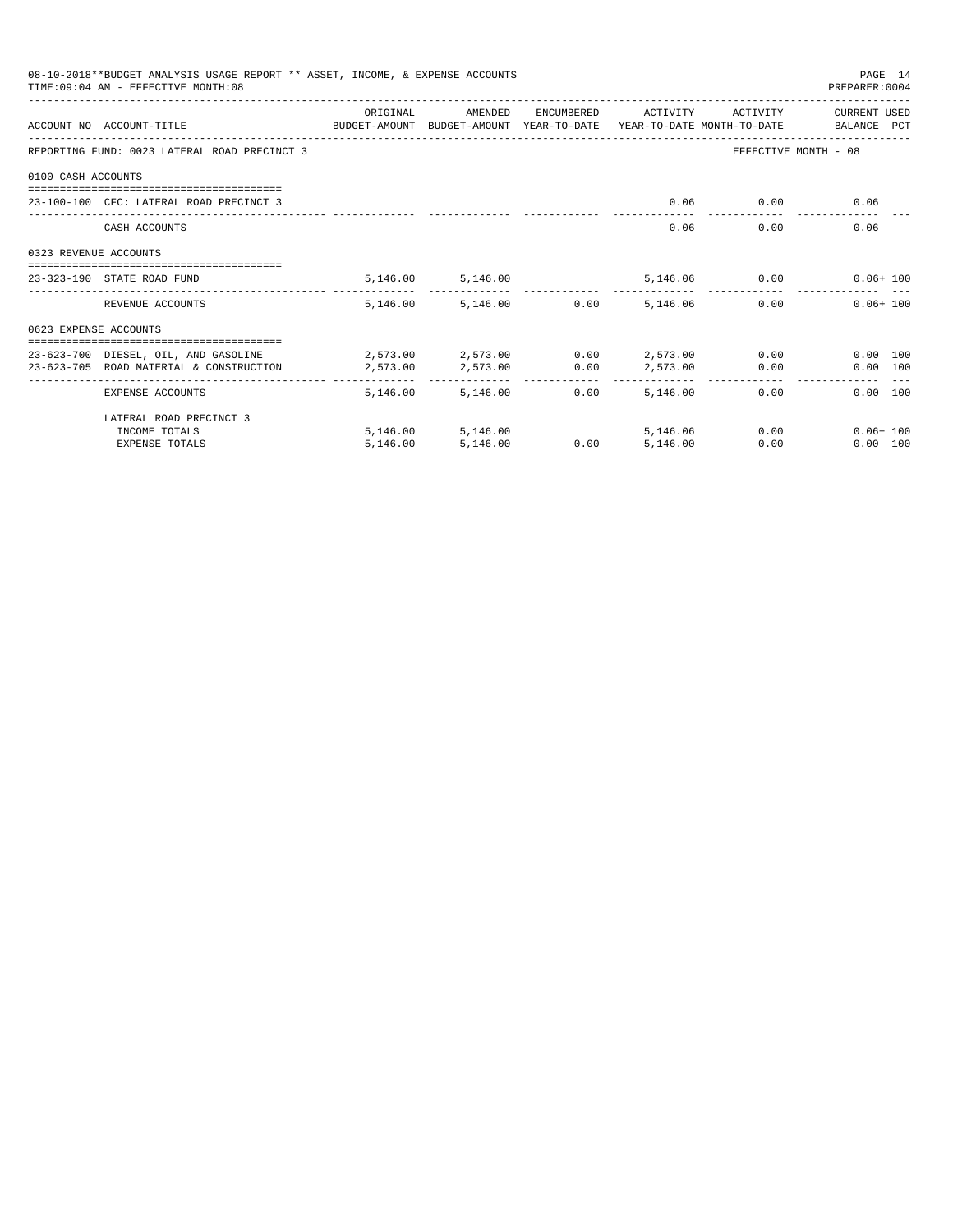08-10-2018**BUDGET ANALYSIS USAGE REPORT ** ASSET, INCOME, & EXPENSE ACCOUNTS
TIME:09:04 AM - EFFECTIVE MONTH:08

PREPARER:0004

| ACCOUNT NO | ACCOUNT-TITLE | ORIGINAL BUDGET-AMOUNT | AMENDED BUDGET-AMOUNT | ENCUMBERED YEAR-TO-DATE | ACTIVITY YEAR-TO-DATE | ACTIVITY MONTH-TO-DATE | CURRENT USED BALANCE | PCT |
|---|---|---|---|---|---|---|---|---|
| REPORTING FUND: 0023 LATERAL ROAD PRECINCT 3 | | | | | | EFFECTIVE MONTH - 08 | | |
| 0100 CASH ACCOUNTS | | | | | | | | |
| 23-100-100 | CFC: LATERAL ROAD PRECINCT 3 | | | | 0.06 | 0.00 | 0.06 | |
| | CASH ACCOUNTS | | | | 0.06 | 0.00 | 0.06 | |
| 0323 REVENUE ACCOUNTS | | | | | | | | |
| 23-323-190 | STATE ROAD FUND | 5,146.00 | 5,146.00 | | 5,146.06 | 0.00 | 0.06+ | 100 |
| | REVENUE ACCOUNTS | 5,146.00 | 5,146.00 | 0.00 | 5,146.06 | 0.00 | 0.06+ | 100 |
| 0623 EXPENSE ACCOUNTS | | | | | | | | |
| 23-623-700 | DIESEL, OIL, AND GASOLINE | 2,573.00 | 2,573.00 | 0.00 | 2,573.00 | 0.00 | 0.00 | 100 |
| 23-623-705 | ROAD MATERIAL & CONSTRUCTION | 2,573.00 | 2,573.00 | 0.00 | 2,573.00 | 0.00 | 0.00 | 100 |
| | EXPENSE ACCOUNTS | 5,146.00 | 5,146.00 | 0.00 | 5,146.00 | 0.00 | 0.00 | 100 |
| | LATERAL ROAD PRECINCT 3 | | | | | | | |
| | INCOME TOTALS | 5,146.00 | 5,146.00 | | 5,146.06 | 0.00 | 0.06+ | 100 |
| | EXPENSE TOTALS | 5,146.00 | 5,146.00 | 0.00 | 5,146.00 | 0.00 | 0.00 | 100 |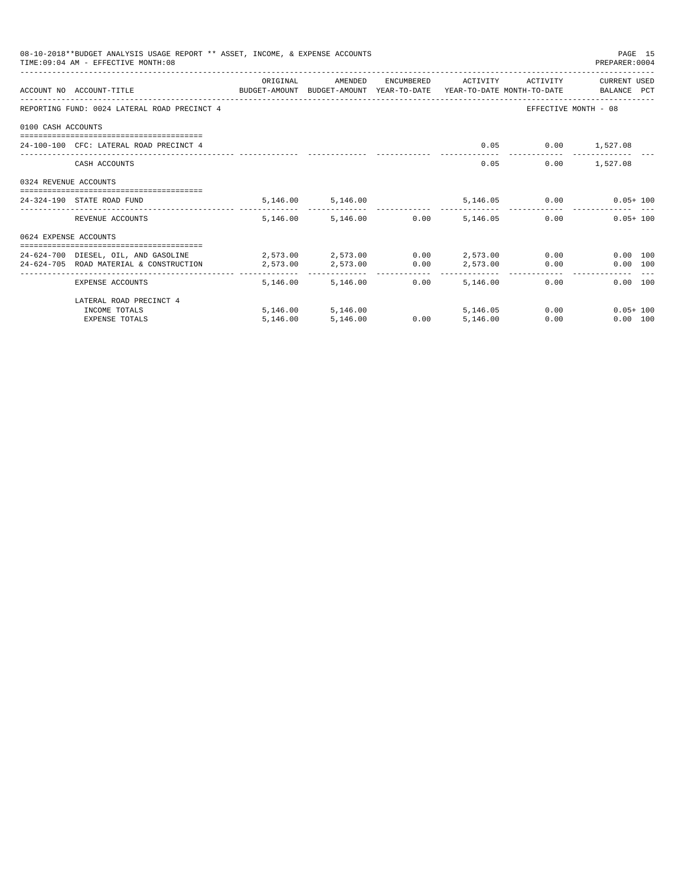08-10-2018**BUDGET ANALYSIS USAGE REPORT ** ASSET, INCOME, & EXPENSE ACCOUNTS

TIME:09:04 AM - EFFECTIVE MONTH:08

PREPARER:0004

| ACCOUNT NO | ACCOUNT-TITLE | ORIGINAL BUDGET-AMOUNT | AMENDED BUDGET-AMOUNT | ENCUMBERED YEAR-TO-DATE | ACTIVITY YEAR-TO-DATE | ACTIVITY MONTH-TO-DATE | CURRENT USED BALANCE | PCT |
|---|---|---|---|---|---|---|---|---|
| REPORTING FUND: 0024 LATERAL ROAD PRECINCT 4 | | | | | | EFFECTIVE MONTH - 08 | | |
| 0100 CASH ACCOUNTS | | | | | | | | |
| 24-100-100 | CFC: LATERAL ROAD PRECINCT 4 | | | | 0.05 | 0.00 | 1,527.08 | |
| | CASH ACCOUNTS | | | | 0.05 | 0.00 | 1,527.08 | |
| 0324 REVENUE ACCOUNTS | | | | | | | | |
| 24-324-190 | STATE ROAD FUND | 5,146.00 | 5,146.00 | | 5,146.05 | 0.00 | 0.05+ | 100 |
| | REVENUE ACCOUNTS | 5,146.00 | 5,146.00 | 0.00 | 5,146.05 | 0.00 | 0.05+ | 100 |
| 0624 EXPENSE ACCOUNTS | | | | | | | | |
| 24-624-700 | DIESEL, OIL, AND GASOLINE | 2,573.00 | 2,573.00 | 0.00 | 2,573.00 | 0.00 | 0.00 | 100 |
| 24-624-705 | ROAD MATERIAL & CONSTRUCTION | 2,573.00 | 2,573.00 | 0.00 | 2,573.00 | 0.00 | 0.00 | 100 |
| | EXPENSE ACCOUNTS | 5,146.00 | 5,146.00 | 0.00 | 5,146.00 | 0.00 | 0.00 | 100 |
| | LATERAL ROAD PRECINCT 4 | | | | | | | |
| | INCOME TOTALS | 5,146.00 | 5,146.00 | | 5,146.05 | 0.00 | 0.05+ | 100 |
| | EXPENSE TOTALS | 5,146.00 | 5,146.00 | 0.00 | 5,146.00 | 0.00 | 0.00 | 100 |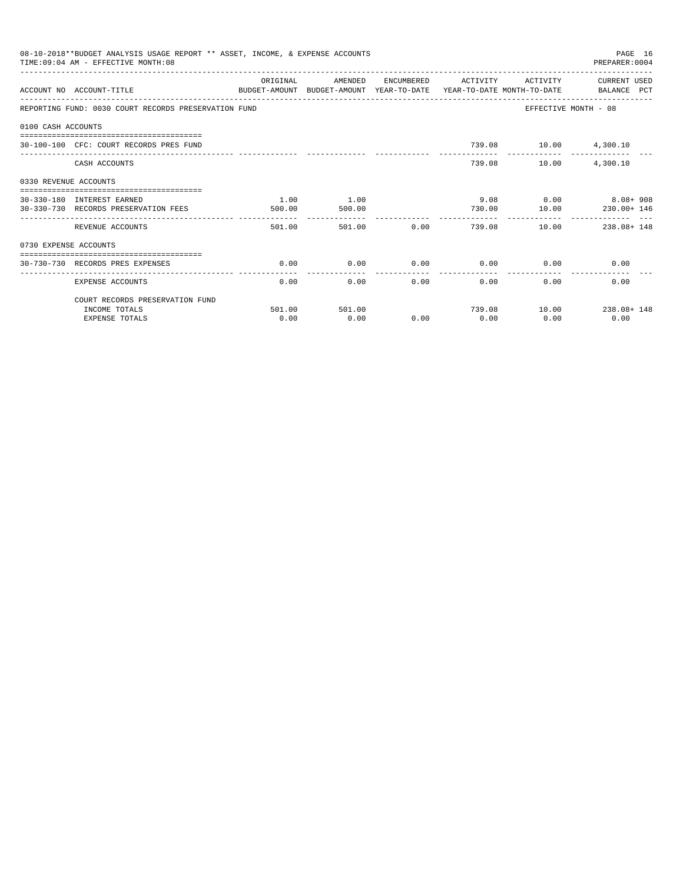08-10-2018**BUDGET ANALYSIS USAGE REPORT ** ASSET, INCOME, & EXPENSE ACCOUNTS

TIME:09:04 AM - EFFECTIVE MONTH:08

PREPARER:0004

| ACCOUNT NO | ACCOUNT-TITLE | ORIGINAL BUDGET-AMOUNT | AMENDED BUDGET-AMOUNT | ENCUMBERED YEAR-TO-DATE | ACTIVITY YEAR-TO-DATE | ACTIVITY MONTH-TO-DATE | CURRENT USED BALANCE PCT |
|---|---|---|---|---|---|---|---|
| REPORTING FUND: 0030 COURT RECORDS PRESERVATION FUND | | | | | | EFFECTIVE MONTH - 08 | |
| 0100 CASH ACCOUNTS | | | | | | | |
| 30-100-100 | CFC: COURT RECORDS PRES FUND | | | | 739.08 | 10.00 | 4,300.10 |
| | CASH ACCOUNTS | | | | 739.08 | 10.00 | 4,300.10 |
| 0330 REVENUE ACCOUNTS | | | | | | | |
| 30-330-180 | INTEREST EARNED | 1.00 | 1.00 | | 9.08 | 0.00 | 8.08+ 908 |
| 30-330-730 | RECORDS PRESERVATION FEES | 500.00 | 500.00 | | 730.00 | 10.00 | 230.00+ 146 |
| | REVENUE ACCOUNTS | 501.00 | 501.00 | 0.00 | 739.08 | 10.00 | 238.08+ 148 |
| 0730 EXPENSE ACCOUNTS | | | | | | | |
| 30-730-730 | RECORDS PRES EXPENSES | 0.00 | 0.00 | 0.00 | 0.00 | 0.00 | 0.00 |
| | EXPENSE ACCOUNTS | 0.00 | 0.00 | 0.00 | 0.00 | 0.00 | 0.00 |
| | COURT RECORDS PRESERVATION FUND | | | | | | |
| | INCOME TOTALS | 501.00 | 501.00 | | 739.08 | 10.00 | 238.08+ 148 |
| | EXPENSE TOTALS | 0.00 | 0.00 | 0.00 | 0.00 | 0.00 | 0.00 |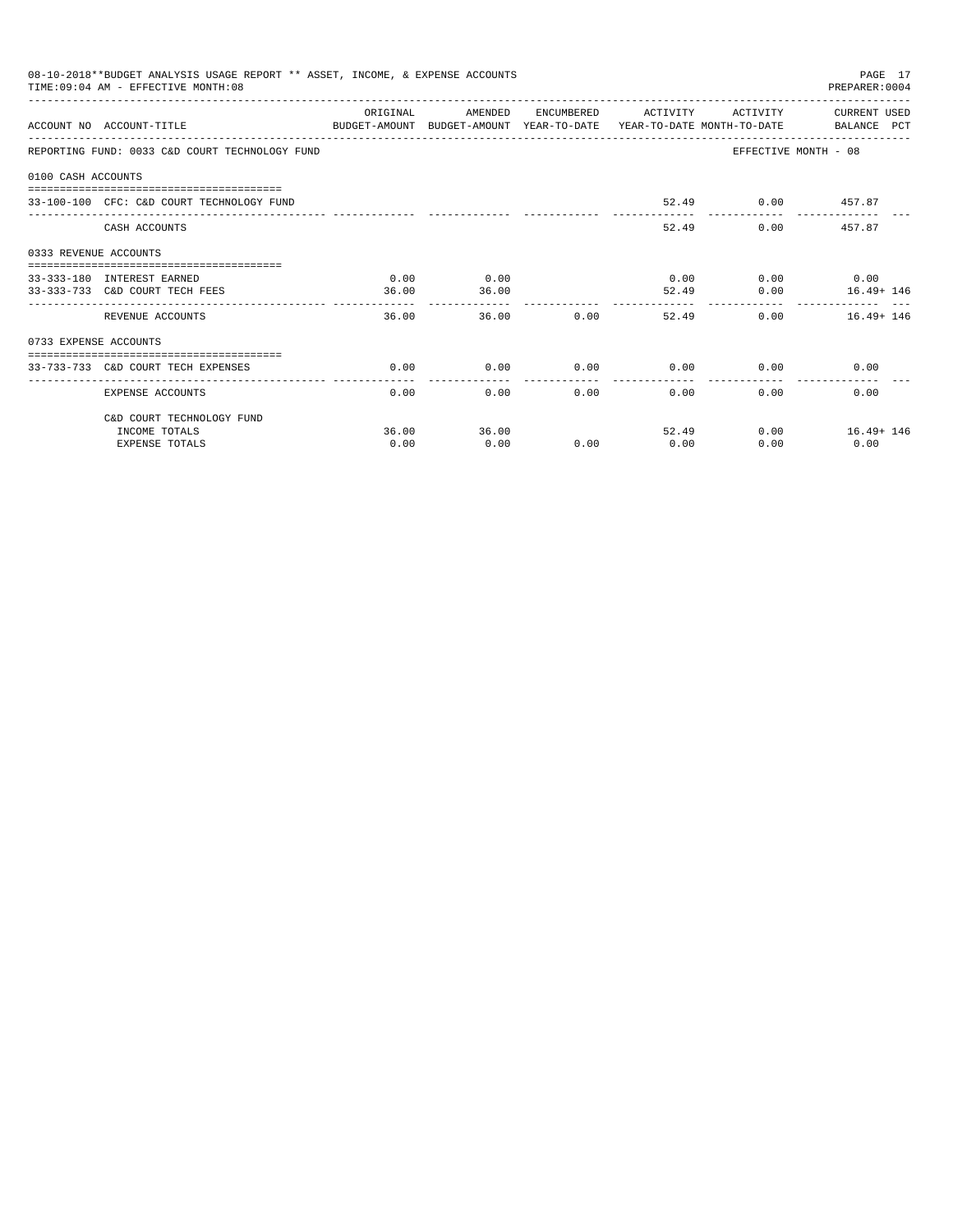08-10-2018**BUDGET ANALYSIS USAGE REPORT ** ASSET, INCOME, & EXPENSE ACCOUNTS

TIME:09:04 AM - EFFECTIVE MONTH:08

| ACCOUNT NO | ACCOUNT-TITLE | ORIGINAL BUDGET-AMOUNT | AMENDED BUDGET-AMOUNT | ENCUMBERED YEAR-TO-DATE | ACTIVITY YEAR-TO-DATE | ACTIVITY MONTH-TO-DATE | CURRENT USED BALANCE | PCT |
|---|---|---|---|---|---|---|---|---|
| REPORTING FUND: 0033 C&D COURT TECHNOLOGY FUND | | | | | | EFFECTIVE MONTH - 08 | | |
| 0100 CASH ACCOUNTS | | | | | | | | |
| 33-100-100 | CFC: C&D COURT TECHNOLOGY FUND | | | | 52.49 | 0.00 | 457.87 | |
| | CASH ACCOUNTS | | | | 52.49 | 0.00 | 457.87 | |
| 0333 REVENUE ACCOUNTS | | | | | | | | |
| 33-333-180 | INTEREST EARNED | 0.00 | 0.00 | | 0.00 | 0.00 | 0.00 | |
| 33-333-733 | C&D COURT TECH FEES | 36.00 | 36.00 | | 52.49 | 0.00 | 16.49+ | 146 |
| | REVENUE ACCOUNTS | 36.00 | 36.00 | 0.00 | 52.49 | 0.00 | 16.49+ | 146 |
| 0733 EXPENSE ACCOUNTS | | | | | | | | |
| 33-733-733 | C&D COURT TECH EXPENSES | 0.00 | 0.00 | 0.00 | 0.00 | 0.00 | 0.00 | |
| | EXPENSE ACCOUNTS | 0.00 | 0.00 | 0.00 | 0.00 | 0.00 | 0.00 | |
| | C&D COURT TECHNOLOGY FUND | | | | | | | |
| | INCOME TOTALS | 36.00 | 36.00 | | 52.49 | 0.00 | 16.49+ | 146 |
| | EXPENSE TOTALS | 0.00 | 0.00 | 0.00 | 0.00 | 0.00 | 0.00 | |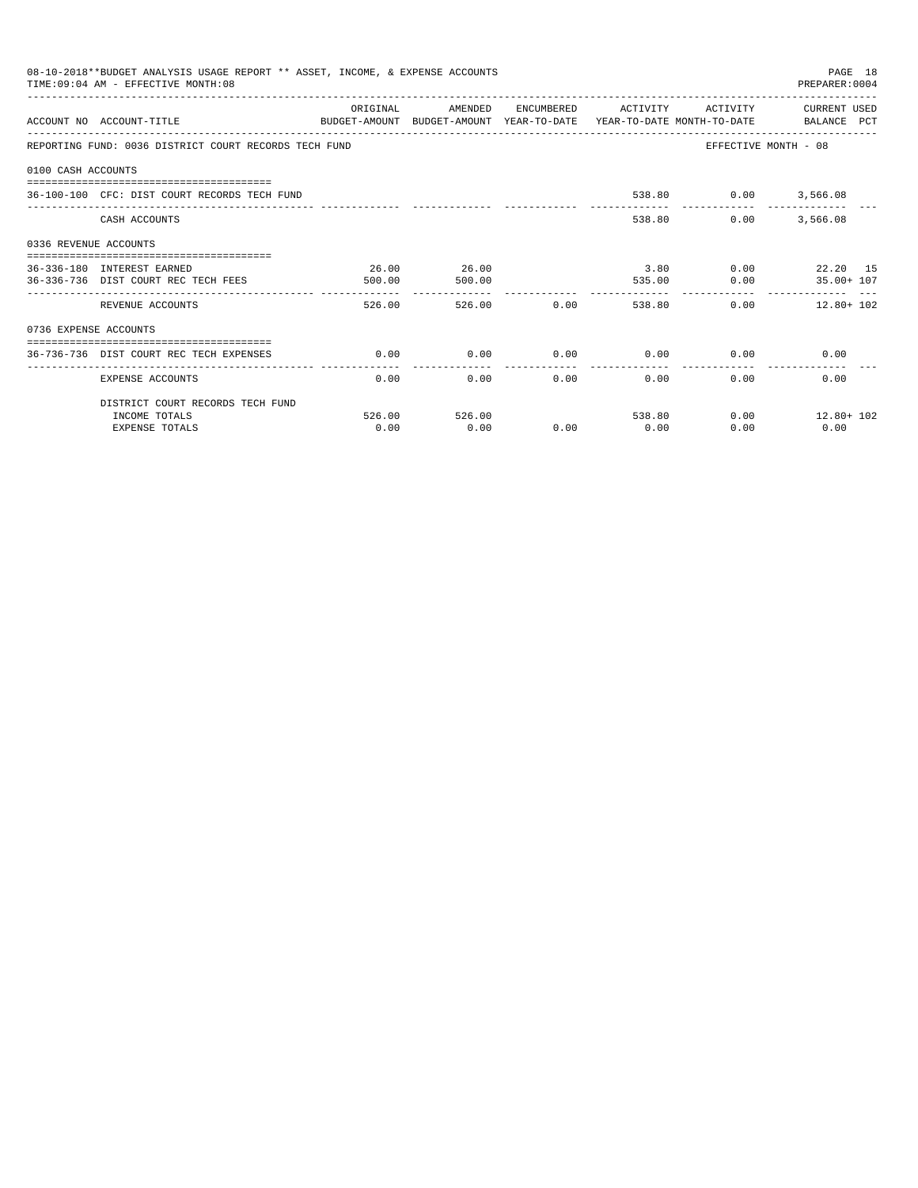08-10-2018**BUDGET ANALYSIS USAGE REPORT ** ASSET, INCOME, & EXPENSE ACCOUNTS

TIME:09:04 AM - EFFECTIVE MONTH:08

PREPARER:0004

| ACCOUNT NO ACCOUNT-TITLE | ORIGINAL BUDGET-AMOUNT | AMENDED BUDGET-AMOUNT | ENCUMBERED YEAR-TO-DATE | ACTIVITY YEAR-TO-DATE | ACTIVITY MONTH-TO-DATE | CURRENT USED BALANCE PCT |
|---|---|---|---|---|---|---|
| REPORTING FUND: 0036 DISTRICT COURT RECORDS TECH FUND | | | | | | EFFECTIVE MONTH - 08 |
| 0100 CASH ACCOUNTS | | | | | | |
| 36-100-100 CFC: DIST COURT RECORDS TECH FUND | | | | 538.80 | 0.00 | 3,566.08 |
| CASH ACCOUNTS | | | | 538.80 | 0.00 | 3,566.08 |
| 0336 REVENUE ACCOUNTS | | | | | | |
| 36-336-180 INTEREST EARNED | 26.00 | 26.00 | | 3.80 | 0.00 | 22.20 15 |
| 36-336-736 DIST COURT REC TECH FEES | 500.00 | 500.00 | | 535.00 | 0.00 | 35.00+ 107 |
| REVENUE ACCOUNTS | 526.00 | 526.00 | 0.00 | 538.80 | 0.00 | 12.80+ 102 |
| 0736 EXPENSE ACCOUNTS | | | | | | |
| 36-736-736 DIST COURT REC TECH EXPENSES | 0.00 | 0.00 | 0.00 | 0.00 | 0.00 | 0.00 |
| EXPENSE ACCOUNTS | 0.00 | 0.00 | 0.00 | 0.00 | 0.00 | 0.00 |
| DISTRICT COURT RECORDS TECH FUND | | | | | | |
| INCOME TOTALS | 526.00 | 526.00 | | 538.80 | 0.00 | 12.80+ 102 |
| EXPENSE TOTALS | 0.00 | 0.00 | 0.00 | 0.00 | 0.00 | 0.00 |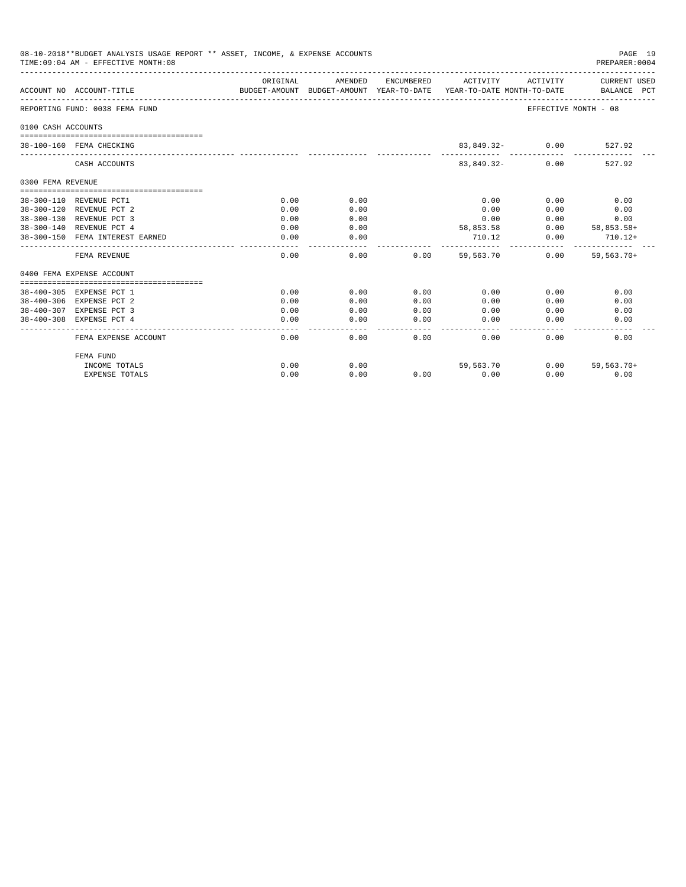08-10-2018**BUDGET ANALYSIS USAGE REPORT ** ASSET, INCOME, & EXPENSE ACCOUNTS
TIME:09:04 AM - EFFECTIVE MONTH:08

PREPARER:0004

| ACCOUNT NO | ACCOUNT-TITLE | ORIGINAL BUDGET-AMOUNT | AMENDED BUDGET-AMOUNT | ENCUMBERED YEAR-TO-DATE | ACTIVITY YEAR-TO-DATE | ACTIVITY MONTH-TO-DATE | CURRENT USED BALANCE | PCT |
|---|---|---|---|---|---|---|---|---|
| REPORTING FUND: 0038 FEMA FUND | | | | | | EFFECTIVE MONTH - 08 | | |
| 0100 CASH ACCOUNTS | | | | | | | | |
| 38-100-160 | FEMA CHECKING | | | | 83,849.32- | 0.00 | 527.92 | |
| | CASH ACCOUNTS | | | | 83,849.32- | 0.00 | 527.92 | |
| 0300 FEMA REVENUE | | | | | | | | |
| 38-300-110 | REVENUE PCT1 | 0.00 | 0.00 | | 0.00 | 0.00 | 0.00 | |
| 38-300-120 | REVENUE PCT 2 | 0.00 | 0.00 | | 0.00 | 0.00 | 0.00 | |
| 38-300-130 | REVENUE PCT 3 | 0.00 | 0.00 | | 0.00 | 0.00 | 0.00 | |
| 38-300-140 | REVENUE PCT 4 | 0.00 | 0.00 | | 58,853.58 | 0.00 | 58,853.58+ | |
| 38-300-150 | FEMA INTEREST EARNED | 0.00 | 0.00 | | 710.12 | 0.00 | 710.12+ | |
| | FEMA REVENUE | 0.00 | 0.00 | 0.00 | 59,563.70 | 0.00 | 59,563.70+ | |
| 0400 FEMA EXPENSE ACCOUNT | | | | | | | | |
| 38-400-305 | EXPENSE PCT 1 | 0.00 | 0.00 | 0.00 | 0.00 | 0.00 | 0.00 | |
| 38-400-306 | EXPENSE PCT 2 | 0.00 | 0.00 | 0.00 | 0.00 | 0.00 | 0.00 | |
| 38-400-307 | EXPENSE PCT 3 | 0.00 | 0.00 | 0.00 | 0.00 | 0.00 | 0.00 | |
| 38-400-308 | EXPENSE PCT 4 | 0.00 | 0.00 | 0.00 | 0.00 | 0.00 | 0.00 | |
| | FEMA EXPENSE ACCOUNT | 0.00 | 0.00 | 0.00 | 0.00 | 0.00 | 0.00 | |
| | FEMA FUND | | | | | | | |
| | INCOME TOTALS | 0.00 | 0.00 | | 59,563.70 | 0.00 | 59,563.70+ | |
| | EXPENSE TOTALS | 0.00 | 0.00 | 0.00 | 0.00 | 0.00 | 0.00 | |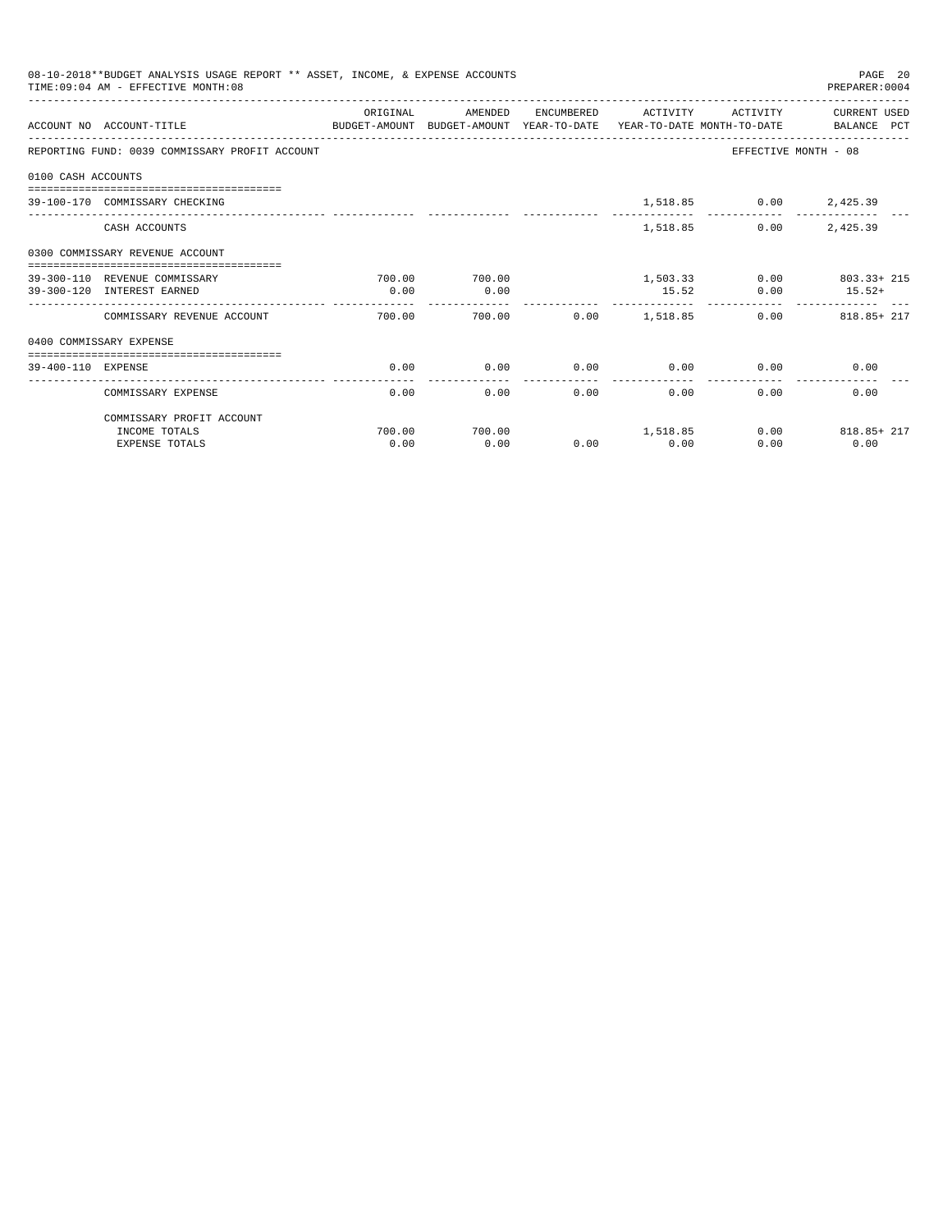08-10-2018**BUDGET ANALYSIS USAGE REPORT ** ASSET, INCOME, & EXPENSE ACCOUNTS
TIME:09:04 AM - EFFECTIVE MONTH:08

PREPARER:0004

| ACCOUNT NO | ACCOUNT-TITLE | ORIGINAL BUDGET-AMOUNT | AMENDED BUDGET-AMOUNT | ENCUMBERED YEAR-TO-DATE | ACTIVITY YEAR-TO-DATE | ACTIVITY MONTH-TO-DATE | CURRENT USED BALANCE | PCT |
|---|---|---|---|---|---|---|---|---|
| REPORTING FUND: 0039 COMMISSARY PROFIT ACCOUNT | | | | | | | EFFECTIVE MONTH - 08 | |
| 0100 CASH ACCOUNTS | | | | | | | | |
| 39-100-170 | COMMISSARY CHECKING | | | | 1,518.85 | 0.00 | 2,425.39 | |
| | CASH ACCOUNTS | | | | 1,518.85 | 0.00 | 2,425.39 | |
| 0300 COMMISSARY REVENUE ACCOUNT | | | | | | | | |
| 39-300-110 | REVENUE COMMISSARY | 700.00 | 700.00 | | 1,503.33 | 0.00 | 803.33+ | 215 |
| 39-300-120 | INTEREST EARNED | 0.00 | 0.00 | | 15.52 | 0.00 | 15.52+ | |
| | COMMISSARY REVENUE ACCOUNT | 700.00 | 700.00 | 0.00 | 1,518.85 | 0.00 | 818.85+ | 217 |
| 0400 COMMISSARY EXPENSE | | | | | | | | |
| 39-400-110 | EXPENSE | 0.00 | 0.00 | 0.00 | 0.00 | 0.00 | 0.00 | |
| | COMMISSARY EXPENSE | 0.00 | 0.00 | 0.00 | 0.00 | 0.00 | 0.00 | |
| | COMMISSARY PROFIT ACCOUNT | | | | | | | |
| | INCOME TOTALS | 700.00 | 700.00 | | 1,518.85 | 0.00 | 818.85+ | 217 |
| | EXPENSE TOTALS | 0.00 | 0.00 | 0.00 | 0.00 | 0.00 | 0.00 | |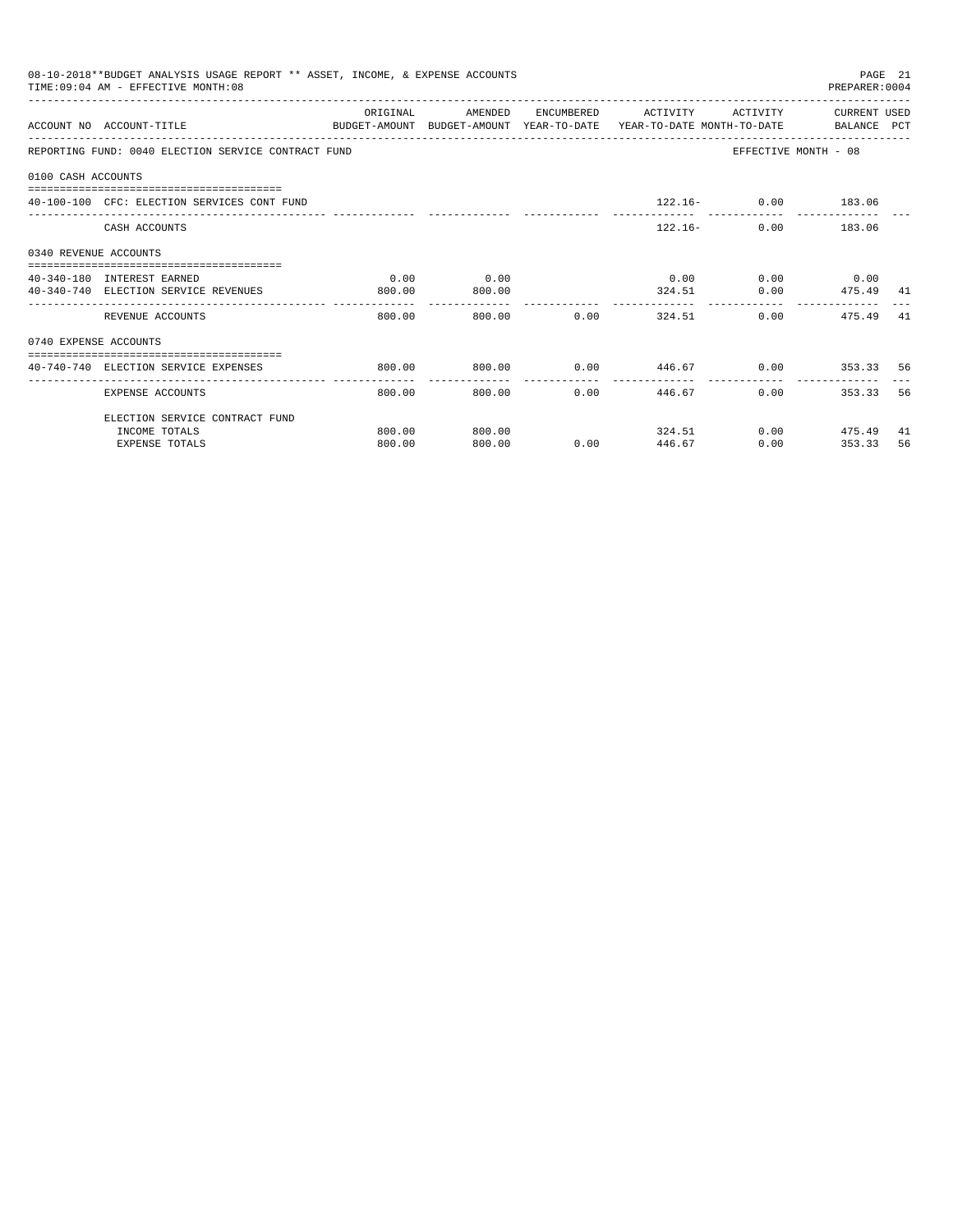08-10-2018**BUDGET ANALYSIS USAGE REPORT ** ASSET, INCOME, & EXPENSE ACCOUNTS
TIME:09:04 AM - EFFECTIVE MONTH:08

PREPARER:0004

REPORTING FUND: 0040 ELECTION SERVICE CONTRACT FUND — EFFECTIVE MONTH - 08

| ACCOUNT NO | ACCOUNT-TITLE | ORIGINAL BUDGET-AMOUNT | AMENDED BUDGET-AMOUNT | ENCUMBERED YEAR-TO-DATE | ACTIVITY YEAR-TO-DATE | ACTIVITY MONTH-TO-DATE | CURRENT BALANCE | USED PCT |
|---|---|---|---|---|---|---|---|---|
| **0100 CASH ACCOUNTS** | | | | | | | | |
| 40-100-100 | CFC: ELECTION SERVICES CONT FUND | | | | 122.16- | 0.00 | 183.06 | |
| | CASH ACCOUNTS | | | | 122.16- | 0.00 | 183.06 | |
| **0340 REVENUE ACCOUNTS** | | | | | | | | |
| 40-340-180 | INTEREST EARNED | 0.00 | 0.00 | | 0.00 | 0.00 | 0.00 | |
| 40-340-740 | ELECTION SERVICE REVENUES | 800.00 | 800.00 | | 324.51 | 0.00 | 475.49 | 41 |
| | REVENUE ACCOUNTS | 800.00 | 800.00 | 0.00 | 324.51 | 0.00 | 475.49 | 41 |
| **0740 EXPENSE ACCOUNTS** | | | | | | | | |
| 40-740-740 | ELECTION SERVICE EXPENSES | 800.00 | 800.00 | 0.00 | 446.67 | 0.00 | 353.33 | 56 |
| | EXPENSE ACCOUNTS | 800.00 | 800.00 | 0.00 | 446.67 | 0.00 | 353.33 | 56 |
| | ELECTION SERVICE CONTRACT FUND | | | | | | | |
| | INCOME TOTALS | 800.00 | 800.00 | | 324.51 | 0.00 | 475.49 | 41 |
| | EXPENSE TOTALS | 800.00 | 800.00 | 0.00 | 446.67 | 0.00 | 353.33 | 56 |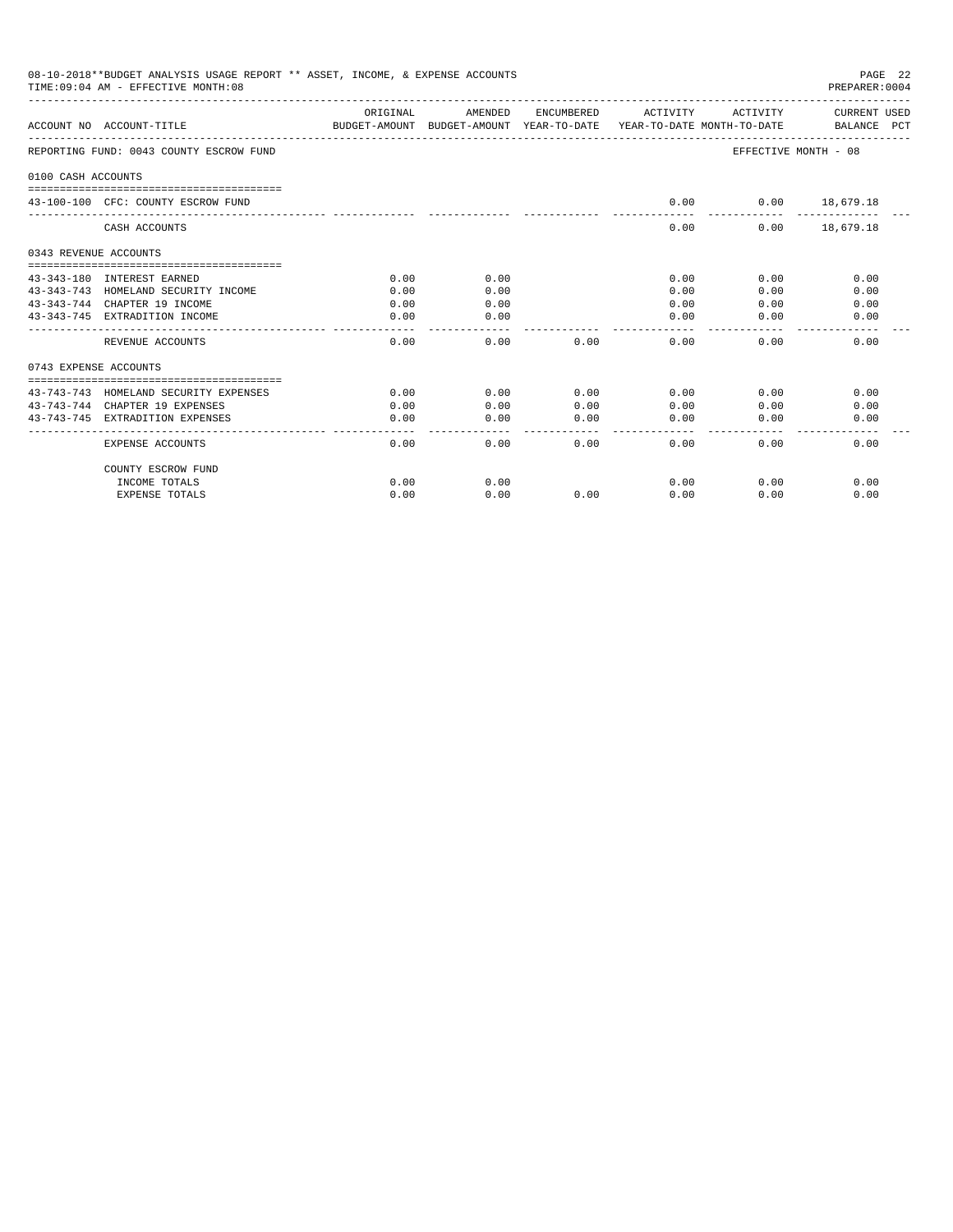08-10-2018**BUDGET ANALYSIS USAGE REPORT ** ASSET, INCOME, & EXPENSE ACCOUNTS

TIME:09:04 AM - EFFECTIVE MONTH:08

| ACCOUNT NO | ACCOUNT-TITLE | ORIGINAL BUDGET-AMOUNT | AMENDED BUDGET-AMOUNT | ENCUMBERED YEAR-TO-DATE | ACTIVITY YEAR-TO-DATE | ACTIVITY MONTH-TO-DATE | CURRENT USED BALANCE | PCT |
|---|---|---|---|---|---|---|---|---|
| REPORTING FUND: 0043 COUNTY ESCROW FUND | | | | | | EFFECTIVE MONTH - 08 | | |
| 0100 CASH ACCOUNTS | | | | | | | | |
| 43-100-100 | CFC: COUNTY ESCROW FUND | | | | 0.00 | 0.00 | 18,679.18 | |
| | CASH ACCOUNTS | | | | 0.00 | 0.00 | 18,679.18 | |
| 0343 REVENUE ACCOUNTS | | | | | | | | |
| 43-343-180 | INTEREST EARNED | 0.00 | 0.00 | | 0.00 | 0.00 | 0.00 | |
| 43-343-743 | HOMELAND SECURITY INCOME | 0.00 | 0.00 | | 0.00 | 0.00 | 0.00 | |
| 43-343-744 | CHAPTER 19 INCOME | 0.00 | 0.00 | | 0.00 | 0.00 | 0.00 | |
| 43-343-745 | EXTRADITION INCOME | 0.00 | 0.00 | | 0.00 | 0.00 | 0.00 | |
| | REVENUE ACCOUNTS | 0.00 | 0.00 | 0.00 | 0.00 | 0.00 | 0.00 | |
| 0743 EXPENSE ACCOUNTS | | | | | | | | |
| 43-743-743 | HOMELAND SECURITY EXPENSES | 0.00 | 0.00 | 0.00 | 0.00 | 0.00 | 0.00 | |
| 43-743-744 | CHAPTER 19 EXPENSES | 0.00 | 0.00 | 0.00 | 0.00 | 0.00 | 0.00 | |
| 43-743-745 | EXTRADITION EXPENSES | 0.00 | 0.00 | 0.00 | 0.00 | 0.00 | 0.00 | |
| | EXPENSE ACCOUNTS | 0.00 | 0.00 | 0.00 | 0.00 | 0.00 | 0.00 | |
| | COUNTY ESCROW FUND | | | | | | | |
| | INCOME TOTALS | 0.00 | 0.00 | | 0.00 | 0.00 | 0.00 | |
| | EXPENSE TOTALS | 0.00 | 0.00 | 0.00 | 0.00 | 0.00 | 0.00 | |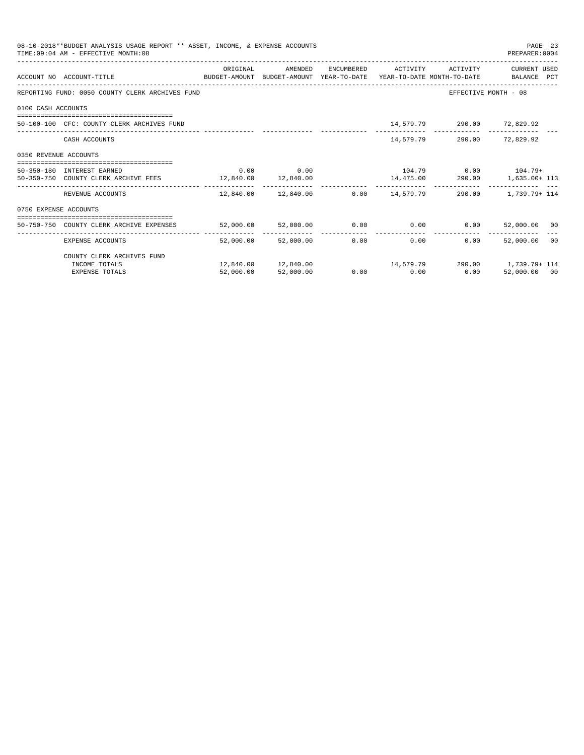08-10-2018**BUDGET ANALYSIS USAGE REPORT ** ASSET, INCOME, & EXPENSE ACCOUNTS
TIME:09:04 AM - EFFECTIVE MONTH:08

PREPARER:0004

| ACCOUNT NO | ACCOUNT-TITLE | ORIGINAL BUDGET-AMOUNT | AMENDED BUDGET-AMOUNT | ENCUMBERED YEAR-TO-DATE | ACTIVITY YEAR-TO-DATE | ACTIVITY MONTH-TO-DATE | CURRENT USED BALANCE | PCT |
|---|---|---|---|---|---|---|---|---|
| REPORTING FUND: 0050 COUNTY CLERK ARCHIVES FUND | | | | | | | EFFECTIVE MONTH - 08 | |
| 0100 CASH ACCOUNTS | | | | | | | | |
| 50-100-100 | CFC: COUNTY CLERK ARCHIVES FUND | | | | 14,579.79 | 290.00 | 72,829.92 | |
| | CASH ACCOUNTS | | | | 14,579.79 | 290.00 | 72,829.92 | |
| 0350 REVENUE ACCOUNTS | | | | | | | | |
| 50-350-180 | INTEREST EARNED | 0.00 | 0.00 | | 104.79 | 0.00 | 104.79+ | |
| 50-350-750 | COUNTY CLERK ARCHIVE FEES | 12,840.00 | 12,840.00 | | 14,475.00 | 290.00 | 1,635.00+ | 113 |
| | REVENUE ACCOUNTS | 12,840.00 | 12,840.00 | 0.00 | 14,579.79 | 290.00 | 1,739.79+ | 114 |
| 0750 EXPENSE ACCOUNTS | | | | | | | | |
| 50-750-750 | COUNTY CLERK ARCHIVE EXPENSES | 52,000.00 | 52,000.00 | 0.00 | 0.00 | 0.00 | 52,000.00 | 00 |
| | EXPENSE ACCOUNTS | 52,000.00 | 52,000.00 | 0.00 | 0.00 | 0.00 | 52,000.00 | 00 |
| | COUNTY CLERK ARCHIVES FUND | | | | | | | |
| | INCOME TOTALS | 12,840.00 | 12,840.00 | | 14,579.79 | 290.00 | 1,739.79+ | 114 |
| | EXPENSE TOTALS | 52,000.00 | 52,000.00 | 0.00 | 0.00 | 0.00 | 52,000.00 | 00 |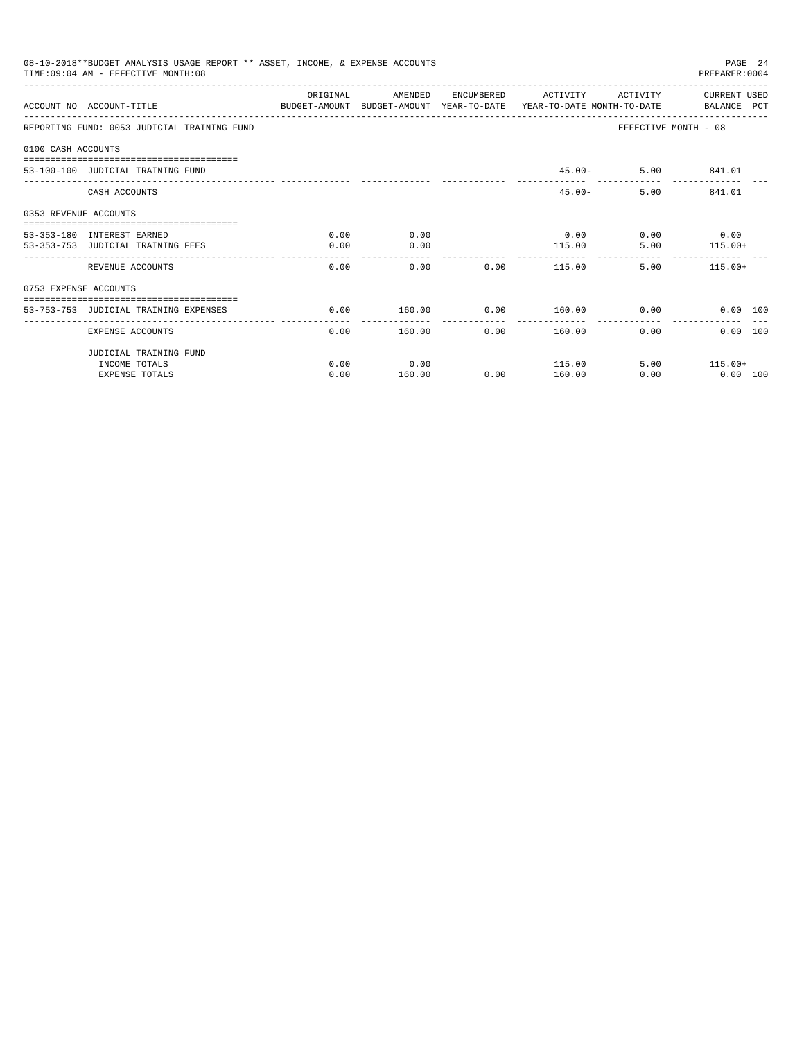08-10-2018**BUDGET ANALYSIS USAGE REPORT ** ASSET, INCOME, & EXPENSE ACCOUNTS
TIME:09:04 AM - EFFECTIVE MONTH:08

PREPARER:0004

| ACCOUNT NO | ACCOUNT-TITLE | ORIGINAL BUDGET-AMOUNT | AMENDED BUDGET-AMOUNT | ENCUMBERED YEAR-TO-DATE | ACTIVITY YEAR-TO-DATE | ACTIVITY MONTH-TO-DATE | CURRENT USED BALANCE | PCT |
|---|---|---|---|---|---|---|---|---|
| REPORTING FUND: 0053 JUDICIAL TRAINING FUND | | | | | | EFFECTIVE MONTH - 08 | | |
| 0100 CASH ACCOUNTS | | | | | | | | |
| 53-100-100 | JUDICIAL TRAINING FUND | | | | 45.00- | 5.00 | 841.01 | |
| | CASH ACCOUNTS | | | | 45.00- | 5.00 | 841.01 | |
| 0353 REVENUE ACCOUNTS | | | | | | | | |
| 53-353-180 | INTEREST EARNED | 0.00 | 0.00 | | 0.00 | 0.00 | 0.00 | |
| 53-353-753 | JUDICIAL TRAINING FEES | 0.00 | 0.00 | | 115.00 | 5.00 | 115.00+ | |
| | REVENUE ACCOUNTS | 0.00 | 0.00 | 0.00 | 115.00 | 5.00 | 115.00+ | |
| 0753 EXPENSE ACCOUNTS | | | | | | | | |
| 53-753-753 | JUDICIAL TRAINING EXPENSES | 0.00 | 160.00 | 0.00 | 160.00 | 0.00 | 0.00 | 100 |
| | EXPENSE ACCOUNTS | 0.00 | 160.00 | 0.00 | 160.00 | 0.00 | 0.00 | 100 |
| | JUDICIAL TRAINING FUND | | | | | | | |
| | INCOME TOTALS | 0.00 | 0.00 | | 115.00 | 5.00 | 115.00+ | |
| | EXPENSE TOTALS | 0.00 | 160.00 | 0.00 | 160.00 | 0.00 | 0.00 | 100 |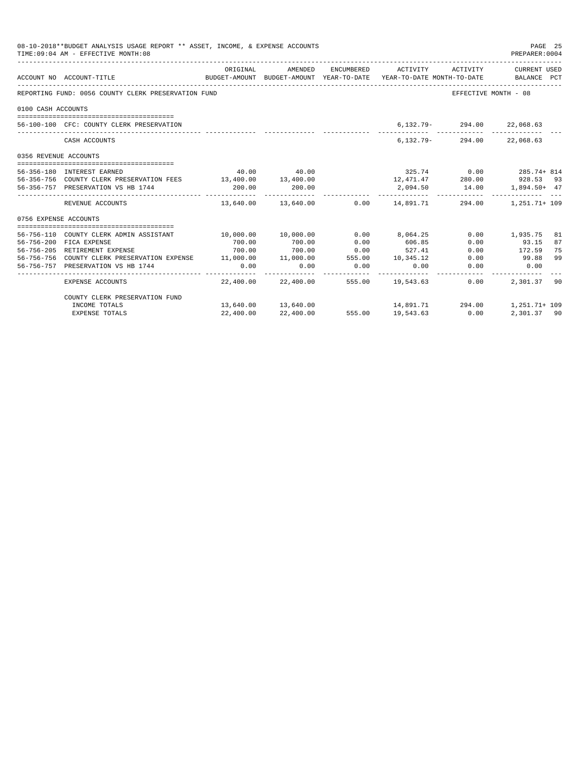08-10-2018**BUDGET ANALYSIS USAGE REPORT ** ASSET, INCOME, & EXPENSE ACCOUNTS

TIME:09:04 AM - EFFECTIVE MONTH:08

| ACCOUNT NO | ACCOUNT-TITLE | ORIGINAL BUDGET-AMOUNT | AMENDED BUDGET-AMOUNT | ENCUMBERED YEAR-TO-DATE | ACTIVITY YEAR-TO-DATE | ACTIVITY MONTH-TO-DATE | CURRENT USED BALANCE | PCT |
|---|---|---|---|---|---|---|---|---|
| REPORTING FUND: 0056 COUNTY CLERK PRESERVATION FUND | | | | | | | EFFECTIVE MONTH - 08 | |
| 0100 CASH ACCOUNTS | | | | | | | | |
| 56-100-100 | CFC: COUNTY CLERK PRESERVATION | | | | 6,132.79- | 294.00 | 22,068.63 | |
| | CASH ACCOUNTS | | | | 6,132.79- | 294.00 | 22,068.63 | |
| 0356 REVENUE ACCOUNTS | | | | | | | | |
| 56-356-180 | INTEREST EARNED | 40.00 | 40.00 | | 325.74 | 0.00 | 285.74+ | 814 |
| 56-356-756 | COUNTY CLERK PRESERVATION FEES | 13,400.00 | 13,400.00 | | 12,471.47 | 280.00 | 928.53 | 93 |
| 56-356-757 | PRESERVATION VS HB 1744 | 200.00 | 200.00 | | 2,094.50 | 14.00 | 1,894.50+ | 47 |
| | REVENUE ACCOUNTS | 13,640.00 | 13,640.00 | 0.00 | 14,891.71 | 294.00 | 1,251.71+ | 109 |
| 0756 EXPENSE ACCOUNTS | | | | | | | | |
| 56-756-110 | COUNTY CLERK ADMIN ASSISTANT | 10,000.00 | 10,000.00 | 0.00 | 8,064.25 | 0.00 | 1,935.75 | 81 |
| 56-756-200 | FICA EXPENSE | 700.00 | 700.00 | 0.00 | 606.85 | 0.00 | 93.15 | 87 |
| 56-756-205 | RETIREMENT EXPENSE | 700.00 | 700.00 | 0.00 | 527.41 | 0.00 | 172.59 | 75 |
| 56-756-756 | COUNTY CLERK PRESERVATION EXPENSE | 11,000.00 | 11,000.00 | 555.00 | 10,345.12 | 0.00 | 99.88 | 99 |
| 56-756-757 | PRESERVATION VS HB 1744 | 0.00 | 0.00 | 0.00 | 0.00 | 0.00 | 0.00 | |
| | EXPENSE ACCOUNTS | 22,400.00 | 22,400.00 | 555.00 | 19,543.63 | 0.00 | 2,301.37 | 90 |
| | COUNTY CLERK PRESERVATION FUND | | | | | | | |
| | INCOME TOTALS | 13,640.00 | 13,640.00 | | 14,891.71 | 294.00 | 1,251.71+ | 109 |
| | EXPENSE TOTALS | 22,400.00 | 22,400.00 | 555.00 | 19,543.63 | 0.00 | 2,301.37 | 90 |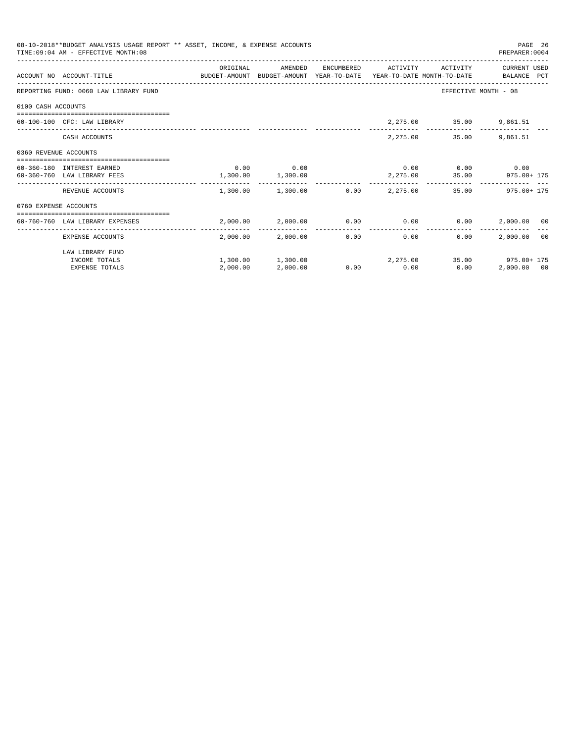08-10-2018**BUDGET ANALYSIS USAGE REPORT ** ASSET, INCOME, & EXPENSE ACCOUNTS
TIME:09:04 AM - EFFECTIVE MONTH:08

PREPARER:0004

| ACCOUNT NO | ACCOUNT-TITLE | ORIGINAL BUDGET-AMOUNT | AMENDED BUDGET-AMOUNT | ENCUMBERED YEAR-TO-DATE | ACTIVITY YEAR-TO-DATE | ACTIVITY MONTH-TO-DATE | CURRENT USED BALANCE | PCT |
|---|---|---|---|---|---|---|---|---|
| REPORTING FUND: 0060 LAW LIBRARY FUND | | | | | | EFFECTIVE MONTH - 08 | | |
| 0100 CASH ACCOUNTS | | | | | | | | |
| 60-100-100 | CFC: LAW LIBRARY | | | | 2,275.00 | 35.00 | 9,861.51 | |
| | CASH ACCOUNTS | | | | 2,275.00 | 35.00 | 9,861.51 | |
| 0360 REVENUE ACCOUNTS | | | | | | | | |
| 60-360-180 | INTEREST EARNED | 0.00 | 0.00 | | 0.00 | 0.00 | 0.00 | |
| 60-360-760 | LAW LIBRARY FEES | 1,300.00 | 1,300.00 | | 2,275.00 | 35.00 | 975.00+ | 175 |
| | REVENUE ACCOUNTS | 1,300.00 | 1,300.00 | 0.00 | 2,275.00 | 35.00 | 975.00+ | 175 |
| 0760 EXPENSE ACCOUNTS | | | | | | | | |
| 60-760-760 | LAW LIBRARY EXPENSES | 2,000.00 | 2,000.00 | 0.00 | 0.00 | 0.00 | 2,000.00 | 00 |
| | EXPENSE ACCOUNTS | 2,000.00 | 2,000.00 | 0.00 | 0.00 | 0.00 | 2,000.00 | 00 |
| | LAW LIBRARY FUND | | | | | | | |
| | INCOME TOTALS | 1,300.00 | 1,300.00 | | 2,275.00 | 35.00 | 975.00+ | 175 |
| | EXPENSE TOTALS | 2,000.00 | 2,000.00 | 0.00 | 0.00 | 0.00 | 2,000.00 | 00 |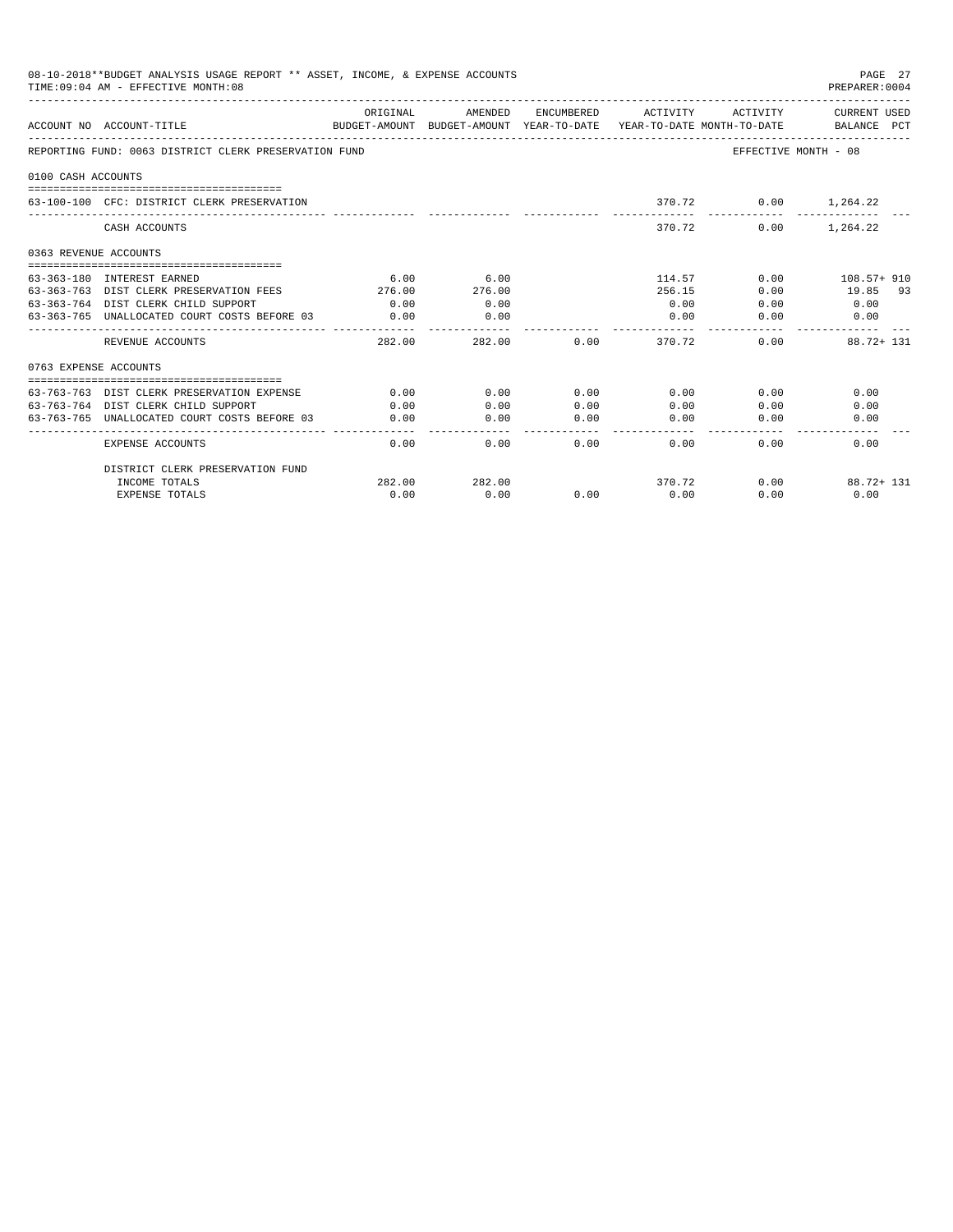08-10-2018**BUDGET ANALYSIS USAGE REPORT ** ASSET, INCOME, & EXPENSE ACCOUNTS

TIME:09:04 AM - EFFECTIVE MONTH:08

| ACCOUNT NO | ACCOUNT-TITLE | ORIGINAL BUDGET-AMOUNT | AMENDED BUDGET-AMOUNT | ENCUMBERED YEAR-TO-DATE | ACTIVITY YEAR-TO-DATE | ACTIVITY MONTH-TO-DATE | CURRENT USED BALANCE | PCT |
|---|---|---|---|---|---|---|---|---|
| REPORTING FUND: 0063 DISTRICT CLERK PRESERVATION FUND | | | | | | EFFECTIVE MONTH - 08 | | |
| 0100 CASH ACCOUNTS | | | | | | | | |
| 63-100-100 | CFC: DISTRICT CLERK PRESERVATION | | | | 370.72 | 0.00 | 1,264.22 | |
| | CASH ACCOUNTS | | | | 370.72 | 0.00 | 1,264.22 | |
| 0363 REVENUE ACCOUNTS | | | | | | | | |
| 63-363-180 | INTEREST EARNED | 6.00 | 6.00 | | 114.57 | 0.00 | 108.57+ | 910 |
| 63-363-763 | DIST CLERK PRESERVATION FEES | 276.00 | 276.00 | | 256.15 | 0.00 | 19.85 | 93 |
| 63-363-764 | DIST CLERK CHILD SUPPORT | 0.00 | 0.00 | | 0.00 | 0.00 | 0.00 | |
| 63-363-765 | UNALLOCATED COURT COSTS BEFORE 03 | 0.00 | 0.00 | | 0.00 | 0.00 | 0.00 | |
| | REVENUE ACCOUNTS | 282.00 | 282.00 | 0.00 | 370.72 | 0.00 | 88.72+ | 131 |
| 0763 EXPENSE ACCOUNTS | | | | | | | | |
| 63-763-763 | DIST CLERK PRESERVATION EXPENSE | 0.00 | 0.00 | 0.00 | 0.00 | 0.00 | 0.00 | |
| 63-763-764 | DIST CLERK CHILD SUPPORT | 0.00 | 0.00 | 0.00 | 0.00 | 0.00 | 0.00 | |
| 63-763-765 | UNALLOCATED COURT COSTS BEFORE 03 | 0.00 | 0.00 | 0.00 | 0.00 | 0.00 | 0.00 | |
| | EXPENSE ACCOUNTS | 0.00 | 0.00 | 0.00 | 0.00 | 0.00 | 0.00 | |
| | DISTRICT CLERK PRESERVATION FUND | | | | | | | |
| | INCOME TOTALS | 282.00 | 282.00 | | 370.72 | 0.00 | 88.72+ | 131 |
| | EXPENSE TOTALS | 0.00 | 0.00 | 0.00 | 0.00 | 0.00 | 0.00 | |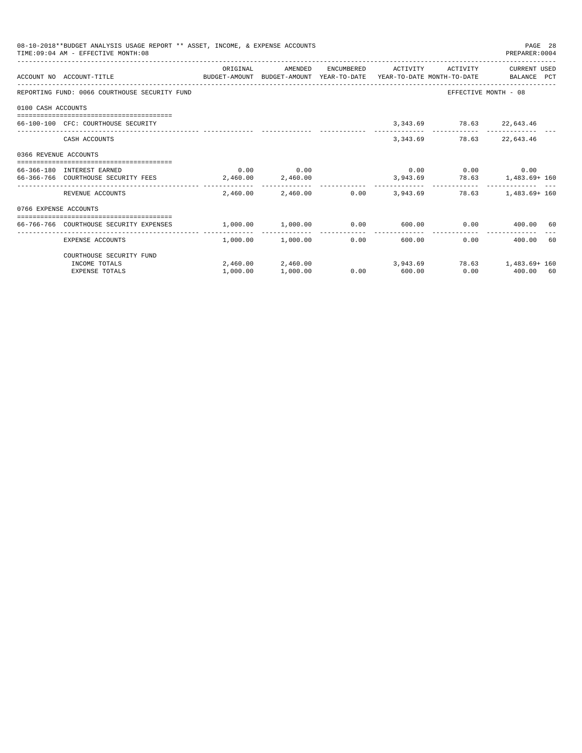08-10-2018**BUDGET ANALYSIS USAGE REPORT ** ASSET, INCOME, & EXPENSE ACCOUNTS

TIME:09:04 AM - EFFECTIVE MONTH:08

PREPARER:0004

| ACCOUNT NO | ACCOUNT-TITLE | ORIGINAL BUDGET-AMOUNT | AMENDED BUDGET-AMOUNT | ENCUMBERED YEAR-TO-DATE | ACTIVITY YEAR-TO-DATE | ACTIVITY MONTH-TO-DATE | CURRENT USED BALANCE | PCT |
|---|---|---|---|---|---|---|---|---|
| REPORTING FUND: 0066 COURTHOUSE SECURITY FUND | | | | | | | EFFECTIVE MONTH - 08 | |
| 0100 CASH ACCOUNTS | | | | | | | | |
| 66-100-100 | CFC: COURTHOUSE SECURITY | | | | 3,343.69 | 78.63 | 22,643.46 | |
| | CASH ACCOUNTS | | | | 3,343.69 | 78.63 | 22,643.46 | |
| 0366 REVENUE ACCOUNTS | | | | | | | | |
| 66-366-180 | INTEREST EARNED | 0.00 | 0.00 | | 0.00 | 0.00 | 0.00 | |
| 66-366-766 | COURTHOUSE SECURITY FEES | 2,460.00 | 2,460.00 | | 3,943.69 | 78.63 | 1,483.69+ | 160 |
| | REVENUE ACCOUNTS | 2,460.00 | 2,460.00 | 0.00 | 3,943.69 | 78.63 | 1,483.69+ | 160 |
| 0766 EXPENSE ACCOUNTS | | | | | | | | |
| 66-766-766 | COURTHOUSE SECURITY EXPENSES | 1,000.00 | 1,000.00 | 0.00 | 600.00 | 0.00 | 400.00 | 60 |
| | EXPENSE ACCOUNTS | 1,000.00 | 1,000.00 | 0.00 | 600.00 | 0.00 | 400.00 | 60 |
| | COURTHOUSE SECURITY FUND | | | | | | | |
| | INCOME TOTALS | 2,460.00 | 2,460.00 | | 3,943.69 | 78.63 | 1,483.69+ | 160 |
| | EXPENSE TOTALS | 1,000.00 | 1,000.00 | 0.00 | 600.00 | 0.00 | 400.00 | 60 |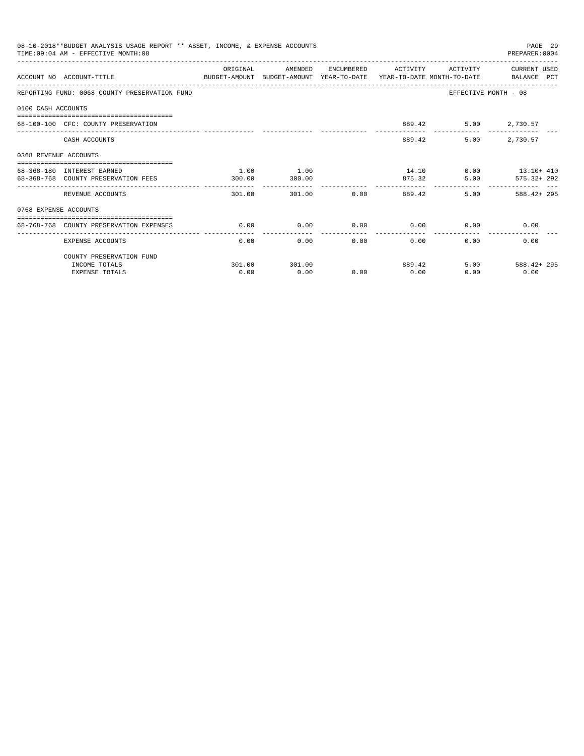08-10-2018**BUDGET ANALYSIS USAGE REPORT ** ASSET, INCOME, & EXPENSE ACCOUNTS
TIME:09:04 AM - EFFECTIVE MONTH:08
PREPARER:0004

| ACCOUNT NO | ACCOUNT-TITLE | ORIGINAL BUDGET-AMOUNT | AMENDED BUDGET-AMOUNT | ENCUMBERED YEAR-TO-DATE | ACTIVITY YEAR-TO-DATE | ACTIVITY MONTH-TO-DATE | CURRENT USED BALANCE PCT |
|---|---|---|---|---|---|---|---|
| REPORTING FUND: 0068 COUNTY PRESERVATION FUND | | | | | | | EFFECTIVE MONTH - 08 |
| 0100 CASH ACCOUNTS | | | | | | | |
| 68-100-100 | CFC: COUNTY PRESERVATION | | | | 889.42 | 5.00 | 2,730.57 |
| | CASH ACCOUNTS | | | | 889.42 | 5.00 | 2,730.57 |
| 0368 REVENUE ACCOUNTS | | | | | | | |
| 68-368-180 | INTEREST EARNED | 1.00 | 1.00 | | 14.10 | 0.00 | 13.10+ 410 |
| 68-368-768 | COUNTY PRESERVATION FEES | 300.00 | 300.00 | | 875.32 | 5.00 | 575.32+ 292 |
| | REVENUE ACCOUNTS | 301.00 | 301.00 | 0.00 | 889.42 | 5.00 | 588.42+ 295 |
| 0768 EXPENSE ACCOUNTS | | | | | | | |
| 68-768-768 | COUNTY PRESERVATION EXPENSES | 0.00 | 0.00 | 0.00 | 0.00 | 0.00 | 0.00 |
| | EXPENSE ACCOUNTS | 0.00 | 0.00 | 0.00 | 0.00 | 0.00 | 0.00 |
| | COUNTY PRESERVATION FUND | | | | | | |
| | INCOME TOTALS | 301.00 | 301.00 | | 889.42 | 5.00 | 588.42+ 295 |
| | EXPENSE TOTALS | 0.00 | 0.00 | 0.00 | 0.00 | 0.00 | 0.00 |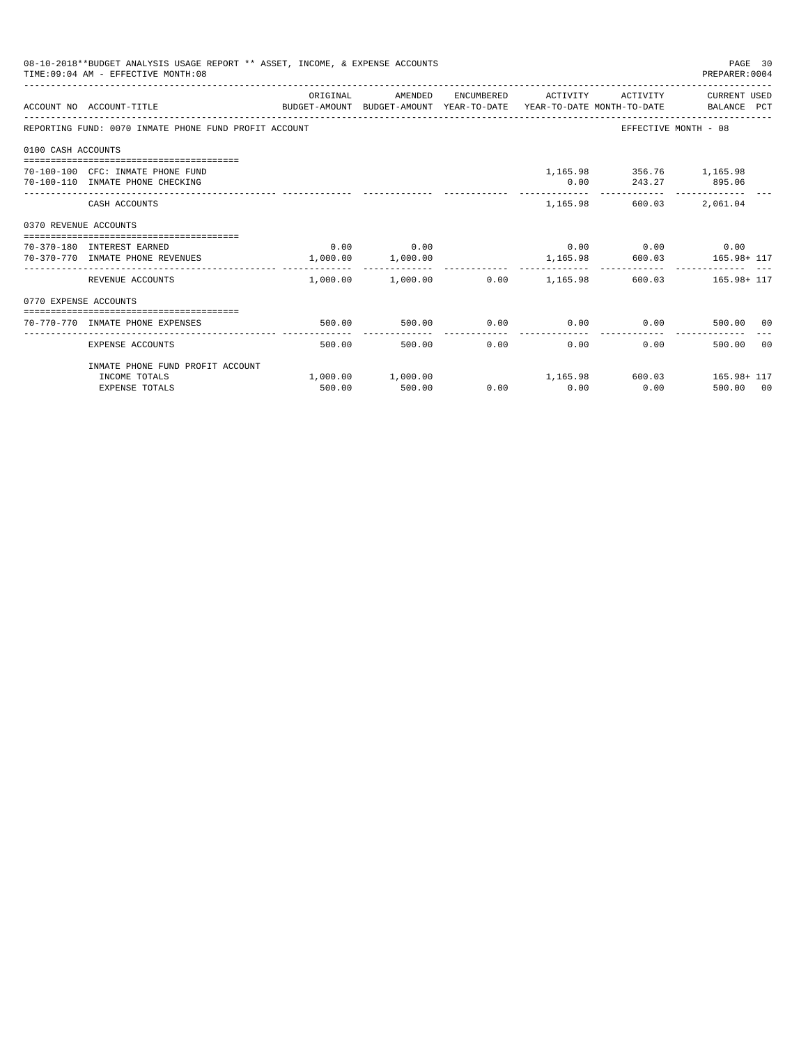08-10-2018**BUDGET ANALYSIS USAGE REPORT ** ASSET, INCOME, & EXPENSE ACCOUNTS

TIME:09:04 AM - EFFECTIVE MONTH:08

PREPARER:0004

| ACCOUNT NO | ACCOUNT-TITLE | ORIGINAL BUDGET-AMOUNT | AMENDED BUDGET-AMOUNT | ENCUMBERED YEAR-TO-DATE | ACTIVITY YEAR-TO-DATE | ACTIVITY MONTH-TO-DATE | CURRENT USED BALANCE | PCT |
|---|---|---|---|---|---|---|---|---|
| REPORTING FUND: 0070 INMATE PHONE FUND PROFIT ACCOUNT | | | | | | EFFECTIVE MONTH - 08 | | |
| 0100 CASH ACCOUNTS | | | | | | | | |
| 70-100-100 | CFC: INMATE PHONE FUND | | | | 1,165.98 | 356.76 | 1,165.98 | |
| 70-100-110 | INMATE PHONE CHECKING | | | | 0.00 | 243.27 | 895.06 | |
| | CASH ACCOUNTS | | | | 1,165.98 | 600.03 | 2,061.04 | |
| 0370 REVENUE ACCOUNTS | | | | | | | | |
| 70-370-180 | INTEREST EARNED | 0.00 | 0.00 | | 0.00 | 0.00 | 0.00 | |
| 70-370-770 | INMATE PHONE REVENUES | 1,000.00 | 1,000.00 | | 1,165.98 | 600.03 | 165.98+ | 117 |
| | REVENUE ACCOUNTS | 1,000.00 | 1,000.00 | 0.00 | 1,165.98 | 600.03 | 165.98+ | 117 |
| 0770 EXPENSE ACCOUNTS | | | | | | | | |
| 70-770-770 | INMATE PHONE EXPENSES | 500.00 | 500.00 | 0.00 | 0.00 | 0.00 | 500.00 | 00 |
| | EXPENSE ACCOUNTS | 500.00 | 500.00 | 0.00 | 0.00 | 0.00 | 500.00 | 00 |
| | INMATE PHONE FUND PROFIT ACCOUNT | | | | | | | |
| | INCOME TOTALS | 1,000.00 | 1,000.00 | | 1,165.98 | 600.03 | 165.98+ | 117 |
| | EXPENSE TOTALS | 500.00 | 500.00 | 0.00 | 0.00 | 0.00 | 500.00 | 00 |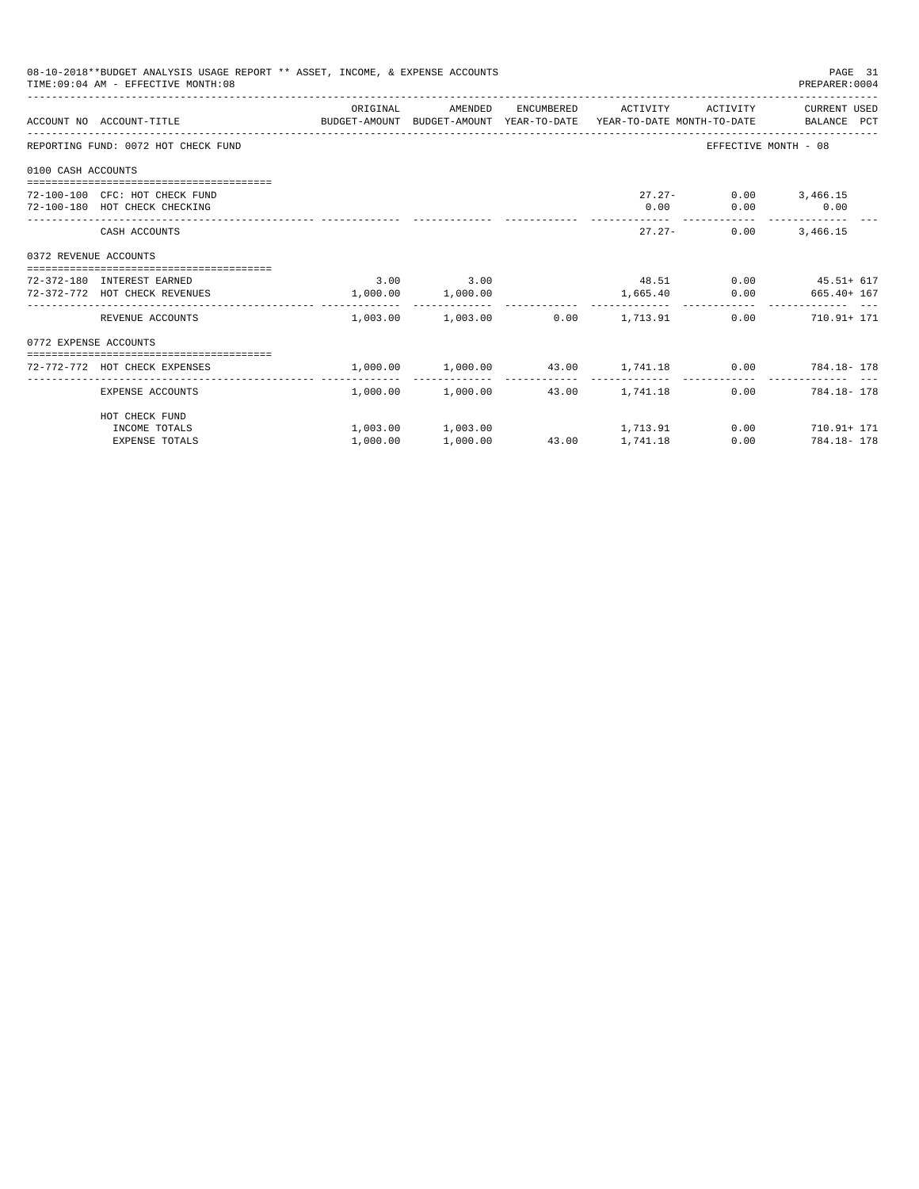08-10-2018**BUDGET ANALYSIS USAGE REPORT ** ASSET, INCOME, & EXPENSE ACCOUNTS

TIME:09:04 AM - EFFECTIVE MONTH:08

PREPARER:0004

| ACCOUNT NO | ACCOUNT-TITLE | ORIGINAL BUDGET-AMOUNT | AMENDED BUDGET-AMOUNT | ENCUMBERED YEAR-TO-DATE | ACTIVITY YEAR-TO-DATE | ACTIVITY MONTH-TO-DATE | CURRENT USED BALANCE | PCT |
|---|---|---|---|---|---|---|---|---|
| REPORTING FUND: 0072 HOT CHECK FUND | | | | | | EFFECTIVE MONTH - 08 | | |
| 0100 CASH ACCOUNTS | | | | | | | | |
| 72-100-100 | CFC: HOT CHECK FUND | | | | 27.27- | 0.00 | 3,466.15 | |
| 72-100-180 | HOT CHECK CHECKING | | | | 0.00 | 0.00 | 0.00 | |
| | CASH ACCOUNTS | | | | 27.27- | 0.00 | 3,466.15 | |
| 0372 REVENUE ACCOUNTS | | | | | | | | |
| 72-372-180 | INTEREST EARNED | 3.00 | 3.00 | | 48.51 | 0.00 | 45.51+ | 617 |
| 72-372-772 | HOT CHECK REVENUES | 1,000.00 | 1,000.00 | | 1,665.40 | 0.00 | 665.40+ | 167 |
| | REVENUE ACCOUNTS | 1,003.00 | 1,003.00 | 0.00 | 1,713.91 | 0.00 | 710.91+ | 171 |
| 0772 EXPENSE ACCOUNTS | | | | | | | | |
| 72-772-772 | HOT CHECK EXPENSES | 1,000.00 | 1,000.00 | 43.00 | 1,741.18 | 0.00 | 784.18- | 178 |
| | EXPENSE ACCOUNTS | 1,000.00 | 1,000.00 | 43.00 | 1,741.18 | 0.00 | 784.18- | 178 |
| | HOT CHECK FUND | | | | | | | |
| | INCOME TOTALS | 1,003.00 | 1,003.00 | | 1,713.91 | 0.00 | 710.91+ | 171 |
| | EXPENSE TOTALS | 1,000.00 | 1,000.00 | 43.00 | 1,741.18 | 0.00 | 784.18- | 178 |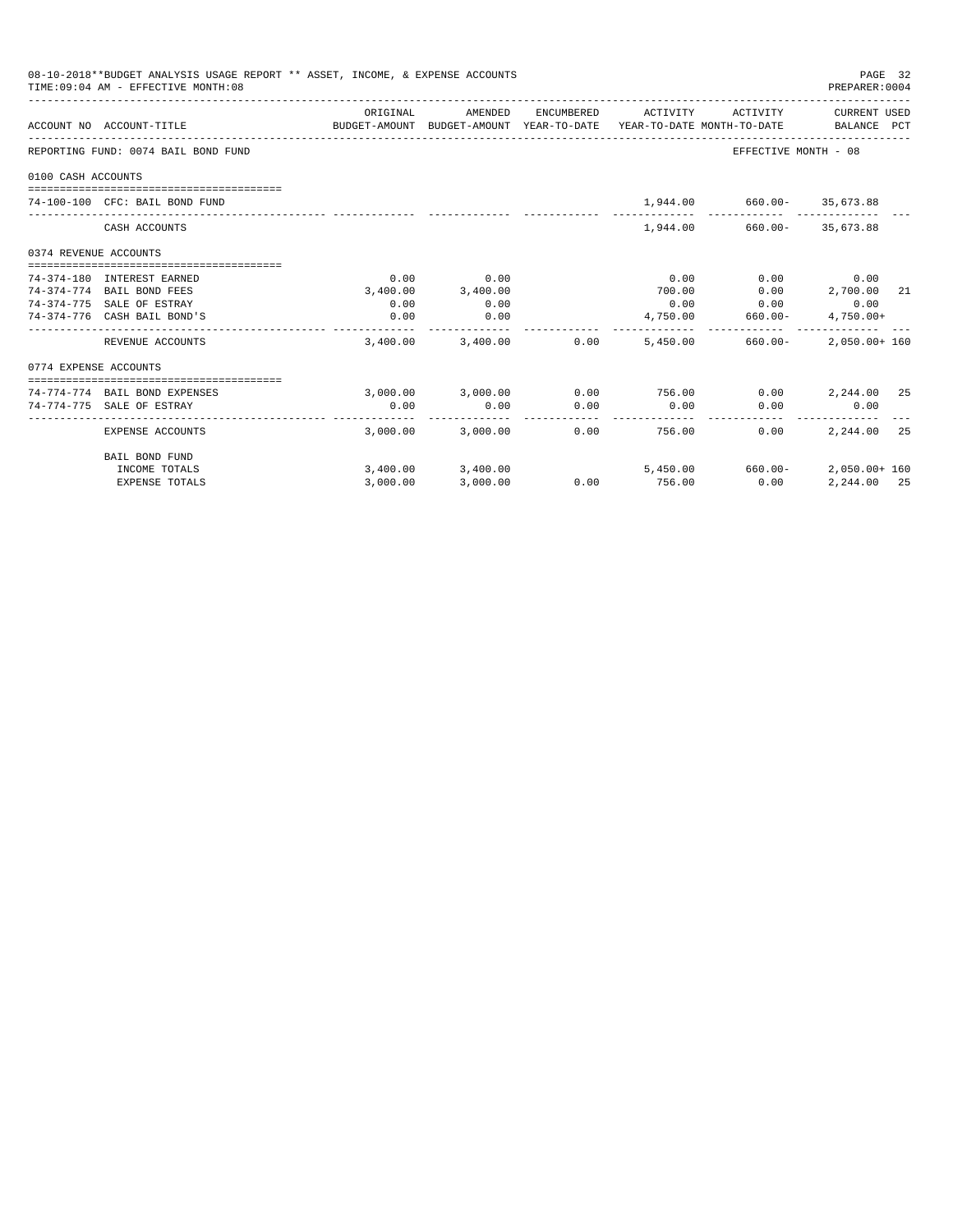08-10-2018**BUDGET ANALYSIS USAGE REPORT ** ASSET, INCOME, & EXPENSE ACCOUNTS

TIME:09:04 AM - EFFECTIVE MONTH:08

PREPARER:0004

| ACCOUNT NO | ACCOUNT-TITLE | ORIGINAL BUDGET-AMOUNT | AMENDED BUDGET-AMOUNT | ENCUMBERED YEAR-TO-DATE | ACTIVITY YEAR-TO-DATE | ACTIVITY MONTH-TO-DATE | CURRENT USED BALANCE | PCT |
|---|---|---|---|---|---|---|---|---|
| REPORTING FUND: 0074 BAIL BOND FUND | | | | | | EFFECTIVE MONTH - 08 | | |
| 0100 CASH ACCOUNTS | | | | | | | | |
| 74-100-100 | CFC: BAIL BOND FUND | | | | 1,944.00 | 660.00- | 35,673.88 | |
| | CASH ACCOUNTS | | | | 1,944.00 | 660.00- | 35,673.88 | |
| 0374 REVENUE ACCOUNTS | | | | | | | | |
| 74-374-180 | INTEREST EARNED | 0.00 | 0.00 | | 0.00 | 0.00 | 0.00 | |
| 74-374-774 | BAIL BOND FEES | 3,400.00 | 3,400.00 | | 700.00 | 0.00 | 2,700.00 | 21 |
| 74-374-775 | SALE OF ESTRAY | 0.00 | 0.00 | | 0.00 | 0.00 | 0.00 | |
| 74-374-776 | CASH BAIL BOND'S | 0.00 | 0.00 | | 4,750.00 | 660.00- | 4,750.00+ | |
| | REVENUE ACCOUNTS | 3,400.00 | 3,400.00 | 0.00 | 5,450.00 | 660.00- | 2,050.00+ | 160 |
| 0774 EXPENSE ACCOUNTS | | | | | | | | |
| 74-774-774 | BAIL BOND EXPENSES | 3,000.00 | 3,000.00 | 0.00 | 756.00 | 0.00 | 2,244.00 | 25 |
| 74-774-775 | SALE OF ESTRAY | 0.00 | 0.00 | 0.00 | 0.00 | 0.00 | 0.00 | |
| | EXPENSE ACCOUNTS | 3,000.00 | 3,000.00 | 0.00 | 756.00 | 0.00 | 2,244.00 | 25 |
| | BAIL BOND FUND | | | | | | | |
| | INCOME TOTALS | 3,400.00 | 3,400.00 | | 5,450.00 | 660.00- | 2,050.00+ | 160 |
| | EXPENSE TOTALS | 3,000.00 | 3,000.00 | 0.00 | 756.00 | 0.00 | 2,244.00 | 25 |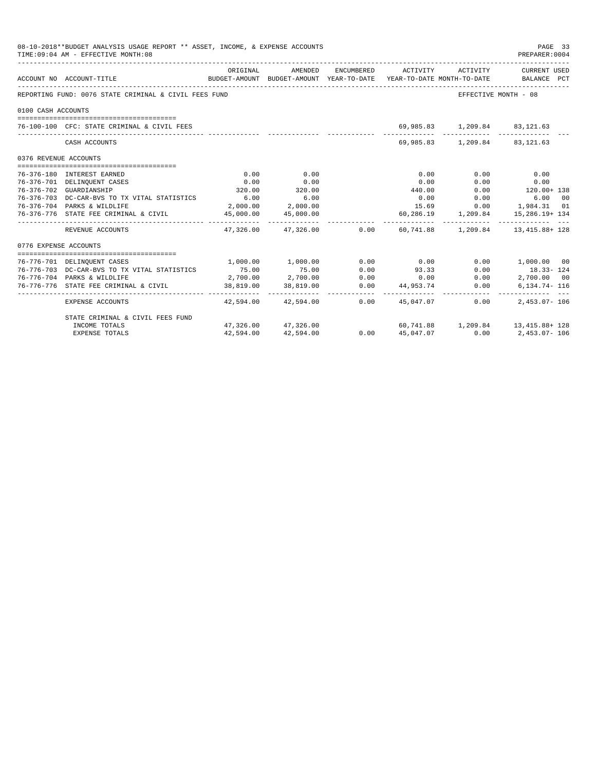08-10-2018**BUDGET ANALYSIS USAGE REPORT ** ASSET, INCOME, & EXPENSE ACCOUNTS

TIME:09:04 AM - EFFECTIVE MONTH:08

PREPARER:0004

| ACCOUNT NO | ACCOUNT-TITLE | ORIGINAL BUDGET-AMOUNT | AMENDED BUDGET-AMOUNT | ENCUMBERED YEAR-TO-DATE | ACTIVITY YEAR-TO-DATE | ACTIVITY MONTH-TO-DATE | CURRENT USED BALANCE | PCT |
|---|---|---|---|---|---|---|---|---|
| REPORTING FUND: 0076 STATE CRIMINAL & CIVIL FEES FUND | | | | | | | EFFECTIVE MONTH - 08 | |
| 0100 CASH ACCOUNTS | | | | | | | | |
| 76-100-100 | CFC: STATE CRIMINAL & CIVIL FEES | | | | 69,985.83 | 1,209.84 | 83,121.63 | |
| | CASH ACCOUNTS | | | | 69,985.83 | 1,209.84 | 83,121.63 | |
| 0376 REVENUE ACCOUNTS | | | | | | | | |
| 76-376-180 | INTEREST EARNED | 0.00 | 0.00 | | 0.00 | 0.00 | 0.00 | |
| 76-376-701 | DELINQUENT CASES | 0.00 | 0.00 | | 0.00 | 0.00 | 0.00 | |
| 76-376-702 | GUARDIANSHIP | 320.00 | 320.00 | | 440.00 | 0.00 | 120.00+ | 138 |
| 76-376-703 | DC-CAR-BVS TO TX VITAL STATISTICS | 6.00 | 6.00 | | 0.00 | 0.00 | 6.00 | 00 |
| 76-376-704 | PARKS & WILDLIFE | 2,000.00 | 2,000.00 | | 15.69 | 0.00 | 1,984.31 | 01 |
| 76-376-776 | STATE FEE CRIMINAL & CIVIL | 45,000.00 | 45,000.00 | | 60,286.19 | 1,209.84 | 15,286.19+ | 134 |
| | REVENUE ACCOUNTS | 47,326.00 | 47,326.00 | 0.00 | 60,741.88 | 1,209.84 | 13,415.88+ | 128 |
| 0776 EXPENSE ACCOUNTS | | | | | | | | |
| 76-776-701 | DELINQUENT CASES | 1,000.00 | 1,000.00 | 0.00 | 0.00 | 0.00 | 1,000.00 | 00 |
| 76-776-703 | DC-CAR-BVS TO TX VITAL STATISTICS | 75.00 | 75.00 | 0.00 | 93.33 | 0.00 | 18.33- | 124 |
| 76-776-704 | PARKS & WILDLIFE | 2,700.00 | 2,700.00 | 0.00 | 0.00 | 0.00 | 2,700.00 | 00 |
| 76-776-776 | STATE FEE CRIMINAL & CIVIL | 38,819.00 | 38,819.00 | 0.00 | 44,953.74 | 0.00 | 6,134.74- | 116 |
| | EXPENSE ACCOUNTS | 42,594.00 | 42,594.00 | 0.00 | 45,047.07 | 0.00 | 2,453.07- | 106 |
| | STATE CRIMINAL & CIVIL FEES FUND | | | | | | | |
| | INCOME TOTALS | 47,326.00 | 47,326.00 | | 60,741.88 | 1,209.84 | 13,415.88+ | 128 |
| | EXPENSE TOTALS | 42,594.00 | 42,594.00 | 0.00 | 45,047.07 | 0.00 | 2,453.07- | 106 |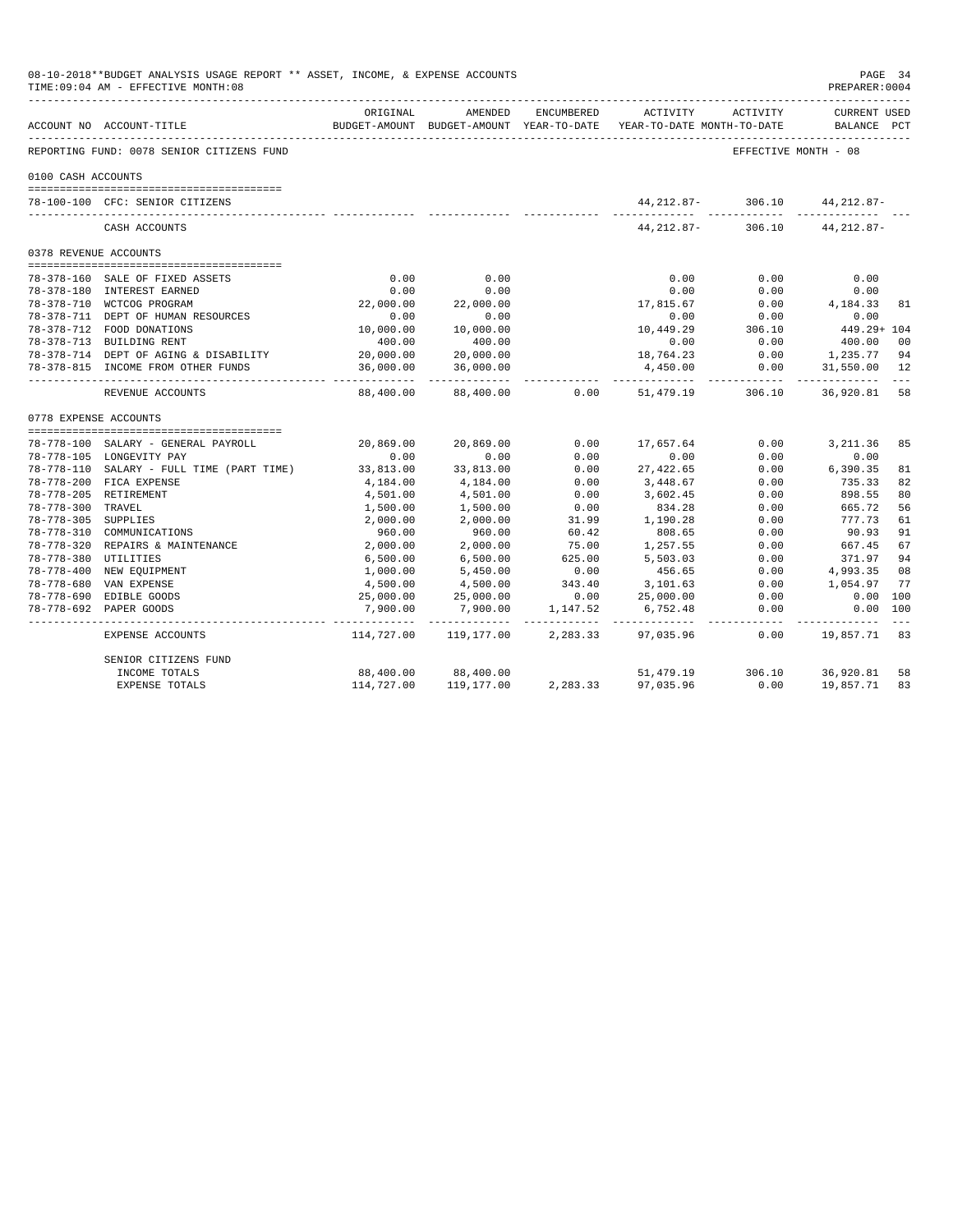08-10-2018**BUDGET ANALYSIS USAGE REPORT ** ASSET, INCOME, & EXPENSE ACCOUNTS

TIME:09:04 AM - EFFECTIVE MONTH:08

PREPARER:0004

| ACCOUNT NO | ACCOUNT-TITLE | ORIGINAL BUDGET-AMOUNT | AMENDED BUDGET-AMOUNT | ENCUMBERED YEAR-TO-DATE | ACTIVITY YEAR-TO-DATE | ACTIVITY MONTH-TO-DATE | CURRENT USED BALANCE | PCT |
|---|---|---|---|---|---|---|---|---|
| REPORTING FUND: 0078 SENIOR CITIZENS FUND | | | | | | EFFECTIVE MONTH - 08 | | |
| 0100 CASH ACCOUNTS | | | | | | | | |
| 78-100-100 | CFC: SENIOR CITIZENS | | | | 44,212.87- | 306.10 | 44,212.87- | |
| | CASH ACCOUNTS | | | | 44,212.87- | 306.10 | 44,212.87- | |
| 0378 REVENUE ACCOUNTS | | | | | | | | |
| 78-378-160 | SALE OF FIXED ASSETS | 0.00 | 0.00 | | 0.00 | 0.00 | 0.00 | |
| 78-378-180 | INTEREST EARNED | 0.00 | 0.00 | | 0.00 | 0.00 | 0.00 | |
| 78-378-710 | WCTCOG PROGRAM | 22,000.00 | 22,000.00 | | 17,815.67 | 0.00 | 4,184.33 | 81 |
| 78-378-711 | DEPT OF HUMAN RESOURCES | 0.00 | 0.00 | | 0.00 | 0.00 | 0.00 | |
| 78-378-712 | FOOD DONATIONS | 10,000.00 | 10,000.00 | | 10,449.29 | 306.10 | 449.29+ | 104 |
| 78-378-713 | BUILDING RENT | 400.00 | 400.00 | | 0.00 | 0.00 | 400.00 | 00 |
| 78-378-714 | DEPT OF AGING & DISABILITY | 20,000.00 | 20,000.00 | | 18,764.23 | 0.00 | 1,235.77 | 94 |
| 78-378-815 | INCOME FROM OTHER FUNDS | 36,000.00 | 36,000.00 | | 4,450.00 | 0.00 | 31,550.00 | 12 |
| | REVENUE ACCOUNTS | 88,400.00 | 88,400.00 | 0.00 | 51,479.19 | 306.10 | 36,920.81 | 58 |
| 0778 EXPENSE ACCOUNTS | | | | | | | | |
| 78-778-100 | SALARY - GENERAL PAYROLL | 20,869.00 | 20,869.00 | 0.00 | 17,657.64 | 0.00 | 3,211.36 | 85 |
| 78-778-105 | LONGEVITY PAY | 0.00 | 0.00 | 0.00 | 0.00 | 0.00 | 0.00 | |
| 78-778-110 | SALARY - FULL TIME (PART TIME) | 33,813.00 | 33,813.00 | 0.00 | 27,422.65 | 0.00 | 6,390.35 | 81 |
| 78-778-200 | FICA EXPENSE | 4,184.00 | 4,184.00 | 0.00 | 3,448.67 | 0.00 | 735.33 | 82 |
| 78-778-205 | RETIREMENT | 4,501.00 | 4,501.00 | 0.00 | 3,602.45 | 0.00 | 898.55 | 80 |
| 78-778-300 | TRAVEL | 1,500.00 | 1,500.00 | 0.00 | 834.28 | 0.00 | 665.72 | 56 |
| 78-778-305 | SUPPLIES | 2,000.00 | 2,000.00 | 31.99 | 1,190.28 | 0.00 | 777.73 | 61 |
| 78-778-310 | COMMUNICATIONS | 960.00 | 960.00 | 60.42 | 808.65 | 0.00 | 90.93 | 91 |
| 78-778-320 | REPAIRS & MAINTENANCE | 2,000.00 | 2,000.00 | 75.00 | 1,257.55 | 0.00 | 667.45 | 67 |
| 78-778-380 | UTILITIES | 6,500.00 | 6,500.00 | 625.00 | 5,503.03 | 0.00 | 371.97 | 94 |
| 78-778-400 | NEW EQUIPMENT | 1,000.00 | 5,450.00 | 0.00 | 456.65 | 0.00 | 4,993.35 | 08 |
| 78-778-680 | VAN EXPENSE | 4,500.00 | 4,500.00 | 343.40 | 3,101.63 | 0.00 | 1,054.97 | 77 |
| 78-778-690 | EDIBLE GOODS | 25,000.00 | 25,000.00 | 0.00 | 25,000.00 | 0.00 | 0.00 | 100 |
| 78-778-692 | PAPER GOODS | 7,900.00 | 7,900.00 | 1,147.52 | 6,752.48 | 0.00 | 0.00 | 100 |
| | EXPENSE ACCOUNTS | 114,727.00 | 119,177.00 | 2,283.33 | 97,035.96 | 0.00 | 19,857.71 | 83 |
| | SENIOR CITIZENS FUND | | | | | | | |
| | INCOME TOTALS | 88,400.00 | 88,400.00 | | 51,479.19 | 306.10 | 36,920.81 | 58 |
| | EXPENSE TOTALS | 114,727.00 | 119,177.00 | 2,283.33 | 97,035.96 | 0.00 | 19,857.71 | 83 |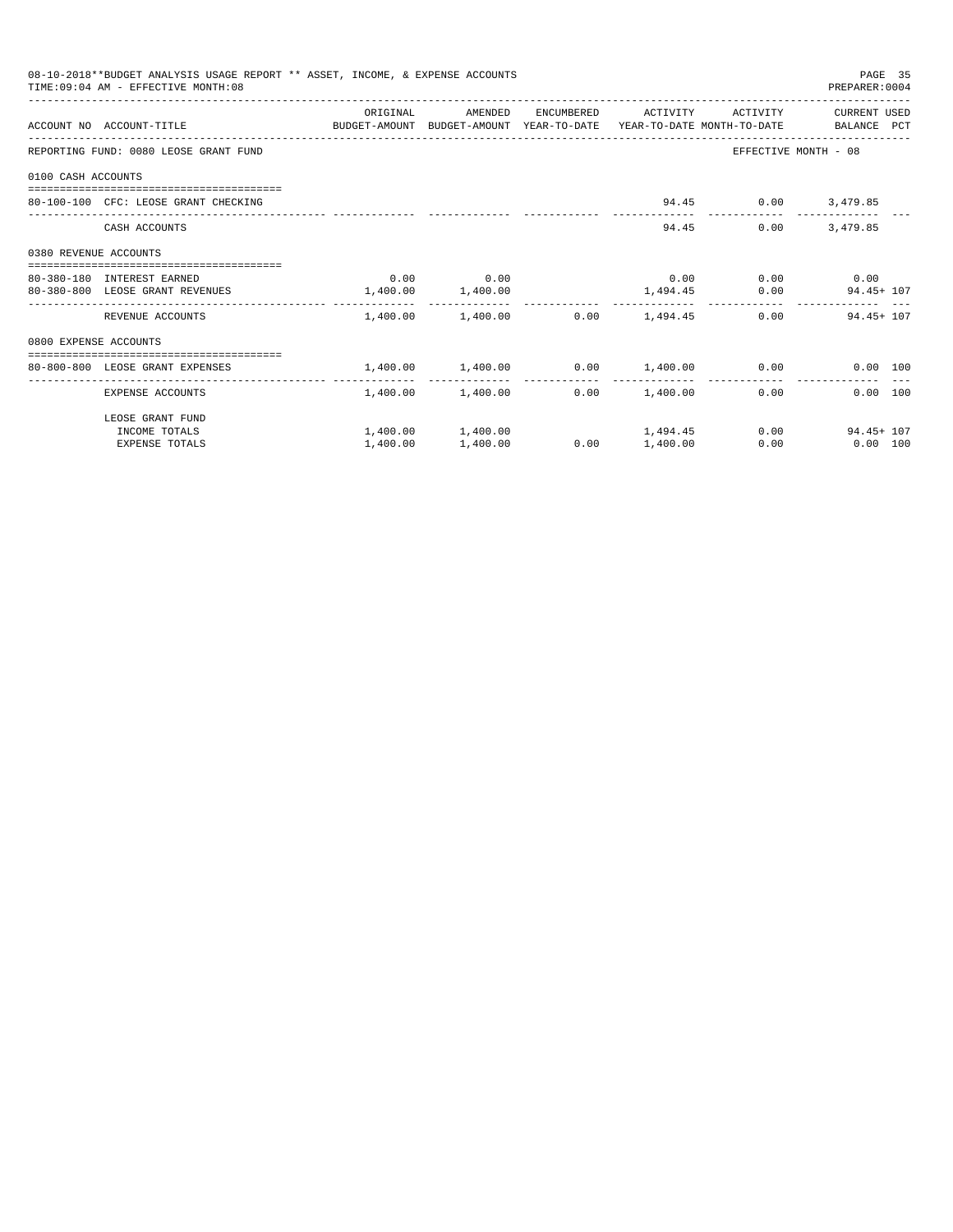08-10-2018**BUDGET ANALYSIS USAGE REPORT ** ASSET, INCOME, & EXPENSE ACCOUNTS

TIME:09:04 AM - EFFECTIVE MONTH:08

PREPARER:0004

| ACCOUNT NO | ACCOUNT-TITLE | ORIGINAL BUDGET-AMOUNT | AMENDED BUDGET-AMOUNT | ENCUMBERED YEAR-TO-DATE | ACTIVITY YEAR-TO-DATE | ACTIVITY MONTH-TO-DATE | CURRENT USED BALANCE | PCT |
|---|---|---|---|---|---|---|---|---|
| REPORTING FUND: 0080 LEOSE GRANT FUND | | | | | | EFFECTIVE MONTH - 08 | | |
| 0100 CASH ACCOUNTS | | | | | | | | |
| 80-100-100 | CFC: LEOSE GRANT CHECKING | | | | 94.45 | 0.00 | 3,479.85 | |
| | CASH ACCOUNTS | | | | 94.45 | 0.00 | 3,479.85 | |
| 0380 REVENUE ACCOUNTS | | | | | | | | |
| 80-380-180 | INTEREST EARNED | 0.00 | 0.00 | | 0.00 | 0.00 | 0.00 | |
| 80-380-800 | LEOSE GRANT REVENUES | 1,400.00 | 1,400.00 | | 1,494.45 | 0.00 | 94.45+ | 107 |
| | REVENUE ACCOUNTS | 1,400.00 | 1,400.00 | 0.00 | 1,494.45 | 0.00 | 94.45+ | 107 |
| 0800 EXPENSE ACCOUNTS | | | | | | | | |
| 80-800-800 | LEOSE GRANT EXPENSES | 1,400.00 | 1,400.00 | 0.00 | 1,400.00 | 0.00 | 0.00 | 100 |
| | EXPENSE ACCOUNTS | 1,400.00 | 1,400.00 | 0.00 | 1,400.00 | 0.00 | 0.00 | 100 |
| | LEOSE GRANT FUND | | | | | | | |
| | INCOME TOTALS | 1,400.00 | 1,400.00 | | 1,494.45 | 0.00 | 94.45+ | 107 |
| | EXPENSE TOTALS | 1,400.00 | 1,400.00 | 0.00 | 1,400.00 | 0.00 | 0.00 | 100 |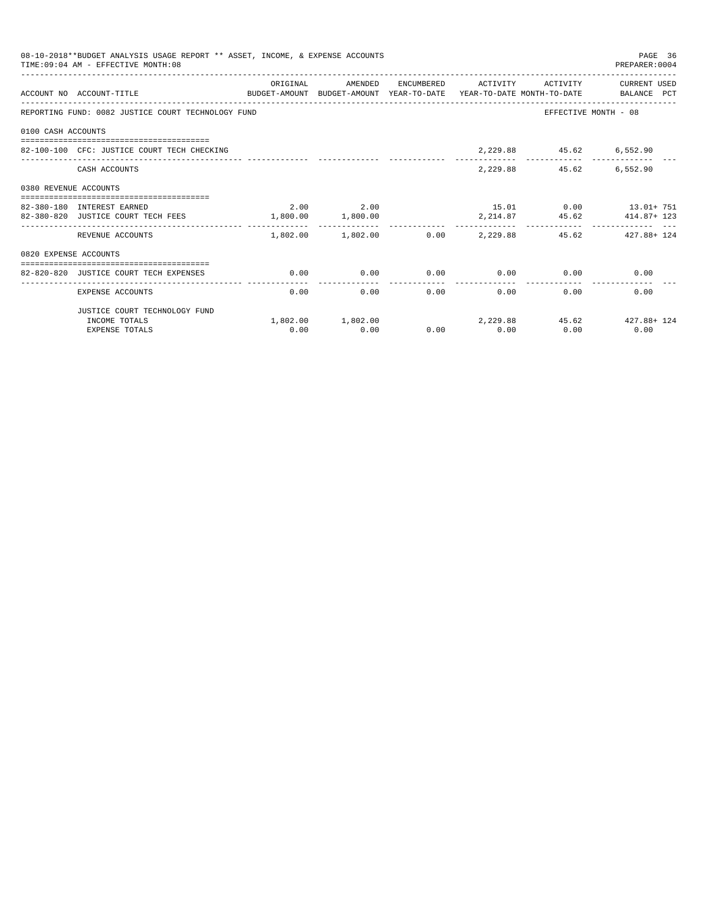08-10-2018**BUDGET ANALYSIS USAGE REPORT ** ASSET, INCOME, & EXPENSE ACCOUNTS

TIME:09:04 AM - EFFECTIVE MONTH:08

| ACCOUNT NO | ACCOUNT-TITLE | ORIGINAL BUDGET-AMOUNT | AMENDED BUDGET-AMOUNT | ENCUMBERED YEAR-TO-DATE | ACTIVITY YEAR-TO-DATE | ACTIVITY MONTH-TO-DATE | CURRENT USED BALANCE | PCT |
|---|---|---|---|---|---|---|---|---|
| REPORTING FUND: 0082 JUSTICE COURT TECHNOLOGY FUND | | | | | | | EFFECTIVE MONTH - 08 | |
| 0100 CASH ACCOUNTS | | | | | | | | |
| 82-100-100 | CFC: JUSTICE COURT TECH CHECKING | | | | 2,229.88 | 45.62 | 6,552.90 | |
| | CASH ACCOUNTS | | | | 2,229.88 | 45.62 | 6,552.90 | |
| 0380 REVENUE ACCOUNTS | | | | | | | | |
| 82-380-180 | INTEREST EARNED | 2.00 | 2.00 | | 15.01 | 0.00 | 13.01+ | 751 |
| 82-380-820 | JUSTICE COURT TECH FEES | 1,800.00 | 1,800.00 | | 2,214.87 | 45.62 | 414.87+ | 123 |
| | REVENUE ACCOUNTS | 1,802.00 | 1,802.00 | 0.00 | 2,229.88 | 45.62 | 427.88+ | 124 |
| 0820 EXPENSE ACCOUNTS | | | | | | | | |
| 82-820-820 | JUSTICE COURT TECH EXPENSES | 0.00 | 0.00 | 0.00 | 0.00 | 0.00 | 0.00 | |
| | EXPENSE ACCOUNTS | 0.00 | 0.00 | 0.00 | 0.00 | 0.00 | 0.00 | |
| | JUSTICE COURT TECHNOLOGY FUND | | | | | | | |
| | INCOME TOTALS | 1,802.00 | 1,802.00 | | 2,229.88 | 45.62 | 427.88+ | 124 |
| | EXPENSE TOTALS | 0.00 | 0.00 | 0.00 | 0.00 | 0.00 | 0.00 | |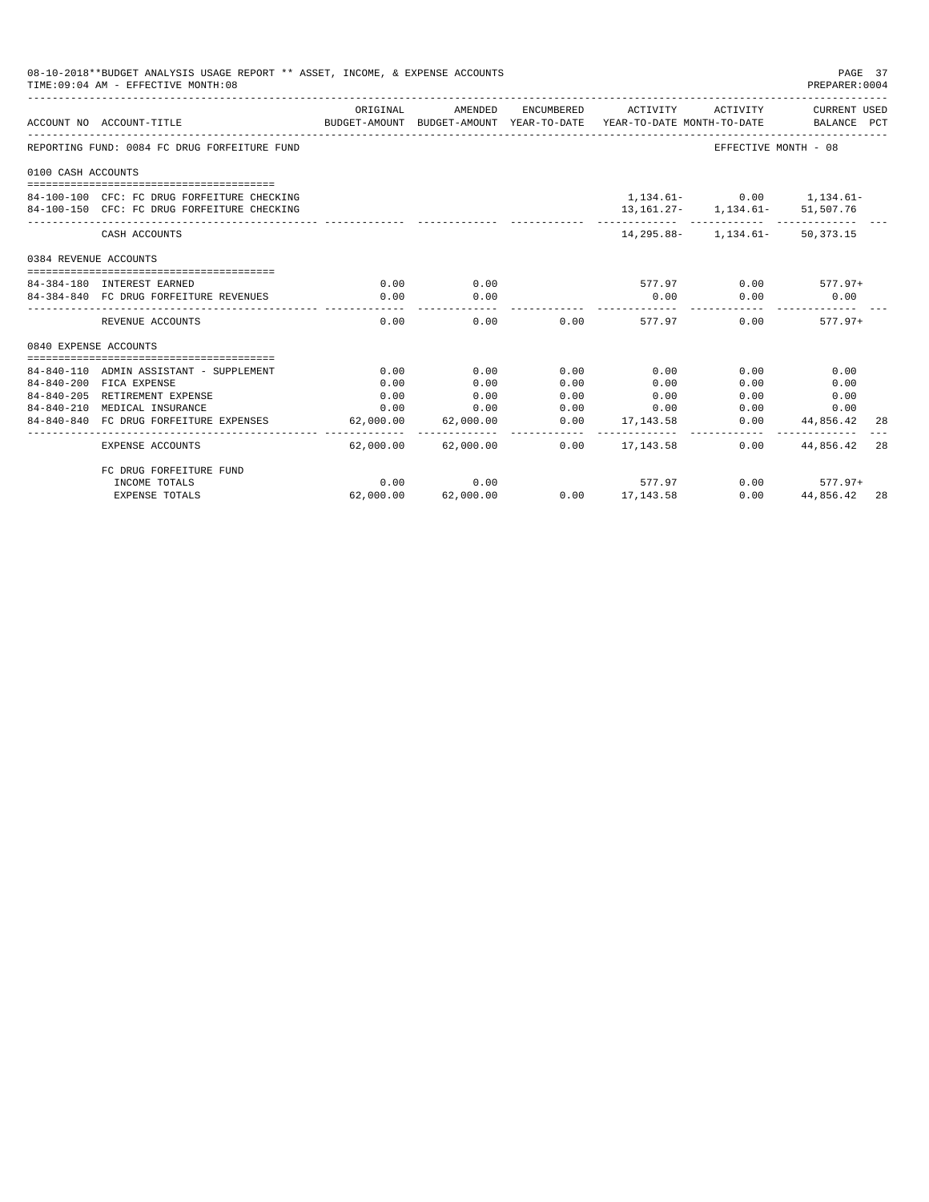08-10-2018**BUDGET ANALYSIS USAGE REPORT ** ASSET, INCOME, & EXPENSE ACCOUNTS
TIME:09:04 AM - EFFECTIVE MONTH:08

PREPARER:0004

| ACCOUNT NO | ACCOUNT-TITLE | ORIGINAL BUDGET-AMOUNT | AMENDED BUDGET-AMOUNT | ENCUMBERED YEAR-TO-DATE | ACTIVITY YEAR-TO-DATE | ACTIVITY MONTH-TO-DATE | CURRENT USED BALANCE | PCT |
|---|---|---|---|---|---|---|---|---|
| REPORTING FUND: 0084 FC DRUG FORFEITURE FUND | | | | | | EFFECTIVE MONTH - 08 | | |
| 0100 CASH ACCOUNTS | | | | | | | | |
| 84-100-100 | CFC: FC DRUG FORFEITURE CHECKING | | | | 1,134.61- | 0.00 | 1,134.61- | |
| 84-100-150 | CFC: FC DRUG FORFEITURE CHECKING | | | | 13,161.27- | 1,134.61- | 51,507.76 | |
| | CASH ACCOUNTS | | | | 14,295.88- | 1,134.61- | 50,373.15 | |
| 0384 REVENUE ACCOUNTS | | | | | | | | |
| 84-384-180 | INTEREST EARNED | 0.00 | 0.00 | | 577.97 | 0.00 | 577.97+ | |
| 84-384-840 | FC DRUG FORFEITURE REVENUES | 0.00 | 0.00 | | 0.00 | 0.00 | 0.00 | |
| | REVENUE ACCOUNTS | 0.00 | 0.00 | 0.00 | 577.97 | 0.00 | 577.97+ | |
| 0840 EXPENSE ACCOUNTS | | | | | | | | |
| 84-840-110 | ADMIN ASSISTANT - SUPPLEMENT | 0.00 | 0.00 | 0.00 | 0.00 | 0.00 | 0.00 | |
| 84-840-200 | FICA EXPENSE | 0.00 | 0.00 | 0.00 | 0.00 | 0.00 | 0.00 | |
| 84-840-205 | RETIREMENT EXPENSE | 0.00 | 0.00 | 0.00 | 0.00 | 0.00 | 0.00 | |
| 84-840-210 | MEDICAL INSURANCE | 0.00 | 0.00 | 0.00 | 0.00 | 0.00 | 0.00 | |
| 84-840-840 | FC DRUG FORFEITURE EXPENSES | 62,000.00 | 62,000.00 | 0.00 | 17,143.58 | 0.00 | 44,856.42 | 28 |
| | EXPENSE ACCOUNTS | 62,000.00 | 62,000.00 | 0.00 | 17,143.58 | 0.00 | 44,856.42 | 28 |
| | FC DRUG FORFEITURE FUND | | | | | | | |
| | INCOME TOTALS | 0.00 | 0.00 | | 577.97 | 0.00 | 577.97+ | |
| | EXPENSE TOTALS | 62,000.00 | 62,000.00 | 0.00 | 17,143.58 | 0.00 | 44,856.42 | 28 |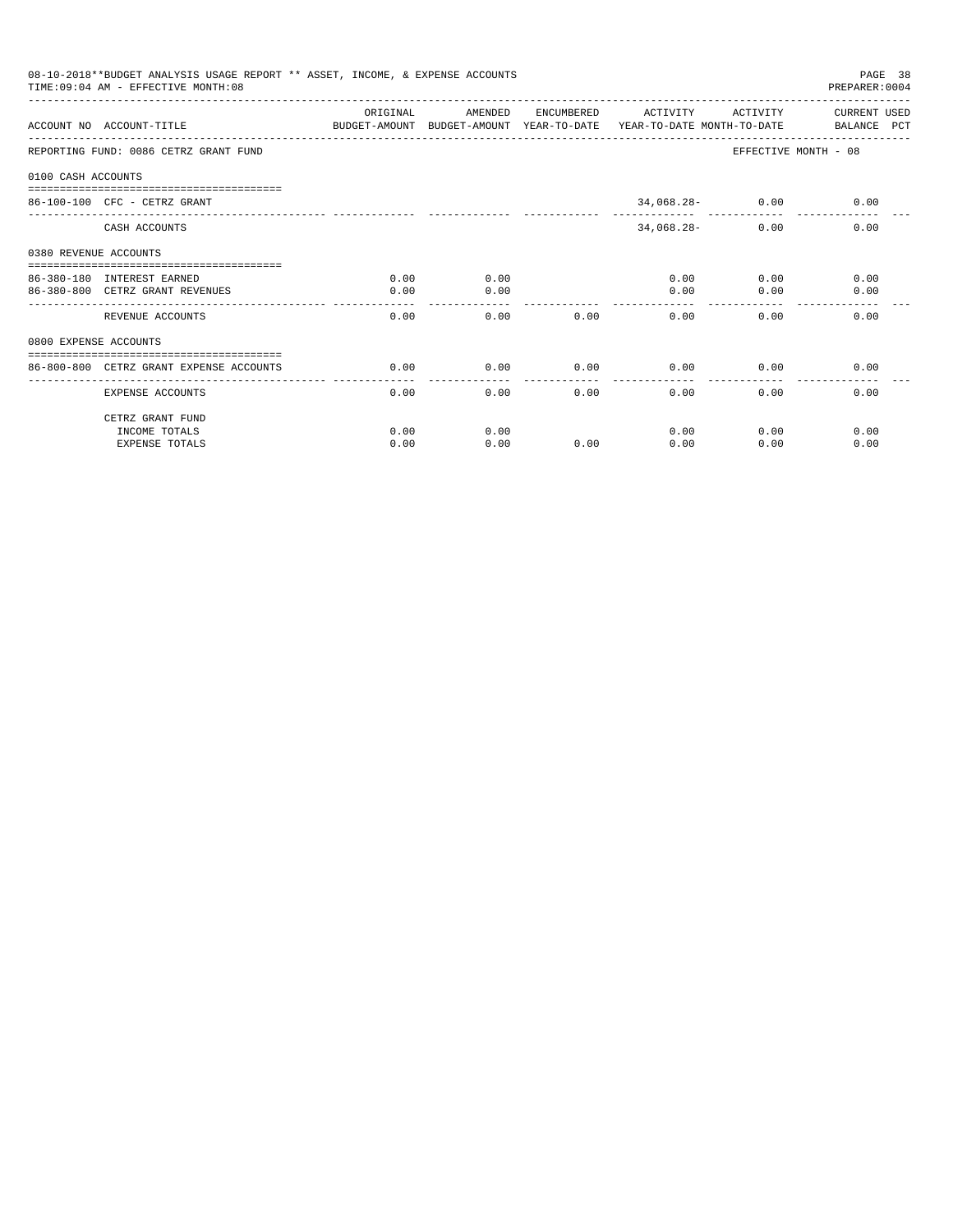08-10-2018**BUDGET ANALYSIS USAGE REPORT ** ASSET, INCOME, & EXPENSE ACCOUNTS

TIME:09:04 AM - EFFECTIVE MONTH:08

PREPARER:0004

| ACCOUNT NO | ACCOUNT-TITLE | ORIGINAL BUDGET-AMOUNT | AMENDED BUDGET-AMOUNT | ENCUMBERED YEAR-TO-DATE | ACTIVITY YEAR-TO-DATE | ACTIVITY MONTH-TO-DATE | CURRENT USED BALANCE PCT |
|---|---|---|---|---|---|---|---|
| REPORTING FUND: 0086 CETRZ GRANT FUND | | | | | | EFFECTIVE MONTH - 08 | |
| 0100 CASH ACCOUNTS | | | | | | | |
| 86-100-100 | CFC - CETRZ GRANT | | | | 34,068.28- | 0.00 | 0.00 |
| | CASH ACCOUNTS | | | | 34,068.28- | 0.00 | 0.00 |
| 0380 REVENUE ACCOUNTS | | | | | | | |
| 86-380-180 | INTEREST EARNED | 0.00 | 0.00 | | 0.00 | 0.00 | 0.00 |
| 86-380-800 | CETRZ GRANT REVENUES | 0.00 | 0.00 | | 0.00 | 0.00 | 0.00 |
| | REVENUE ACCOUNTS | 0.00 | 0.00 | 0.00 | 0.00 | 0.00 | 0.00 |
| 0800 EXPENSE ACCOUNTS | | | | | | | |
| 86-800-800 | CETRZ GRANT EXPENSE ACCOUNTS | 0.00 | 0.00 | 0.00 | 0.00 | 0.00 | 0.00 |
| | EXPENSE ACCOUNTS | 0.00 | 0.00 | 0.00 | 0.00 | 0.00 | 0.00 |
| | CETRZ GRANT FUND | | | | | | |
| | INCOME TOTALS | 0.00 | 0.00 | | 0.00 | 0.00 | 0.00 |
| | EXPENSE TOTALS | 0.00 | 0.00 | 0.00 | 0.00 | 0.00 | 0.00 |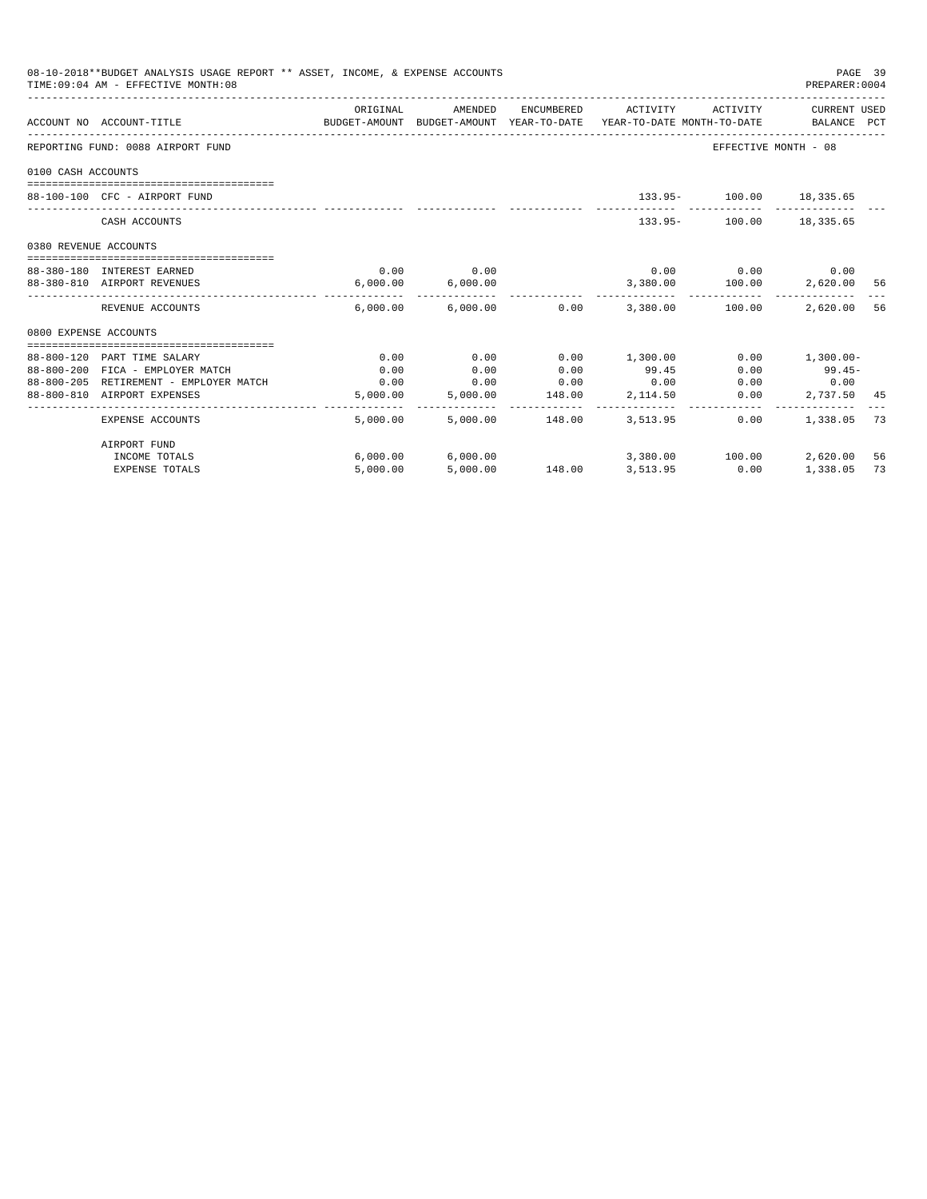08-10-2018**BUDGET ANALYSIS USAGE REPORT ** ASSET, INCOME, & EXPENSE ACCOUNTS

TIME:09:04 AM - EFFECTIVE MONTH:08

PREPARER:0004

| ACCOUNT NO | ACCOUNT-TITLE | ORIGINAL BUDGET-AMOUNT | AMENDED BUDGET-AMOUNT | ENCUMBERED YEAR-TO-DATE | ACTIVITY YEAR-TO-DATE | ACTIVITY MONTH-TO-DATE | CURRENT USED BALANCE | PCT |
|---|---|---|---|---|---|---|---|---|
| REPORTING FUND: 0088 AIRPORT FUND | | | | | | | EFFECTIVE MONTH - 08 | |
| 0100 CASH ACCOUNTS | | | | | | | | |
| 88-100-100 | CFC - AIRPORT FUND | | | | 133.95- | 100.00 | 18,335.65 | |
| | CASH ACCOUNTS | | | | 133.95- | 100.00 | 18,335.65 | |
| 0380 REVENUE ACCOUNTS | | | | | | | | |
| 88-380-180 | INTEREST EARNED | 0.00 | 0.00 | | 0.00 | 0.00 | 0.00 | |
| 88-380-810 | AIRPORT REVENUES | 6,000.00 | 6,000.00 | | 3,380.00 | 100.00 | 2,620.00 | 56 |
| | REVENUE ACCOUNTS | 6,000.00 | 6,000.00 | 0.00 | 3,380.00 | 100.00 | 2,620.00 | 56 |
| 0800 EXPENSE ACCOUNTS | | | | | | | | |
| 88-800-120 | PART TIME SALARY | 0.00 | 0.00 | 0.00 | 1,300.00 | 0.00 | 1,300.00- | |
| 88-800-200 | FICA - EMPLOYER MATCH | 0.00 | 0.00 | 0.00 | 99.45 | 0.00 | 99.45- | |
| 88-800-205 | RETIREMENT - EMPLOYER MATCH | 0.00 | 0.00 | 0.00 | 0.00 | 0.00 | 0.00 | |
| 88-800-810 | AIRPORT EXPENSES | 5,000.00 | 5,000.00 | 148.00 | 2,114.50 | 0.00 | 2,737.50 | 45 |
| | EXPENSE ACCOUNTS | 5,000.00 | 5,000.00 | 148.00 | 3,513.95 | 0.00 | 1,338.05 | 73 |
| | AIRPORT FUND | | | | | | | |
| | INCOME TOTALS | 6,000.00 | 6,000.00 | | 3,380.00 | 100.00 | 2,620.00 | 56 |
| | EXPENSE TOTALS | 5,000.00 | 5,000.00 | 148.00 | 3,513.95 | 0.00 | 1,338.05 | 73 |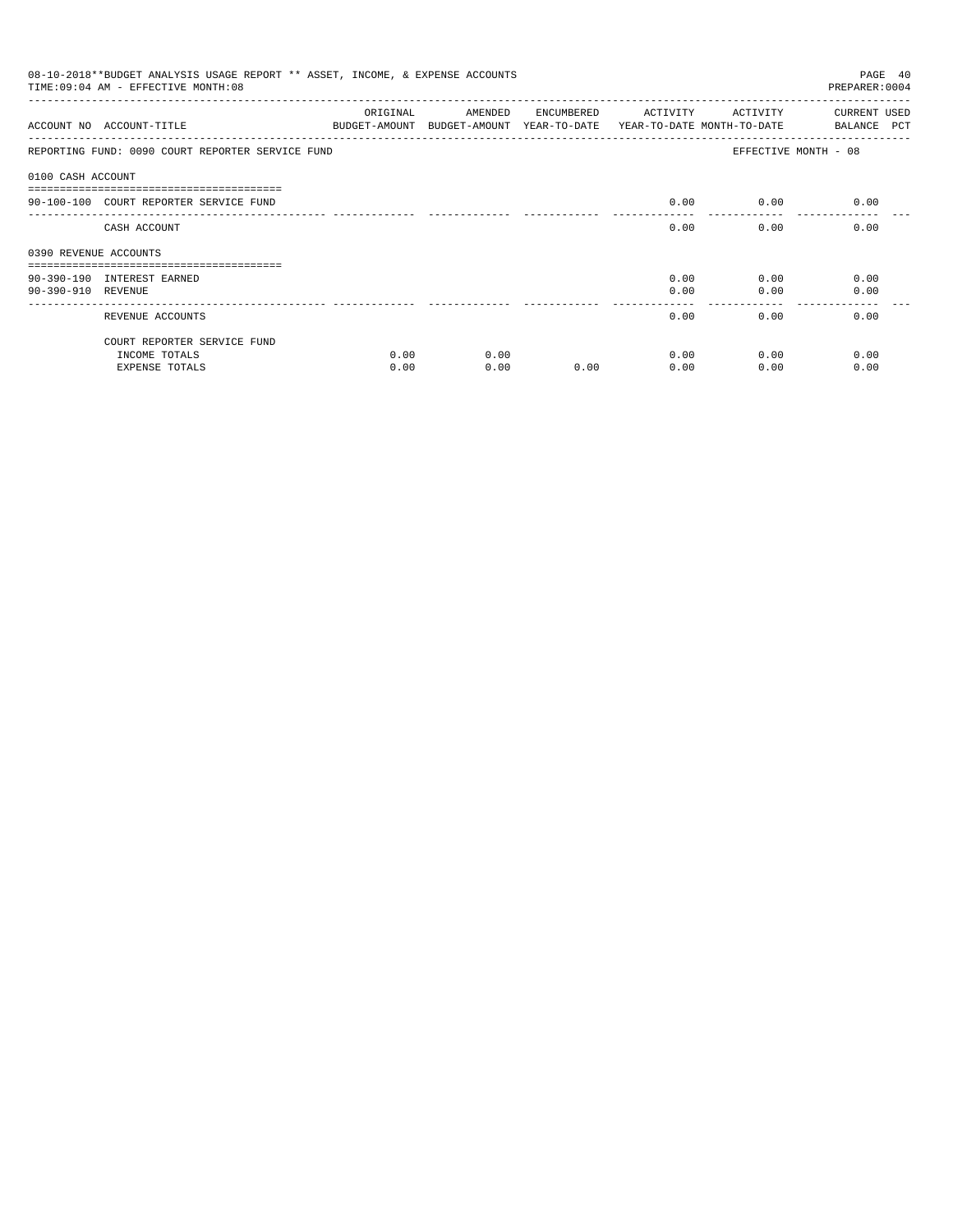08-10-2018**BUDGET ANALYSIS USAGE REPORT ** ASSET, INCOME, & EXPENSE ACCOUNTS
TIME:09:04 AM - EFFECTIVE MONTH:08

PREPARER:0004

| ACCOUNT NO | ACCOUNT-TITLE | ORIGINAL BUDGET-AMOUNT | AMENDED BUDGET-AMOUNT | ENCUMBERED YEAR-TO-DATE | ACTIVITY YEAR-TO-DATE | ACTIVITY MONTH-TO-DATE | CURRENT USED BALANCE PCT |
|---|---|---|---|---|---|---|---|
| REPORTING FUND: 0090 COURT REPORTER SERVICE FUND | | | | | | EFFECTIVE MONTH - 08 | |
| 0100 CASH ACCOUNT | | | | | | | |
| 90-100-100 | COURT REPORTER SERVICE FUND | | | | 0.00 | 0.00 | 0.00 |
| | CASH ACCOUNT | | | | 0.00 | 0.00 | 0.00 |
| 0390 REVENUE ACCOUNTS | | | | | | | |
| 90-390-190 | INTEREST EARNED | | | | 0.00 | 0.00 | 0.00 |
| 90-390-910 | REVENUE | | | | 0.00 | 0.00 | 0.00 |
| | REVENUE ACCOUNTS | | | | 0.00 | 0.00 | 0.00 |
| | COURT REPORTER SERVICE FUND | | | | | | |
| | INCOME TOTALS | 0.00 | 0.00 | | 0.00 | 0.00 | 0.00 |
| | EXPENSE TOTALS | 0.00 | 0.00 | 0.00 | 0.00 | 0.00 | 0.00 |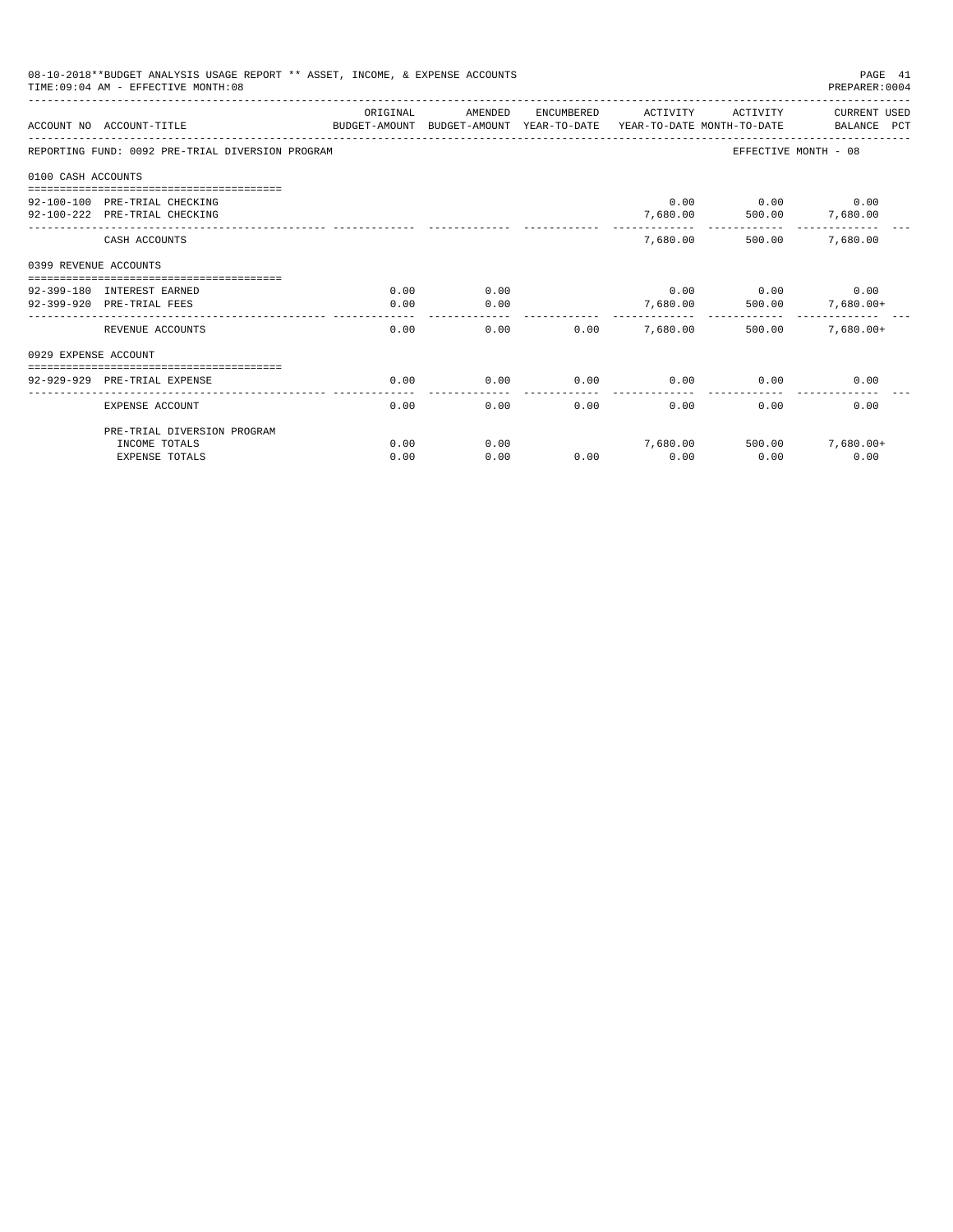08-10-2018**BUDGET ANALYSIS USAGE REPORT ** ASSET, INCOME, & EXPENSE ACCOUNTS

TIME:09:04 AM - EFFECTIVE MONTH:08

PREPARER:0004

| ACCOUNT NO | ACCOUNT-TITLE | ORIGINAL BUDGET-AMOUNT | AMENDED BUDGET-AMOUNT | ENCUMBERED YEAR-TO-DATE | ACTIVITY YEAR-TO-DATE | ACTIVITY MONTH-TO-DATE | CURRENT USED BALANCE PCT |
|---|---|---|---|---|---|---|---|
| REPORTING FUND: 0092 PRE-TRIAL DIVERSION PROGRAM | | | | | | | EFFECTIVE MONTH - 08 |
| 0100 CASH ACCOUNTS | | | | | | | |
| 92-100-100 | PRE-TRIAL CHECKING | | | | 0.00 | 0.00 | 0.00 |
| 92-100-222 | PRE-TRIAL CHECKING | | | | 7,680.00 | 500.00 | 7,680.00 |
| | CASH ACCOUNTS | | | | 7,680.00 | 500.00 | 7,680.00 |
| 0399 REVENUE ACCOUNTS | | | | | | | |
| 92-399-180 | INTEREST EARNED | 0.00 | 0.00 | | 0.00 | 0.00 | 0.00 |
| 92-399-920 | PRE-TRIAL FEES | 0.00 | 0.00 | | 7,680.00 | 500.00 | 7,680.00+ |
| | REVENUE ACCOUNTS | 0.00 | 0.00 | 0.00 | 7,680.00 | 500.00 | 7,680.00+ |
| 0929 EXPENSE ACCOUNT | | | | | | | |
| 92-929-929 | PRE-TRIAL EXPENSE | 0.00 | 0.00 | 0.00 | 0.00 | 0.00 | 0.00 |
| | EXPENSE ACCOUNT | 0.00 | 0.00 | 0.00 | 0.00 | 0.00 | 0.00 |
| | PRE-TRIAL DIVERSION PROGRAM | | | | | | |
| | INCOME TOTALS | 0.00 | 0.00 | | 7,680.00 | 500.00 | 7,680.00+ |
| | EXPENSE TOTALS | 0.00 | 0.00 | 0.00 | 0.00 | 0.00 | 0.00 |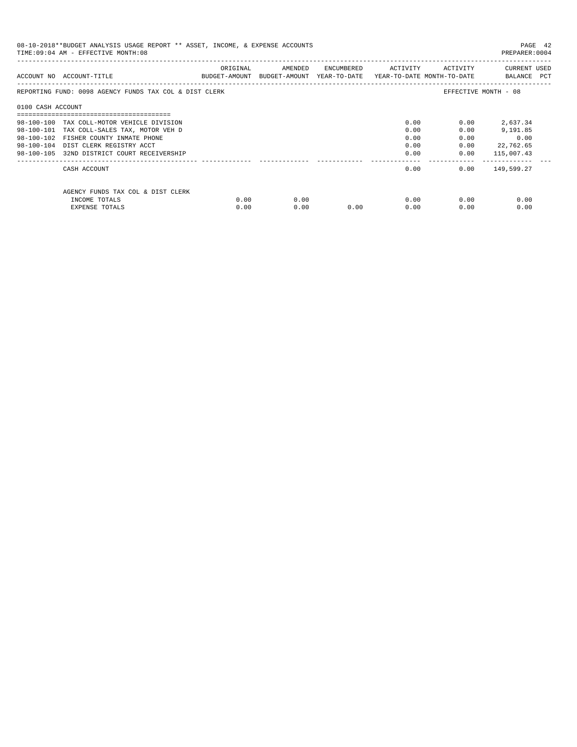08-10-2018**BUDGET ANALYSIS USAGE REPORT ** ASSET, INCOME, & EXPENSE ACCOUNTS

TIME:09:04 AM - EFFECTIVE MONTH:08

PREPARER:0004

| ACCOUNT NO | ACCOUNT-TITLE | ORIGINAL BUDGET-AMOUNT | AMENDED BUDGET-AMOUNT | ENCUMBERED YEAR-TO-DATE | ACTIVITY YEAR-TO-DATE | ACTIVITY MONTH-TO-DATE | CURRENT USED BALANCE | PCT |
|---|---|---|---|---|---|---|---|---|
| REPORTING FUND: 0098 AGENCY FUNDS TAX COL & DIST CLERK | | | | | | | EFFECTIVE MONTH - 08 | |
| 0100 CASH ACCOUNT | | | | | | | | |
| 98-100-100 | TAX COLL-MOTOR VEHICLE DIVISION | | | | 0.00 | 0.00 | 2,637.34 | |
| 98-100-101 | TAX COLL-SALES TAX, MOTOR VEH D | | | | 0.00 | 0.00 | 9,191.85 | |
| 98-100-102 | FISHER COUNTY INMATE PHONE | | | | 0.00 | 0.00 | 0.00 | |
| 98-100-104 | DIST CLERK REGISTRY ACCT | | | | 0.00 | 0.00 | 22,762.65 | |
| 98-100-105 | 32ND DISTRICT COURT RECEIVERSHIP | | | | 0.00 | 0.00 | 115,007.43 | |
| | CASH ACCOUNT | | | | 0.00 | 0.00 | 149,599.27 | |
| | AGENCY FUNDS TAX COL & DIST CLERK | | | | | | | |
| | INCOME TOTALS | 0.00 | 0.00 | | 0.00 | 0.00 | 0.00 | |
| | EXPENSE TOTALS | 0.00 | 0.00 | 0.00 | 0.00 | 0.00 | 0.00 | |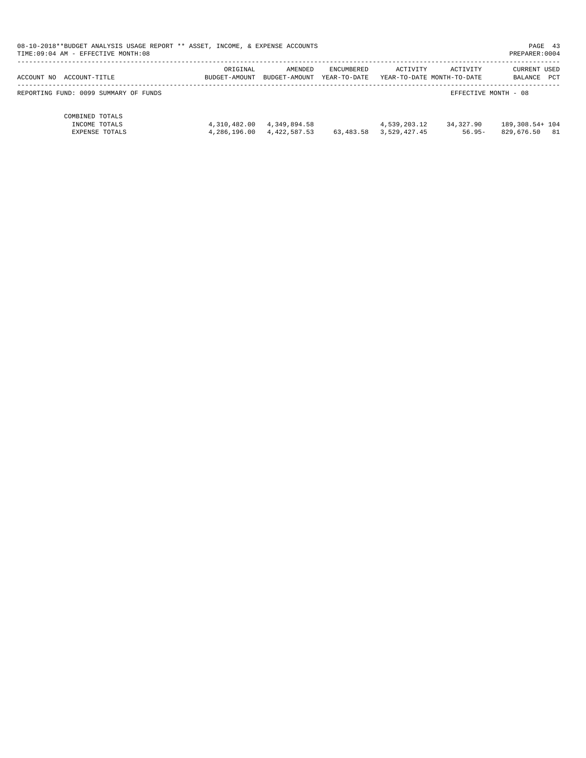08-10-2018**BUDGET ANALYSIS USAGE REPORT ** ASSET, INCOME, & EXPENSE ACCOUNTS

TIME:09:04 AM - EFFECTIVE MONTH:08

PREPARER:0004

| ACCOUNT NO ACCOUNT-TITLE | ORIGINAL BUDGET-AMOUNT | AMENDED BUDGET-AMOUNT | ENCUMBERED YEAR-TO-DATE | ACTIVITY YEAR-TO-DATE | ACTIVITY MONTH-TO-DATE | CURRENT BALANCE | USED PCT |
|---|---|---|---|---|---|---|---|
| REPORTING FUND: 0099 SUMMARY OF FUNDS | | | | | EFFECTIVE MONTH - 08 | | |
| COMBINED TOTALS | | | | | | | |
| INCOME TOTALS | 4,310,482.00 | 4,349,894.58 | | 4,539,203.12 | 34,327.90 | 189,308.54+ | 104 |
| EXPENSE TOTALS | 4,286,196.00 | 4,422,587.53 | 63,483.58 | 3,529,427.45 | 56.95- | 829,676.50 | 81 |